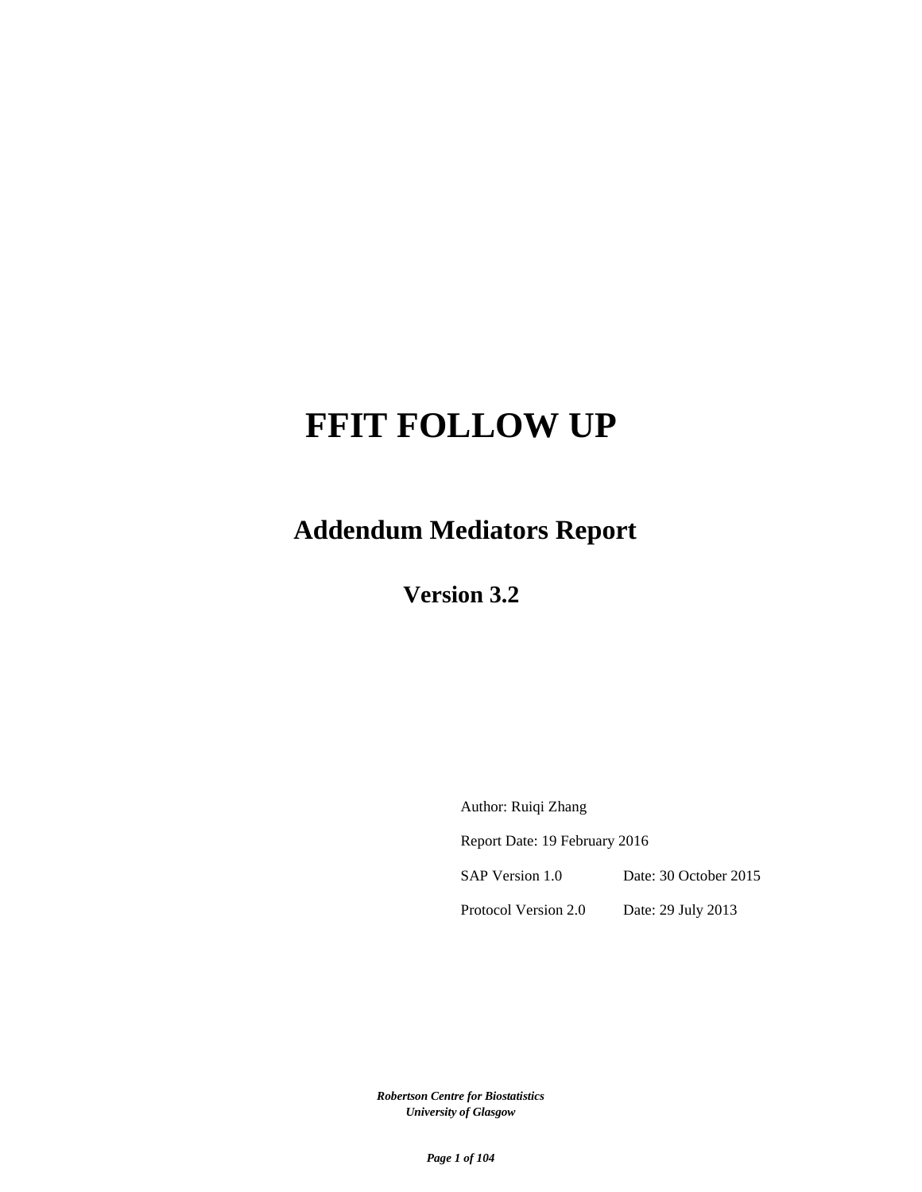# FFIT FOLLOW UP

## Addendum Mediators Report

### Version 3.2

Author: Ruiqi Zhang

Report Date: 19 February 2016

SAP Version 1.0 Date: 30 October 2015

Protocol Version 2.0 Date: 29 July 2013

***Robertson Centre for Biostatistics***
***University of Glasgow***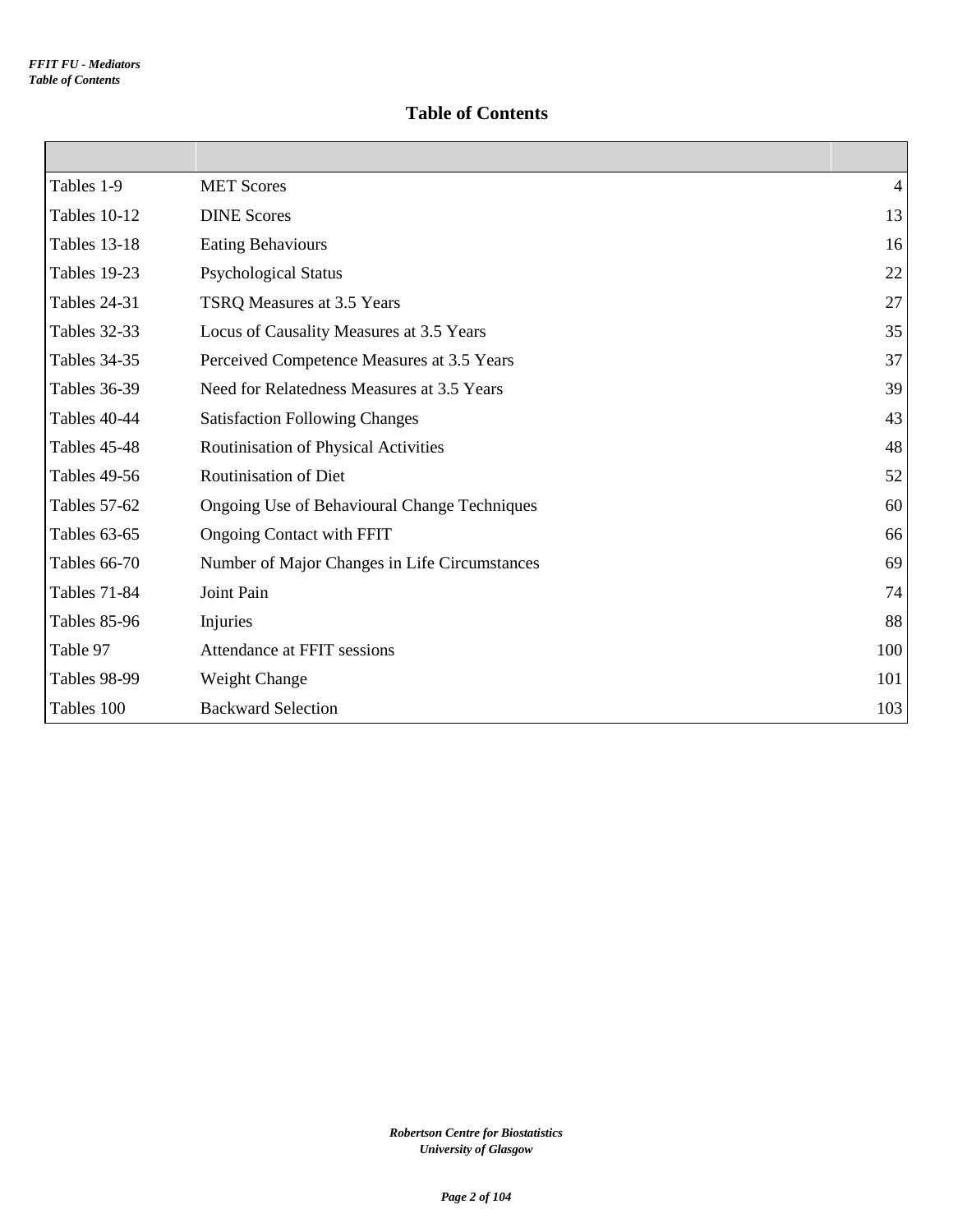# Table of Contents

| | | |
|---|---|---|
| Tables 1-9 | MET Scores | 4 |
| Tables 10-12 | DINE Scores | 13 |
| Tables 13-18 | Eating Behaviours | 16 |
| Tables 19-23 | Psychological Status | 22 |
| Tables 24-31 | TSRQ Measures at 3.5 Years | 27 |
| Tables 32-33 | Locus of Causality Measures at 3.5 Years | 35 |
| Tables 34-35 | Perceived Competence Measures at 3.5 Years | 37 |
| Tables 36-39 | Need for Relatedness Measures at 3.5 Years | 39 |
| Tables 40-44 | Satisfaction Following Changes | 43 |
| Tables 45-48 | Routinisation of Physical Activities | 48 |
| Tables 49-56 | Routinisation of Diet | 52 |
| Tables 57-62 | Ongoing Use of Behavioural Change Techniques | 60 |
| Tables 63-65 | Ongoing Contact with FFIT | 66 |
| Tables 66-70 | Number of Major Changes in Life Circumstances | 69 |
| Tables 71-84 | Joint Pain | 74 |
| Tables 85-96 | Injuries | 88 |
| Table 97 | Attendance at FFIT sessions | 100 |
| Tables 98-99 | Weight Change | 101 |
| Tables 100 | Backward Selection | 103 |

*Robertson Centre for Biostatistics*
*University of Glasgow*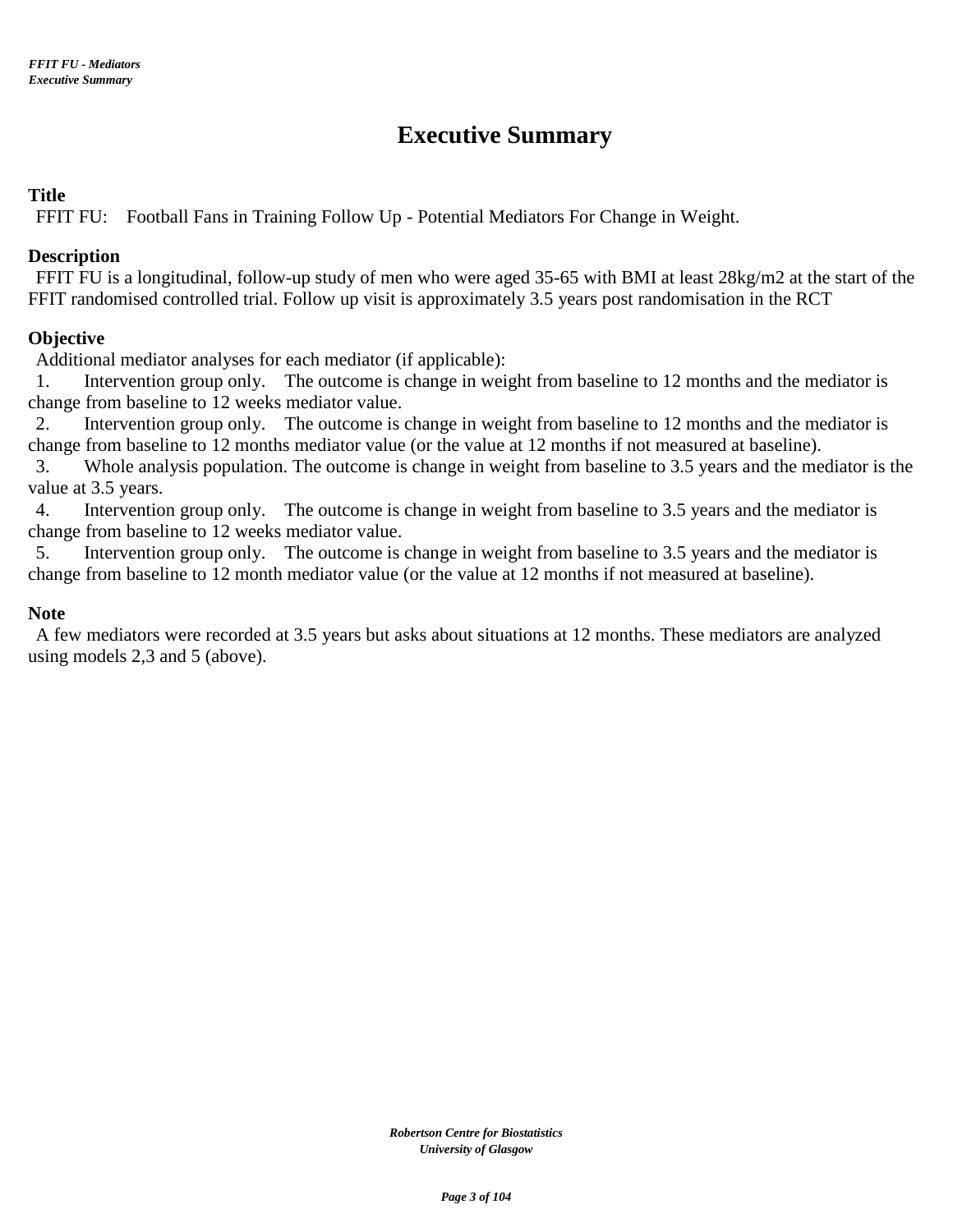# Executive Summary

**Title**

FFIT FU: Football Fans in Training Follow Up - Potential Mediators For Change in Weight.

**Description**

FFIT FU is a longitudinal, follow-up study of men who were aged 35-65 with BMI at least 28kg/m2 at the start of the FFIT randomised controlled trial. Follow up visit is approximately 3.5 years post randomisation in the RCT

**Objective**

Additional mediator analyses for each mediator (if applicable):

1. Intervention group only. The outcome is change in weight from baseline to 12 months and the mediator is change from baseline to 12 weeks mediator value.
2. Intervention group only. The outcome is change in weight from baseline to 12 months and the mediator is change from baseline to 12 months mediator value (or the value at 12 months if not measured at baseline).
3. Whole analysis population. The outcome is change in weight from baseline to 3.5 years and the mediator is the value at 3.5 years.
4. Intervention group only. The outcome is change in weight from baseline to 3.5 years and the mediator is change from baseline to 12 weeks mediator value.
5. Intervention group only. The outcome is change in weight from baseline to 3.5 years and the mediator is change from baseline to 12 month mediator value (or the value at 12 months if not measured at baseline).

**Note**

A few mediators were recorded at 3.5 years but asks about situations at 12 months. These mediators are analyzed using models 2,3 and 5 (above).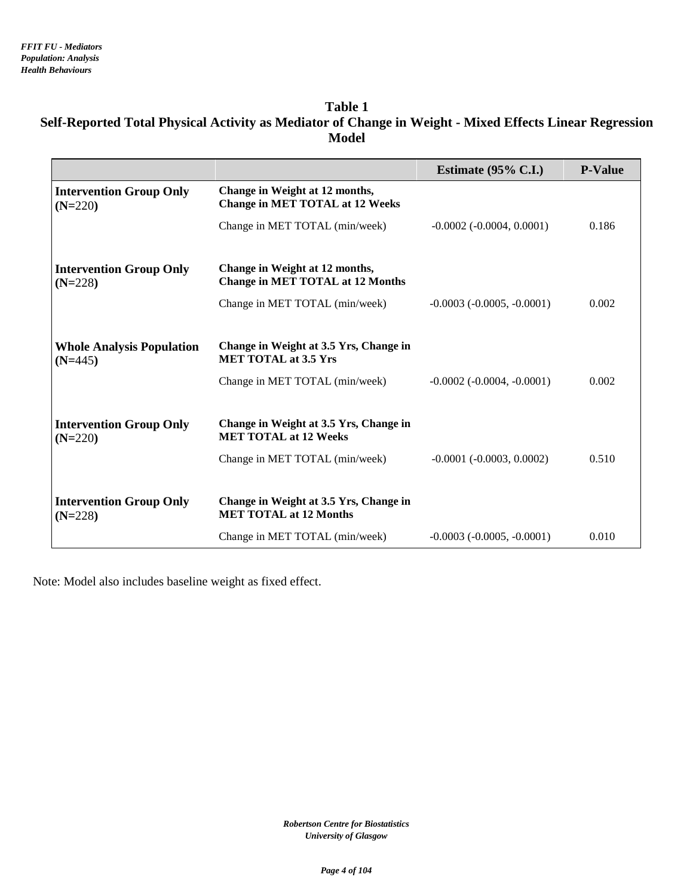*FFIT FU - Mediators*
*Population: Analysis*
*Health Behaviours*

## Table 1
## Self-Reported Total Physical Activity as Mediator of Change in Weight - Mixed Effects Linear Regression Model

| | | Estimate (95% C.I.) | P-Value |
|---|---|---|---|
| **Intervention Group Only (N=220)** | **Change in Weight at 12 months, Change in MET TOTAL at 12 Weeks** | | |
| | Change in MET TOTAL (min/week) | -0.0002 (-0.0004, 0.0001) | 0.186 |
| **Intervention Group Only (N=228)** | **Change in Weight at 12 months, Change in MET TOTAL at 12 Months** | | |
| | Change in MET TOTAL (min/week) | -0.0003 (-0.0005, -0.0001) | 0.002 |
| **Whole Analysis Population (N=445)** | **Change in Weight at 3.5 Yrs, Change in MET TOTAL at 3.5 Yrs** | | |
| | Change in MET TOTAL (min/week) | -0.0002 (-0.0004, -0.0001) | 0.002 |
| **Intervention Group Only (N=220)** | **Change in Weight at 3.5 Yrs, Change in MET TOTAL at 12 Weeks** | | |
| | Change in MET TOTAL (min/week) | -0.0001 (-0.0003, 0.0002) | 0.510 |
| **Intervention Group Only (N=228)** | **Change in Weight at 3.5 Yrs, Change in MET TOTAL at 12 Months** | | |
| | Change in MET TOTAL (min/week) | -0.0003 (-0.0005, -0.0001) | 0.010 |

Note: Model also includes baseline weight as fixed effect.

*Robertson Centre for Biostatistics*
*University of Glasgow*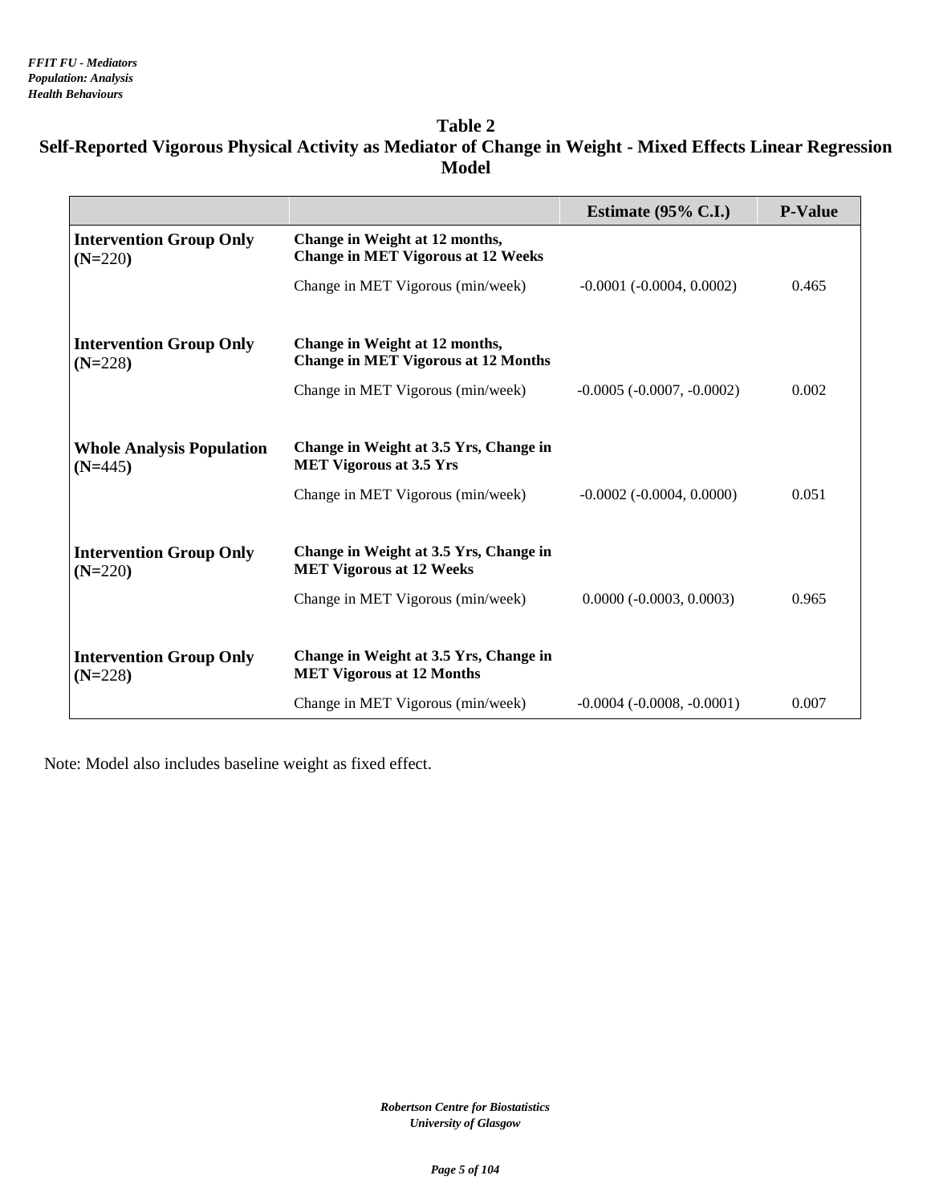*FFIT FU - Mediators*
*Population: Analysis*
*Health Behaviours*

## Table 2
## Self-Reported Vigorous Physical Activity as Mediator of Change in Weight - Mixed Effects Linear Regression Model

| | | Estimate (95% C.I.) | P-Value |
|---|---|---|---|
| **Intervention Group Only (N=220)** | **Change in Weight at 12 months, Change in MET Vigorous at 12 Weeks** | | |
| | Change in MET Vigorous (min/week) | -0.0001 (-0.0004, 0.0002) | 0.465 |
| **Intervention Group Only (N=228)** | **Change in Weight at 12 months, Change in MET Vigorous at 12 Months** | | |
| | Change in MET Vigorous (min/week) | -0.0005 (-0.0007, -0.0002) | 0.002 |
| **Whole Analysis Population (N=445)** | **Change in Weight at 3.5 Yrs, Change in MET Vigorous at 3.5 Yrs** | | |
| | Change in MET Vigorous (min/week) | -0.0002 (-0.0004, 0.0000) | 0.051 |
| **Intervention Group Only (N=220)** | **Change in Weight at 3.5 Yrs, Change in MET Vigorous at 12 Weeks** | | |
| | Change in MET Vigorous (min/week) | 0.0000 (-0.0003, 0.0003) | 0.965 |
| **Intervention Group Only (N=228)** | **Change in Weight at 3.5 Yrs, Change in MET Vigorous at 12 Months** | | |
| | Change in MET Vigorous (min/week) | -0.0004 (-0.0008, -0.0001) | 0.007 |

Note: Model also includes baseline weight as fixed effect.

*Robertson Centre for Biostatistics*
*University of Glasgow*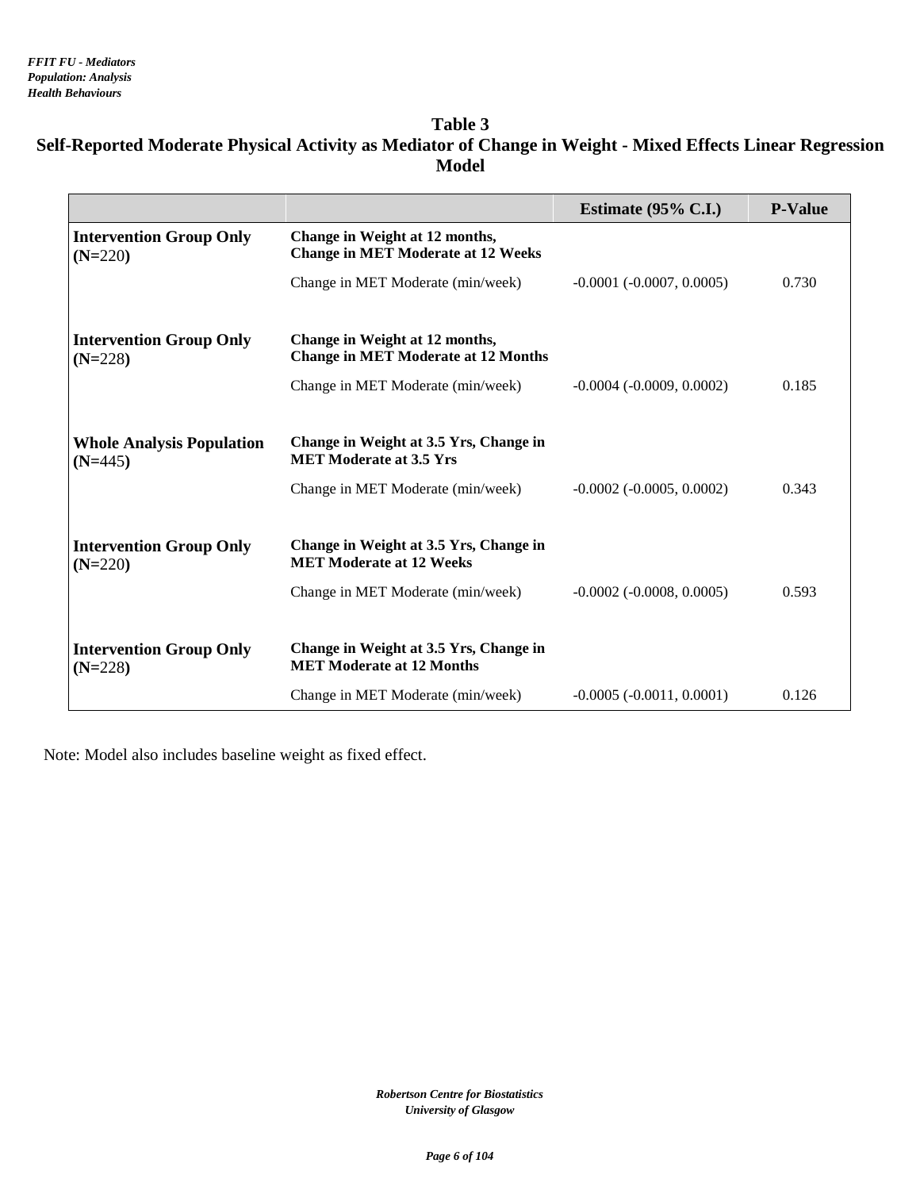*FFIT FU - Mediators*
*Population: Analysis*
*Health Behaviours*

# Table 3
## Self-Reported Moderate Physical Activity as Mediator of Change in Weight - Mixed Effects Linear Regression Model

| | | Estimate (95% C.I.) | P-Value |
|---|---|---|---|
| **Intervention Group Only (N=220)** | **Change in Weight at 12 months, Change in MET Moderate at 12 Weeks** | | |
| | Change in MET Moderate (min/week) | -0.0001 (-0.0007, 0.0005) | 0.730 |
| **Intervention Group Only (N=228)** | **Change in Weight at 12 months, Change in MET Moderate at 12 Months** | | |
| | Change in MET Moderate (min/week) | -0.0004 (-0.0009, 0.0002) | 0.185 |
| **Whole Analysis Population (N=445)** | **Change in Weight at 3.5 Yrs, Change in MET Moderate at 3.5 Yrs** | | |
| | Change in MET Moderate (min/week) | -0.0002 (-0.0005, 0.0002) | 0.343 |
| **Intervention Group Only (N=220)** | **Change in Weight at 3.5 Yrs, Change in MET Moderate at 12 Weeks** | | |
| | Change in MET Moderate (min/week) | -0.0002 (-0.0008, 0.0005) | 0.593 |
| **Intervention Group Only (N=228)** | **Change in Weight at 3.5 Yrs, Change in MET Moderate at 12 Months** | | |
| | Change in MET Moderate (min/week) | -0.0005 (-0.0011, 0.0001) | 0.126 |

Note: Model also includes baseline weight as fixed effect.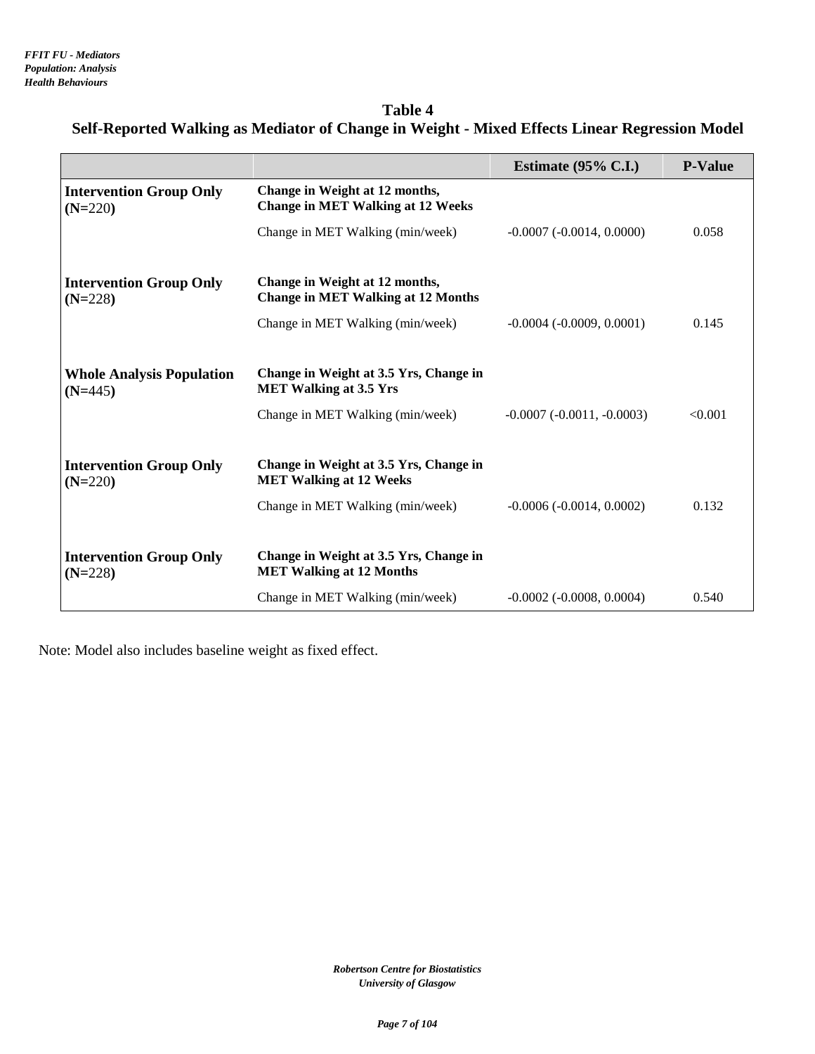*FFIT FU - Mediators*
*Population: Analysis*
*Health Behaviours*

## Table 4
## Self-Reported Walking as Mediator of Change in Weight - Mixed Effects Linear Regression Model

| | | Estimate (95% C.I.) | P-Value |
|---|---|---|---|
| **Intervention Group Only (N=220)** | **Change in Weight at 12 months, Change in MET Walking at 12 Weeks** | | |
| | Change in MET Walking (min/week) | -0.0007 (-0.0014, 0.0000) | 0.058 |
| **Intervention Group Only (N=228)** | **Change in Weight at 12 months, Change in MET Walking at 12 Months** | | |
| | Change in MET Walking (min/week) | -0.0004 (-0.0009, 0.0001) | 0.145 |
| **Whole Analysis Population (N=445)** | **Change in Weight at 3.5 Yrs, Change in MET Walking at 3.5 Yrs** | | |
| | Change in MET Walking (min/week) | -0.0007 (-0.0011, -0.0003) | <0.001 |
| **Intervention Group Only (N=220)** | **Change in Weight at 3.5 Yrs, Change in MET Walking at 12 Weeks** | | |
| | Change in MET Walking (min/week) | -0.0006 (-0.0014, 0.0002) | 0.132 |
| **Intervention Group Only (N=228)** | **Change in Weight at 3.5 Yrs, Change in MET Walking at 12 Months** | | |
| | Change in MET Walking (min/week) | -0.0002 (-0.0008, 0.0004) | 0.540 |

Note: Model also includes baseline weight as fixed effect.

*Robertson Centre for Biostatistics*
*University of Glasgow*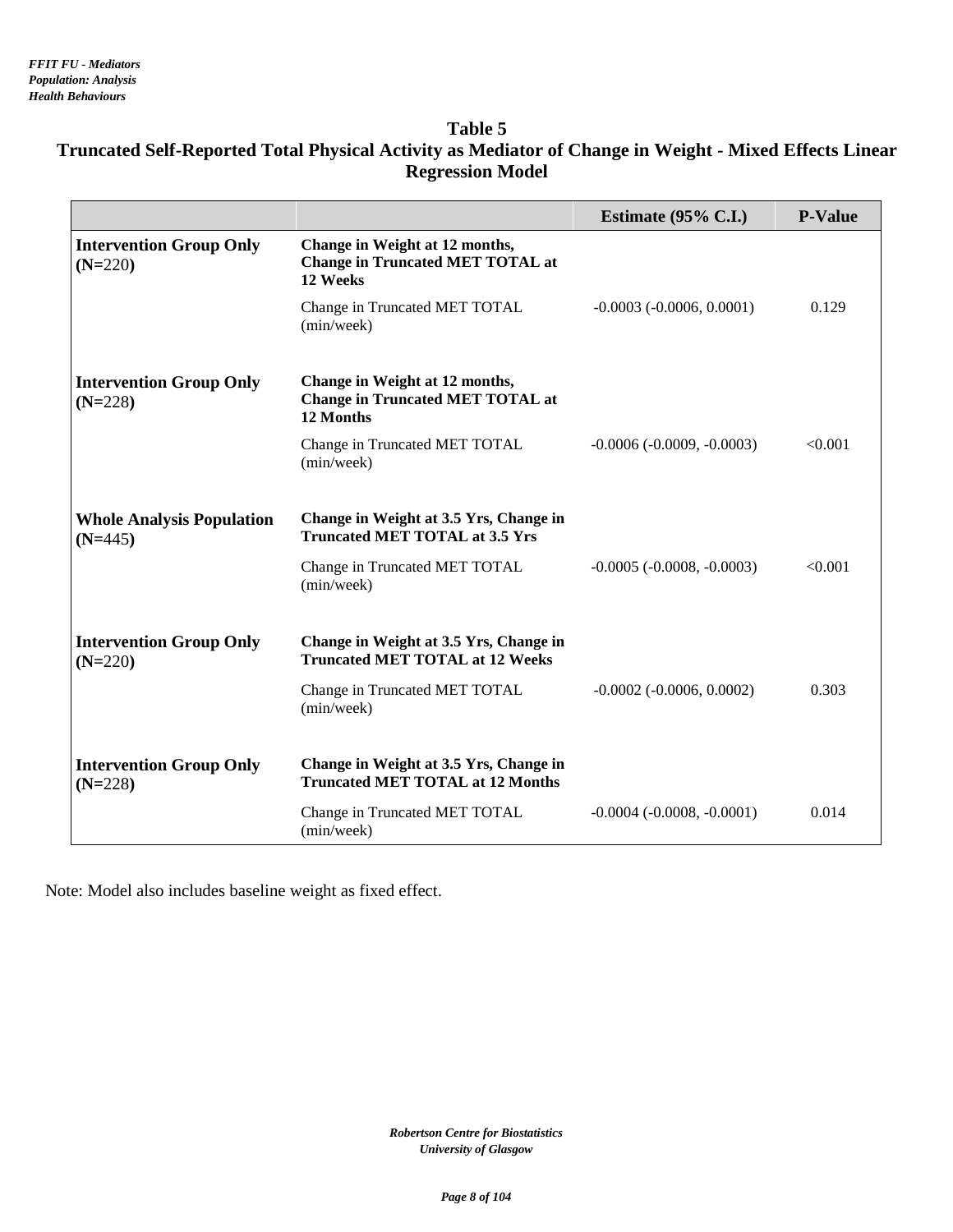*FFIT FU - Mediators*
*Population: Analysis*
*Health Behaviours*

## Table 5
## Truncated Self-Reported Total Physical Activity as Mediator of Change in Weight - Mixed Effects Linear Regression Model

| | | Estimate (95% C.I.) | P-Value |
|---|---|---|---|
| **Intervention Group Only (N=220)** | **Change in Weight at 12 months, Change in Truncated MET TOTAL at 12 Weeks** | | |
| | Change in Truncated MET TOTAL (min/week) | -0.0003 (-0.0006, 0.0001) | 0.129 |
| **Intervention Group Only (N=228)** | **Change in Weight at 12 months, Change in Truncated MET TOTAL at 12 Months** | | |
| | Change in Truncated MET TOTAL (min/week) | -0.0006 (-0.0009, -0.0003) | <0.001 |
| **Whole Analysis Population (N=445)** | **Change in Weight at 3.5 Yrs, Change in Truncated MET TOTAL at 3.5 Yrs** | | |
| | Change in Truncated MET TOTAL (min/week) | -0.0005 (-0.0008, -0.0003) | <0.001 |
| **Intervention Group Only (N=220)** | **Change in Weight at 3.5 Yrs, Change in Truncated MET TOTAL at 12 Weeks** | | |
| | Change in Truncated MET TOTAL (min/week) | -0.0002 (-0.0006, 0.0002) | 0.303 |
| **Intervention Group Only (N=228)** | **Change in Weight at 3.5 Yrs, Change in Truncated MET TOTAL at 12 Months** | | |
| | Change in Truncated MET TOTAL (min/week) | -0.0004 (-0.0008, -0.0001) | 0.014 |

Note: Model also includes baseline weight as fixed effect.

*Robertson Centre for Biostatistics*
*University of Glasgow*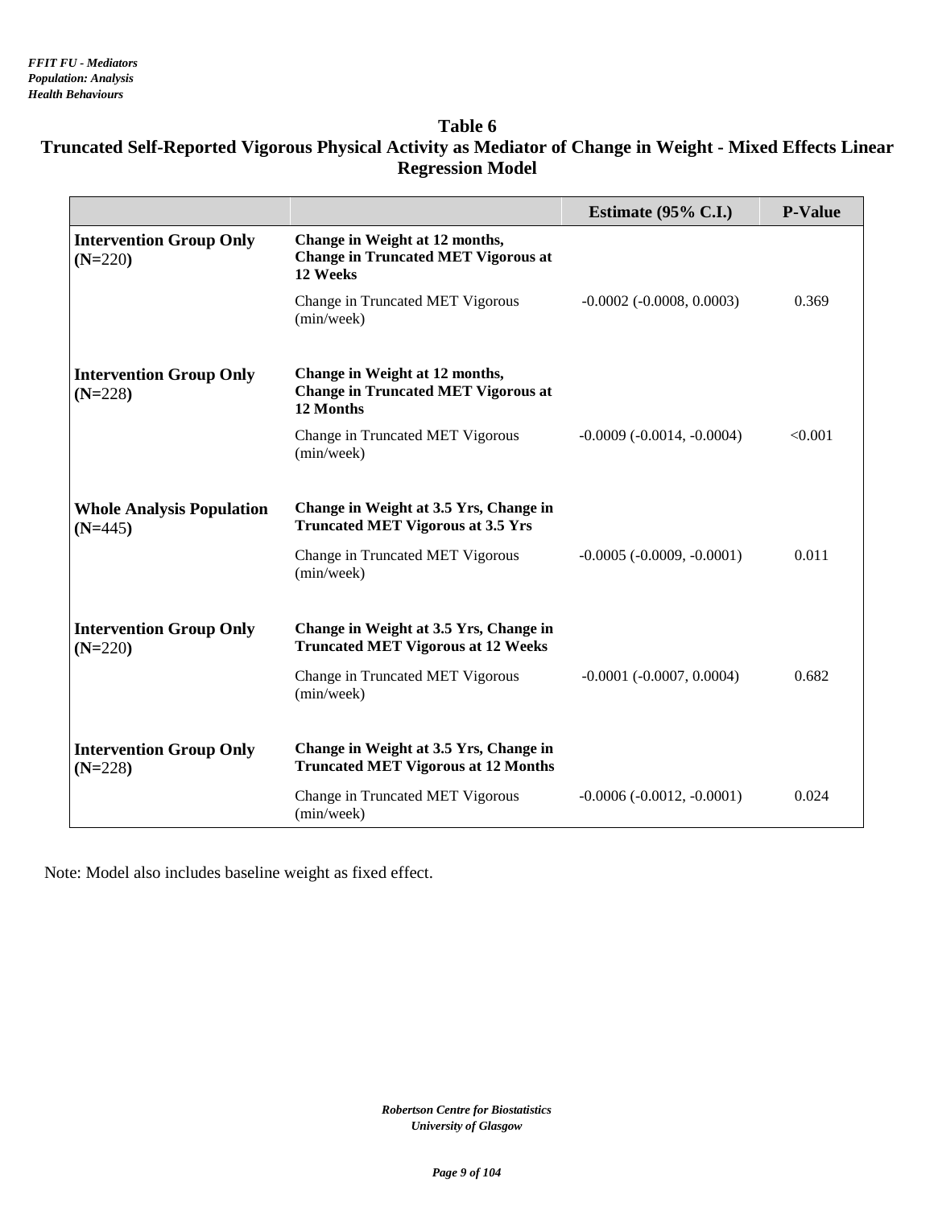*FFIT FU - Mediators*
*Population: Analysis*
*Health Behaviours*

## Table 6
## Truncated Self-Reported Vigorous Physical Activity as Mediator of Change in Weight - Mixed Effects Linear Regression Model

| | | Estimate (95% C.I.) | P-Value |
|---|---|---|---|
| **Intervention Group Only (N=220)** | **Change in Weight at 12 months, Change in Truncated MET Vigorous at 12 Weeks** | | |
| | Change in Truncated MET Vigorous (min/week) | -0.0002 (-0.0008, 0.0003) | 0.369 |
| **Intervention Group Only (N=228)** | **Change in Weight at 12 months, Change in Truncated MET Vigorous at 12 Months** | | |
| | Change in Truncated MET Vigorous (min/week) | -0.0009 (-0.0014, -0.0004) | <0.001 |
| **Whole Analysis Population (N=445)** | **Change in Weight at 3.5 Yrs, Change in Truncated MET Vigorous at 3.5 Yrs** | | |
| | Change in Truncated MET Vigorous (min/week) | -0.0005 (-0.0009, -0.0001) | 0.011 |
| **Intervention Group Only (N=220)** | **Change in Weight at 3.5 Yrs, Change in Truncated MET Vigorous at 12 Weeks** | | |
| | Change in Truncated MET Vigorous (min/week) | -0.0001 (-0.0007, 0.0004) | 0.682 |
| **Intervention Group Only (N=228)** | **Change in Weight at 3.5 Yrs, Change in Truncated MET Vigorous at 12 Months** | | |
| | Change in Truncated MET Vigorous (min/week) | -0.0006 (-0.0012, -0.0001) | 0.024 |

Note: Model also includes baseline weight as fixed effect.

*Robertson Centre for Biostatistics*
*University of Glasgow*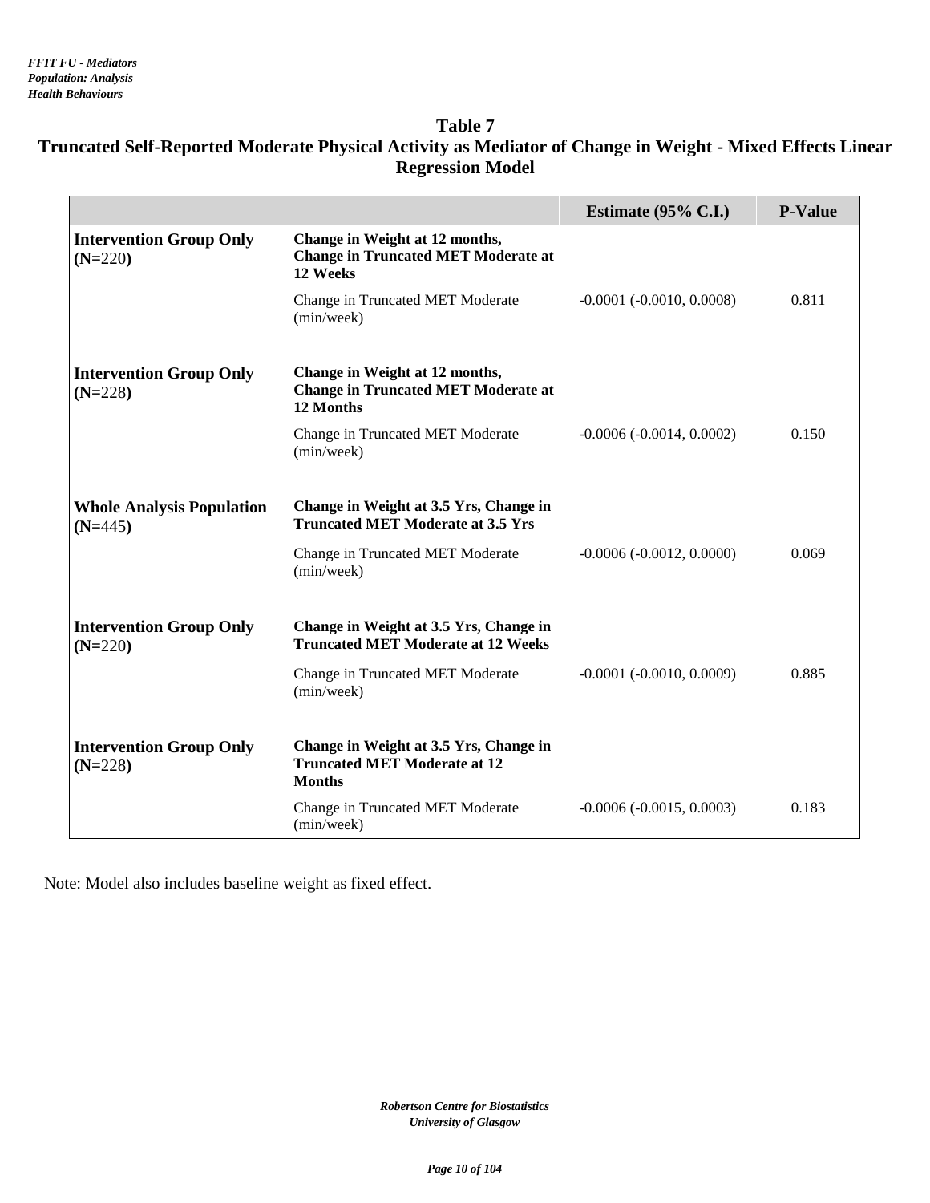*FFIT FU - Mediators*
*Population: Analysis*
*Health Behaviours*

## Table 7
## Truncated Self-Reported Moderate Physical Activity as Mediator of Change in Weight - Mixed Effects Linear Regression Model

| | | Estimate (95% C.I.) | P-Value |
|---|---|---|---|
| **Intervention Group Only (N=220)** | **Change in Weight at 12 months, Change in Truncated MET Moderate at 12 Weeks** | | |
| | Change in Truncated MET Moderate (min/week) | -0.0001 (-0.0010, 0.0008) | 0.811 |
| **Intervention Group Only (N=228)** | **Change in Weight at 12 months, Change in Truncated MET Moderate at 12 Months** | | |
| | Change in Truncated MET Moderate (min/week) | -0.0006 (-0.0014, 0.0002) | 0.150 |
| **Whole Analysis Population (N=445)** | **Change in Weight at 3.5 Yrs, Change in Truncated MET Moderate at 3.5 Yrs** | | |
| | Change in Truncated MET Moderate (min/week) | -0.0006 (-0.0012, 0.0000) | 0.069 |
| **Intervention Group Only (N=220)** | **Change in Weight at 3.5 Yrs, Change in Truncated MET Moderate at 12 Weeks** | | |
| | Change in Truncated MET Moderate (min/week) | -0.0001 (-0.0010, 0.0009) | 0.885 |
| **Intervention Group Only (N=228)** | **Change in Weight at 3.5 Yrs, Change in Truncated MET Moderate at 12 Months** | | |
| | Change in Truncated MET Moderate (min/week) | -0.0006 (-0.0015, 0.0003) | 0.183 |

Note: Model also includes baseline weight as fixed effect.

*Robertson Centre for Biostatistics*
*University of Glasgow*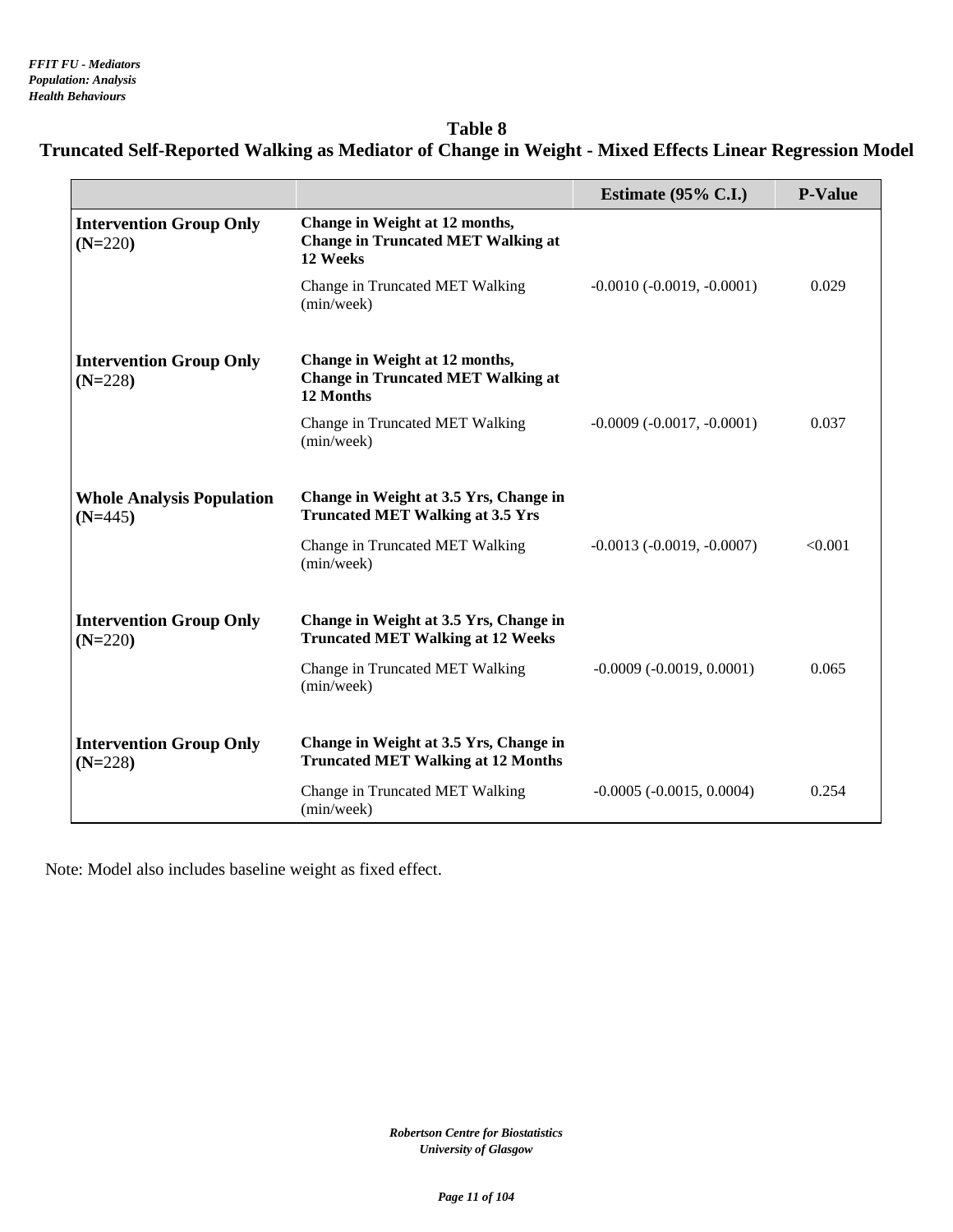## Table 8

## Truncated Self-Reported Walking as Mediator of Change in Weight - Mixed Effects Linear Regression Model

| | | Estimate (95% C.I.) | P-Value |
|---|---|---|---|
| **Intervention Group Only (N=220)** | **Change in Weight at 12 months, Change in Truncated MET Walking at 12 Weeks** | | |
| | Change in Truncated MET Walking (min/week) | -0.0010 (-0.0019, -0.0001) | 0.029 |
| **Intervention Group Only (N=228)** | **Change in Weight at 12 months, Change in Truncated MET Walking at 12 Months** | | |
| | Change in Truncated MET Walking (min/week) | -0.0009 (-0.0017, -0.0001) | 0.037 |
| **Whole Analysis Population (N=445)** | **Change in Weight at 3.5 Yrs, Change in Truncated MET Walking at 3.5 Yrs** | | |
| | Change in Truncated MET Walking (min/week) | -0.0013 (-0.0019, -0.0007) | <0.001 |
| **Intervention Group Only (N=220)** | **Change in Weight at 3.5 Yrs, Change in Truncated MET Walking at 12 Weeks** | | |
| | Change in Truncated MET Walking (min/week) | -0.0009 (-0.0019, 0.0001) | 0.065 |
| **Intervention Group Only (N=228)** | **Change in Weight at 3.5 Yrs, Change in Truncated MET Walking at 12 Months** | | |
| | Change in Truncated MET Walking (min/week) | -0.0005 (-0.0015, 0.0004) | 0.254 |

Note: Model also includes baseline weight as fixed effect.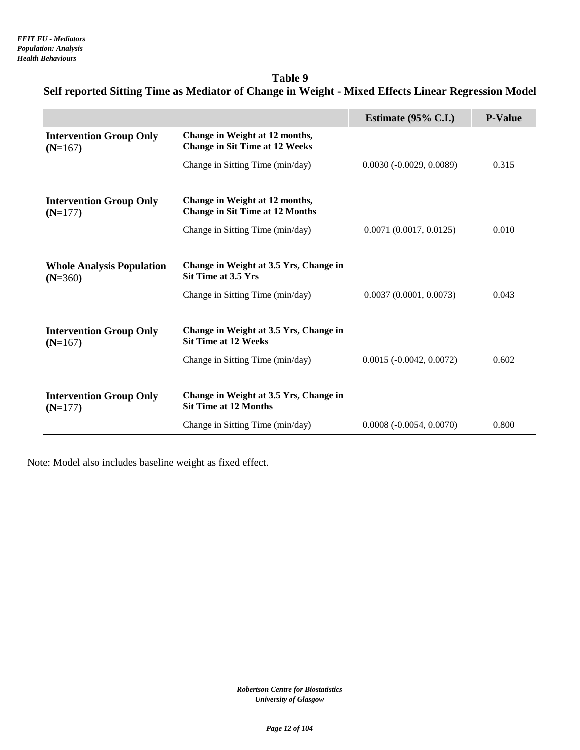**Table 9**
**Self reported Sitting Time as Mediator of Change in Weight - Mixed Effects Linear Regression Model**

| | | Estimate (95% C.I.) | P-Value |
|---|---|---|---|
| **Intervention Group Only (N=167)** | **Change in Weight at 12 months, Change in Sit Time at 12 Weeks** | | |
| | Change in Sitting Time (min/day) | 0.0030 (-0.0029, 0.0089) | 0.315 |
| **Intervention Group Only (N=177)** | **Change in Weight at 12 months, Change in Sit Time at 12 Months** | | |
| | Change in Sitting Time (min/day) | 0.0071 (0.0017, 0.0125) | 0.010 |
| **Whole Analysis Population (N=360)** | **Change in Weight at 3.5 Yrs, Change in Sit Time at 3.5 Yrs** | | |
| | Change in Sitting Time (min/day) | 0.0037 (0.0001, 0.0073) | 0.043 |
| **Intervention Group Only (N=167)** | **Change in Weight at 3.5 Yrs, Change in Sit Time at 12 Weeks** | | |
| | Change in Sitting Time (min/day) | 0.0015 (-0.0042, 0.0072) | 0.602 |
| **Intervention Group Only (N=177)** | **Change in Weight at 3.5 Yrs, Change in Sit Time at 12 Months** | | |
| | Change in Sitting Time (min/day) | 0.0008 (-0.0054, 0.0070) | 0.800 |

Note: Model also includes baseline weight as fixed effect.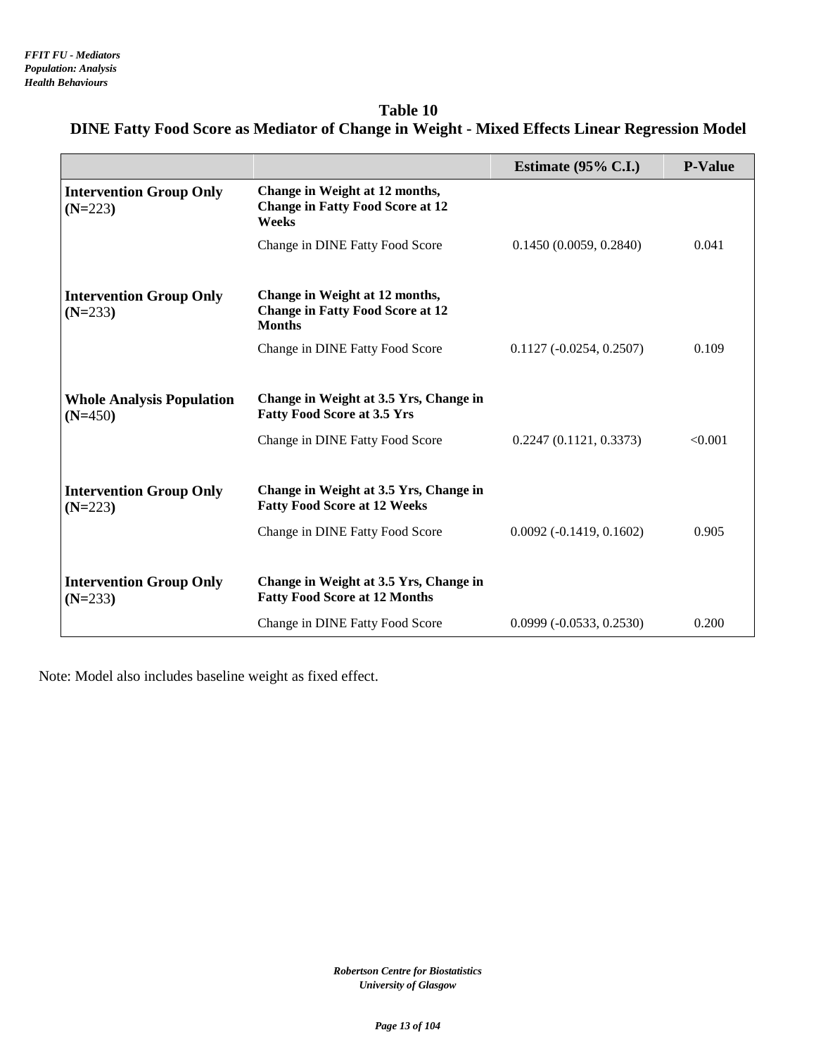*FFIT FU - Mediators*
*Population: Analysis*
*Health Behaviours*

## Table 10
## DINE Fatty Food Score as Mediator of Change in Weight - Mixed Effects Linear Regression Model

| | | Estimate (95% C.I.) | P-Value |
|---|---|---|---|
| **Intervention Group Only (N=223)** | **Change in Weight at 12 months, Change in Fatty Food Score at 12 Weeks** | | |
| | Change in DINE Fatty Food Score | 0.1450 (0.0059, 0.2840) | 0.041 |
| **Intervention Group Only (N=233)** | **Change in Weight at 12 months, Change in Fatty Food Score at 12 Months** | | |
| | Change in DINE Fatty Food Score | 0.1127 (-0.0254, 0.2507) | 0.109 |
| **Whole Analysis Population (N=450)** | **Change in Weight at 3.5 Yrs, Change in Fatty Food Score at 3.5 Yrs** | | |
| | Change in DINE Fatty Food Score | 0.2247 (0.1121, 0.3373) | <0.001 |
| **Intervention Group Only (N=223)** | **Change in Weight at 3.5 Yrs, Change in Fatty Food Score at 12 Weeks** | | |
| | Change in DINE Fatty Food Score | 0.0092 (-0.1419, 0.1602) | 0.905 |
| **Intervention Group Only (N=233)** | **Change in Weight at 3.5 Yrs, Change in Fatty Food Score at 12 Months** | | |
| | Change in DINE Fatty Food Score | 0.0999 (-0.0533, 0.2530) | 0.200 |

Note: Model also includes baseline weight as fixed effect.

*Robertson Centre for Biostatistics*
*University of Glasgow*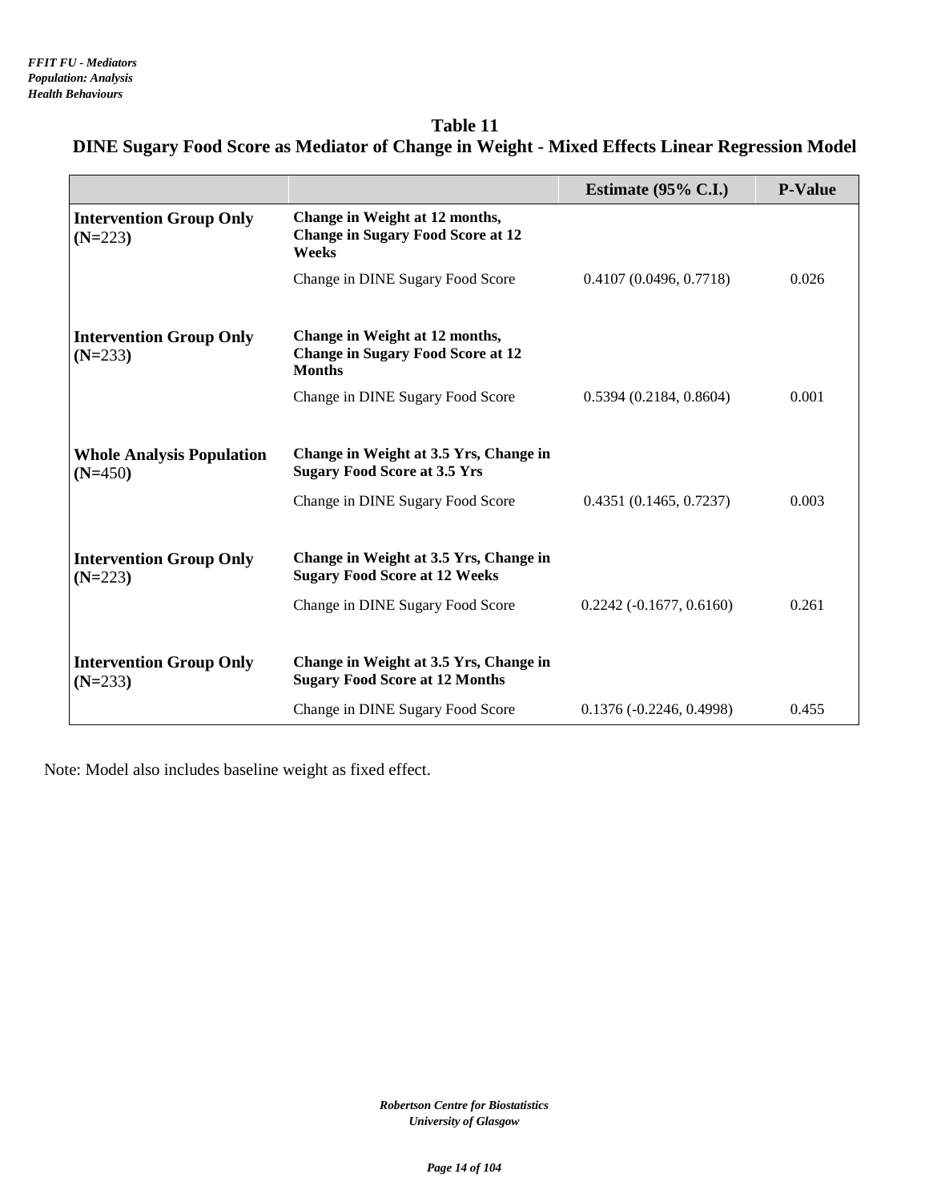*FFIT FU - Mediators*
*Population: Analysis*
*Health Behaviours*

## Table 11
## DINE Sugary Food Score as Mediator of Change in Weight - Mixed Effects Linear Regression Model

| | | Estimate (95% C.I.) | P-Value |
|---|---|---|---|
| **Intervention Group Only (N=223)** | **Change in Weight at 12 months, Change in Sugary Food Score at 12 Weeks** | | |
| | Change in DINE Sugary Food Score | 0.4107 (0.0496, 0.7718) | 0.026 |
| **Intervention Group Only (N=233)** | **Change in Weight at 12 months, Change in Sugary Food Score at 12 Months** | | |
| | Change in DINE Sugary Food Score | 0.5394 (0.2184, 0.8604) | 0.001 |
| **Whole Analysis Population (N=450)** | **Change in Weight at 3.5 Yrs, Change in Sugary Food Score at 3.5 Yrs** | | |
| | Change in DINE Sugary Food Score | 0.4351 (0.1465, 0.7237) | 0.003 |
| **Intervention Group Only (N=223)** | **Change in Weight at 3.5 Yrs, Change in Sugary Food Score at 12 Weeks** | | |
| | Change in DINE Sugary Food Score | 0.2242 (-0.1677, 0.6160) | 0.261 |
| **Intervention Group Only (N=233)** | **Change in Weight at 3.5 Yrs, Change in Sugary Food Score at 12 Months** | | |
| | Change in DINE Sugary Food Score | 0.1376 (-0.2246, 0.4998) | 0.455 |

Note: Model also includes baseline weight as fixed effect.

*Robertson Centre for Biostatistics*
*University of Glasgow*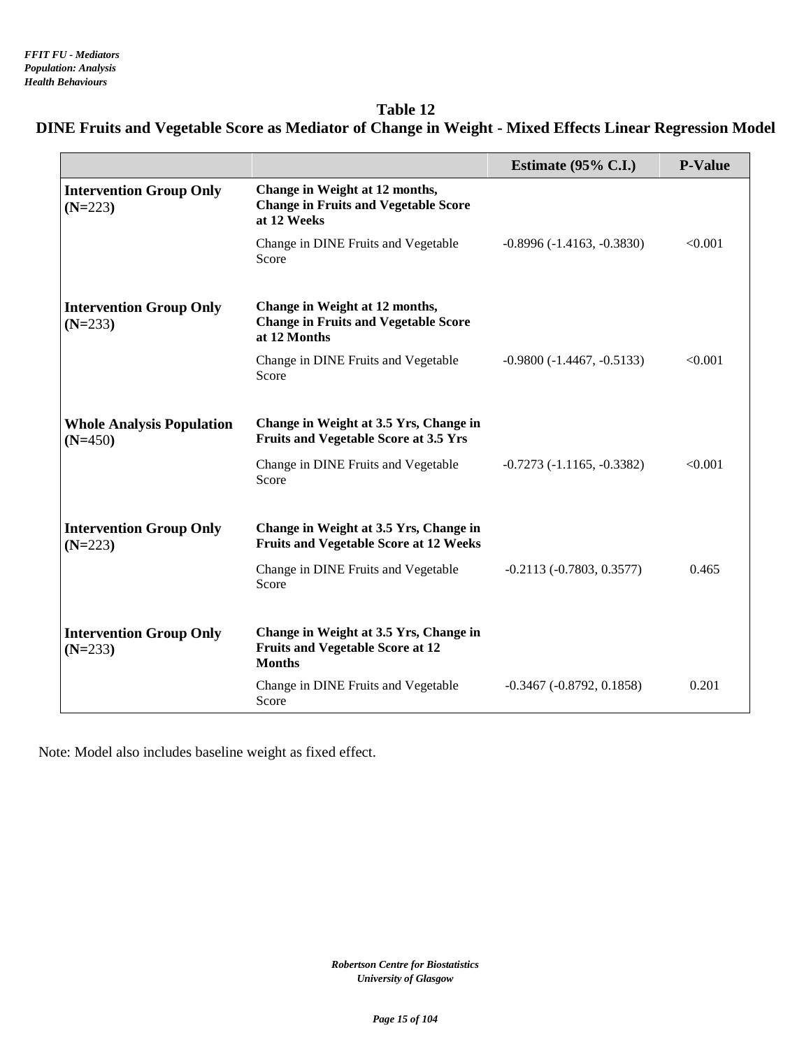*FFIT FU - Mediators*
*Population: Analysis*
*Health Behaviours*

## Table 12
## DINE Fruits and Vegetable Score as Mediator of Change in Weight - Mixed Effects Linear Regression Model

| | | Estimate (95% C.I.) | P-Value |
|---|---|---|---|
| **Intervention Group Only (N=223)** | **Change in Weight at 12 months, Change in Fruits and Vegetable Score at 12 Weeks** | | |
| | Change in DINE Fruits and Vegetable Score | -0.8996 (-1.4163, -0.3830) | <0.001 |
| **Intervention Group Only (N=233)** | **Change in Weight at 12 months, Change in Fruits and Vegetable Score at 12 Months** | | |
| | Change in DINE Fruits and Vegetable Score | -0.9800 (-1.4467, -0.5133) | <0.001 |
| **Whole Analysis Population (N=450)** | **Change in Weight at 3.5 Yrs, Change in Fruits and Vegetable Score at 3.5 Yrs** | | |
| | Change in DINE Fruits and Vegetable Score | -0.7273 (-1.1165, -0.3382) | <0.001 |
| **Intervention Group Only (N=223)** | **Change in Weight at 3.5 Yrs, Change in Fruits and Vegetable Score at 12 Weeks** | | |
| | Change in DINE Fruits and Vegetable Score | -0.2113 (-0.7803, 0.3577) | 0.465 |
| **Intervention Group Only (N=233)** | **Change in Weight at 3.5 Yrs, Change in Fruits and Vegetable Score at 12 Months** | | |
| | Change in DINE Fruits and Vegetable Score | -0.3467 (-0.8792, 0.1858) | 0.201 |

Note: Model also includes baseline weight as fixed effect.

*Robertson Centre for Biostatistics*
*University of Glasgow*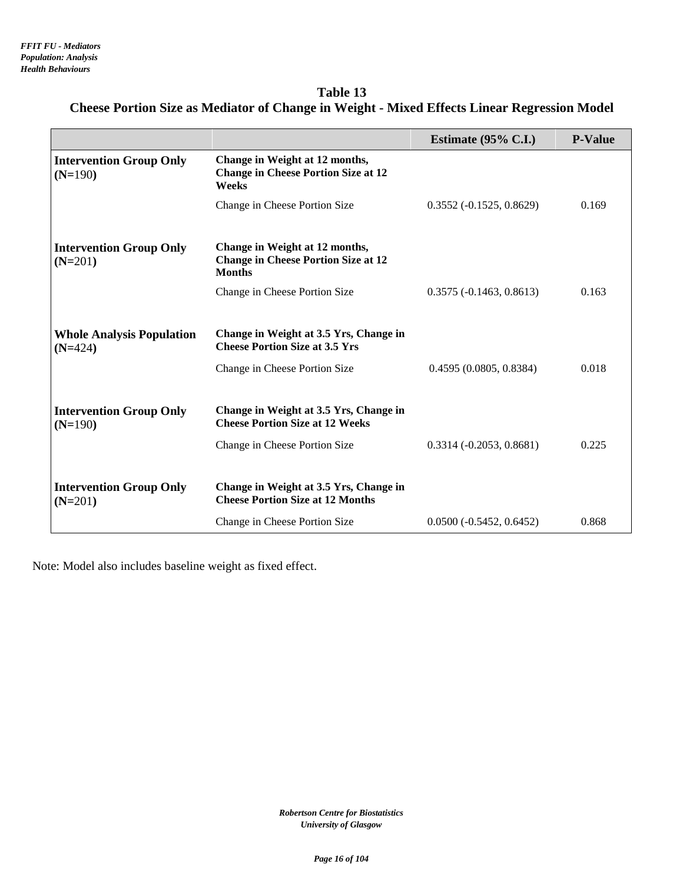## Table 13

## Cheese Portion Size as Mediator of Change in Weight - Mixed Effects Linear Regression Model

| | | Estimate (95% C.I.) | P-Value |
|---|---|---|---|
| **Intervention Group Only (N=190)** | **Change in Weight at 12 months, Change in Cheese Portion Size at 12 Weeks** | | |
| | Change in Cheese Portion Size | 0.3552 (-0.1525, 0.8629) | 0.169 |
| **Intervention Group Only (N=201)** | **Change in Weight at 12 months, Change in Cheese Portion Size at 12 Months** | | |
| | Change in Cheese Portion Size | 0.3575 (-0.1463, 0.8613) | 0.163 |
| **Whole Analysis Population (N=424)** | **Change in Weight at 3.5 Yrs, Change in Cheese Portion Size at 3.5 Yrs** | | |
| | Change in Cheese Portion Size | 0.4595 (0.0805, 0.8384) | 0.018 |
| **Intervention Group Only (N=190)** | **Change in Weight at 3.5 Yrs, Change in Cheese Portion Size at 12 Weeks** | | |
| | Change in Cheese Portion Size | 0.3314 (-0.2053, 0.8681) | 0.225 |
| **Intervention Group Only (N=201)** | **Change in Weight at 3.5 Yrs, Change in Cheese Portion Size at 12 Months** | | |
| | Change in Cheese Portion Size | 0.0500 (-0.5452, 0.6452) | 0.868 |

Note: Model also includes baseline weight as fixed effect.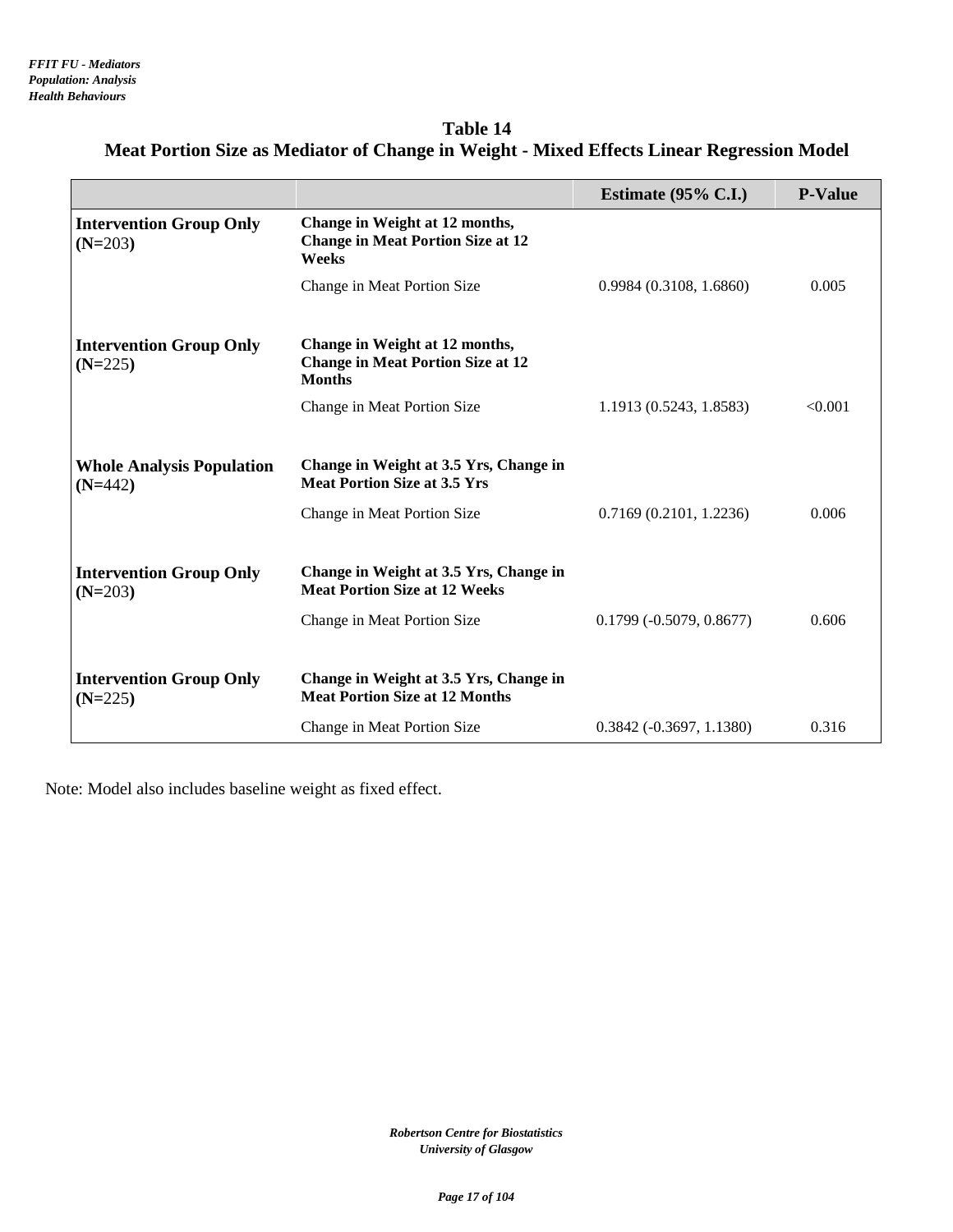*FFIT FU - Mediators*
*Population: Analysis*
*Health Behaviours*

## Table 14
## Meat Portion Size as Mediator of Change in Weight - Mixed Effects Linear Regression Model

| | | Estimate (95% C.I.) | P-Value |
|---|---|---|---|
| **Intervention Group Only (N=203)** | **Change in Weight at 12 months, Change in Meat Portion Size at 12 Weeks** | | |
| | Change in Meat Portion Size | 0.9984 (0.3108, 1.6860) | 0.005 |
| **Intervention Group Only (N=225)** | **Change in Weight at 12 months, Change in Meat Portion Size at 12 Months** | | |
| | Change in Meat Portion Size | 1.1913 (0.5243, 1.8583) | <0.001 |
| **Whole Analysis Population (N=442)** | **Change in Weight at 3.5 Yrs, Change in Meat Portion Size at 3.5 Yrs** | | |
| | Change in Meat Portion Size | 0.7169 (0.2101, 1.2236) | 0.006 |
| **Intervention Group Only (N=203)** | **Change in Weight at 3.5 Yrs, Change in Meat Portion Size at 12 Weeks** | | |
| | Change in Meat Portion Size | 0.1799 (-0.5079, 0.8677) | 0.606 |
| **Intervention Group Only (N=225)** | **Change in Weight at 3.5 Yrs, Change in Meat Portion Size at 12 Months** | | |
| | Change in Meat Portion Size | 0.3842 (-0.3697, 1.1380) | 0.316 |

Note: Model also includes baseline weight as fixed effect.

*Robertson Centre for Biostatistics*
*University of Glasgow*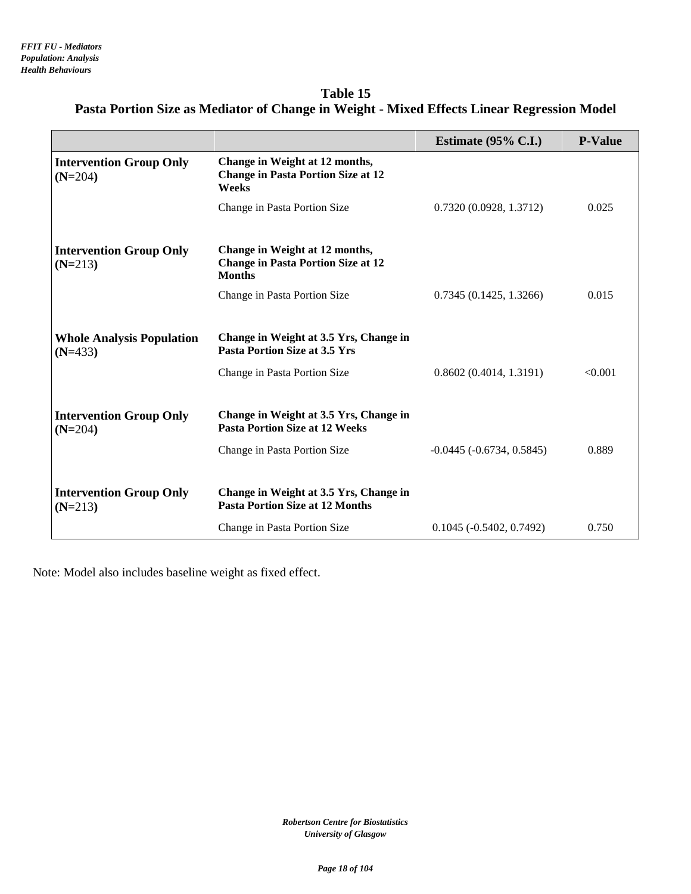# Table 15

## Pasta Portion Size as Mediator of Change in Weight - Mixed Effects Linear Regression Model

| | | Estimate (95% C.I.) | P-Value |
|---|---|---|---|
| **Intervention Group Only (N=204)** | **Change in Weight at 12 months, Change in Pasta Portion Size at 12 Weeks** | | |
| | Change in Pasta Portion Size | 0.7320 (0.0928, 1.3712) | 0.025 |
| **Intervention Group Only (N=213)** | **Change in Weight at 12 months, Change in Pasta Portion Size at 12 Months** | | |
| | Change in Pasta Portion Size | 0.7345 (0.1425, 1.3266) | 0.015 |
| **Whole Analysis Population (N=433)** | **Change in Weight at 3.5 Yrs, Change in Pasta Portion Size at 3.5 Yrs** | | |
| | Change in Pasta Portion Size | 0.8602 (0.4014, 1.3191) | <0.001 |
| **Intervention Group Only (N=204)** | **Change in Weight at 3.5 Yrs, Change in Pasta Portion Size at 12 Weeks** | | |
| | Change in Pasta Portion Size | -0.0445 (-0.6734, 0.5845) | 0.889 |
| **Intervention Group Only (N=213)** | **Change in Weight at 3.5 Yrs, Change in Pasta Portion Size at 12 Months** | | |
| | Change in Pasta Portion Size | 0.1045 (-0.5402, 0.7492) | 0.750 |

Note: Model also includes baseline weight as fixed effect.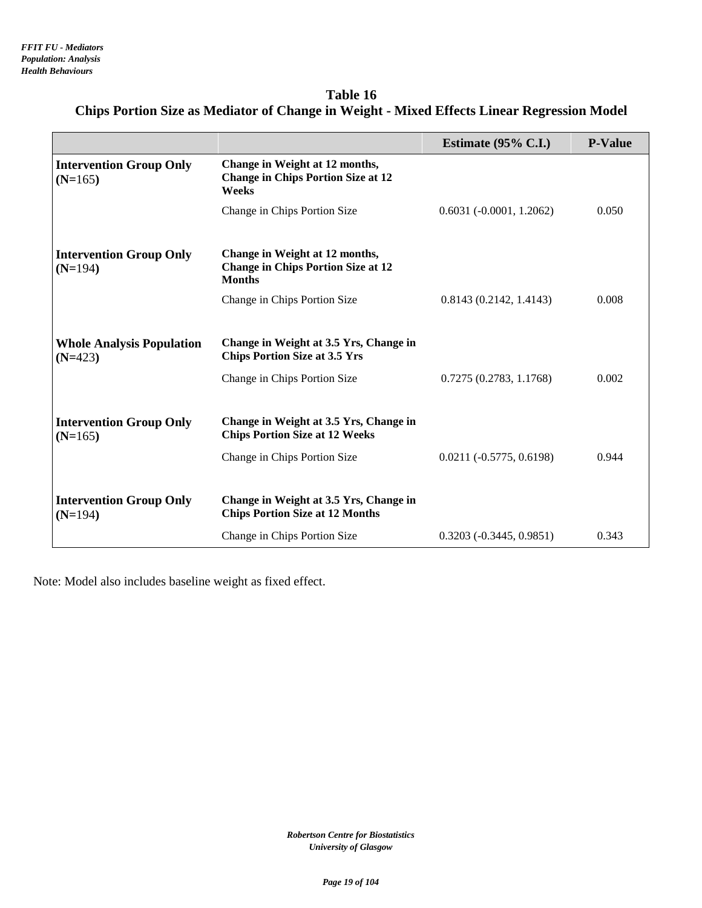## Table 16
## Chips Portion Size as Mediator of Change in Weight - Mixed Effects Linear Regression Model

| | | Estimate (95% C.I.) | P-Value |
|---|---|---|---|
| **Intervention Group Only (N=165)** | **Change in Weight at 12 months, Change in Chips Portion Size at 12 Weeks** | | |
| | Change in Chips Portion Size | 0.6031 (-0.0001, 1.2062) | 0.050 |
| **Intervention Group Only (N=194)** | **Change in Weight at 12 months, Change in Chips Portion Size at 12 Months** | | |
| | Change in Chips Portion Size | 0.8143 (0.2142, 1.4143) | 0.008 |
| **Whole Analysis Population (N=423)** | **Change in Weight at 3.5 Yrs, Change in Chips Portion Size at 3.5 Yrs** | | |
| | Change in Chips Portion Size | 0.7275 (0.2783, 1.1768) | 0.002 |
| **Intervention Group Only (N=165)** | **Change in Weight at 3.5 Yrs, Change in Chips Portion Size at 12 Weeks** | | |
| | Change in Chips Portion Size | 0.0211 (-0.5775, 0.6198) | 0.944 |
| **Intervention Group Only (N=194)** | **Change in Weight at 3.5 Yrs, Change in Chips Portion Size at 12 Months** | | |
| | Change in Chips Portion Size | 0.3203 (-0.3445, 0.9851) | 0.343 |

Note: Model also includes baseline weight as fixed effect.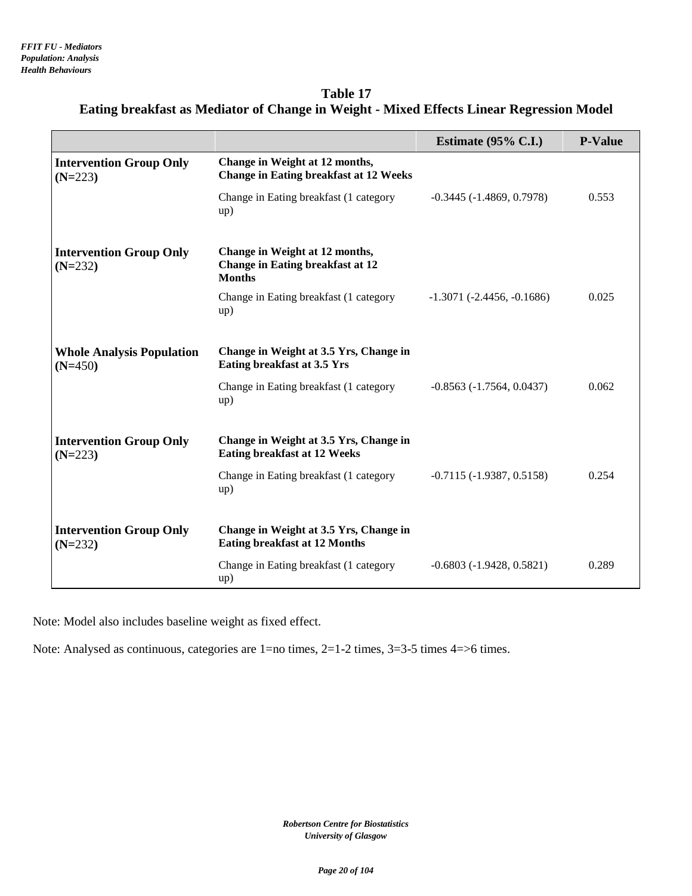**FFIT FU - Mediators**
**Population: Analysis**
**Health Behaviours**

## Table 17
## Eating breakfast as Mediator of Change in Weight - Mixed Effects Linear Regression Model

| | | Estimate (95% C.I.) | P-Value |
|---|---|---|---|
| **Intervention Group Only (N=223)** | **Change in Weight at 12 months, Change in Eating breakfast at 12 Weeks** | | |
| | Change in Eating breakfast (1 category up) | -0.3445 (-1.4869, 0.7978) | 0.553 |
| **Intervention Group Only (N=232)** | **Change in Weight at 12 months, Change in Eating breakfast at 12 Months** | | |
| | Change in Eating breakfast (1 category up) | -1.3071 (-2.4456, -0.1686) | 0.025 |
| **Whole Analysis Population (N=450)** | **Change in Weight at 3.5 Yrs, Change in Eating breakfast at 3.5 Yrs** | | |
| | Change in Eating breakfast (1 category up) | -0.8563 (-1.7564, 0.0437) | 0.062 |
| **Intervention Group Only (N=223)** | **Change in Weight at 3.5 Yrs, Change in Eating breakfast at 12 Weeks** | | |
| | Change in Eating breakfast (1 category up) | -0.7115 (-1.9387, 0.5158) | 0.254 |
| **Intervention Group Only (N=232)** | **Change in Weight at 3.5 Yrs, Change in Eating breakfast at 12 Months** | | |
| | Change in Eating breakfast (1 category up) | -0.6803 (-1.9428, 0.5821) | 0.289 |

Note: Model also includes baseline weight as fixed effect.

Note: Analysed as continuous, categories are 1=no times, 2=1-2 times, 3=3-5 times 4=>6 times.

*Robertson Centre for Biostatistics*
*University of Glasgow*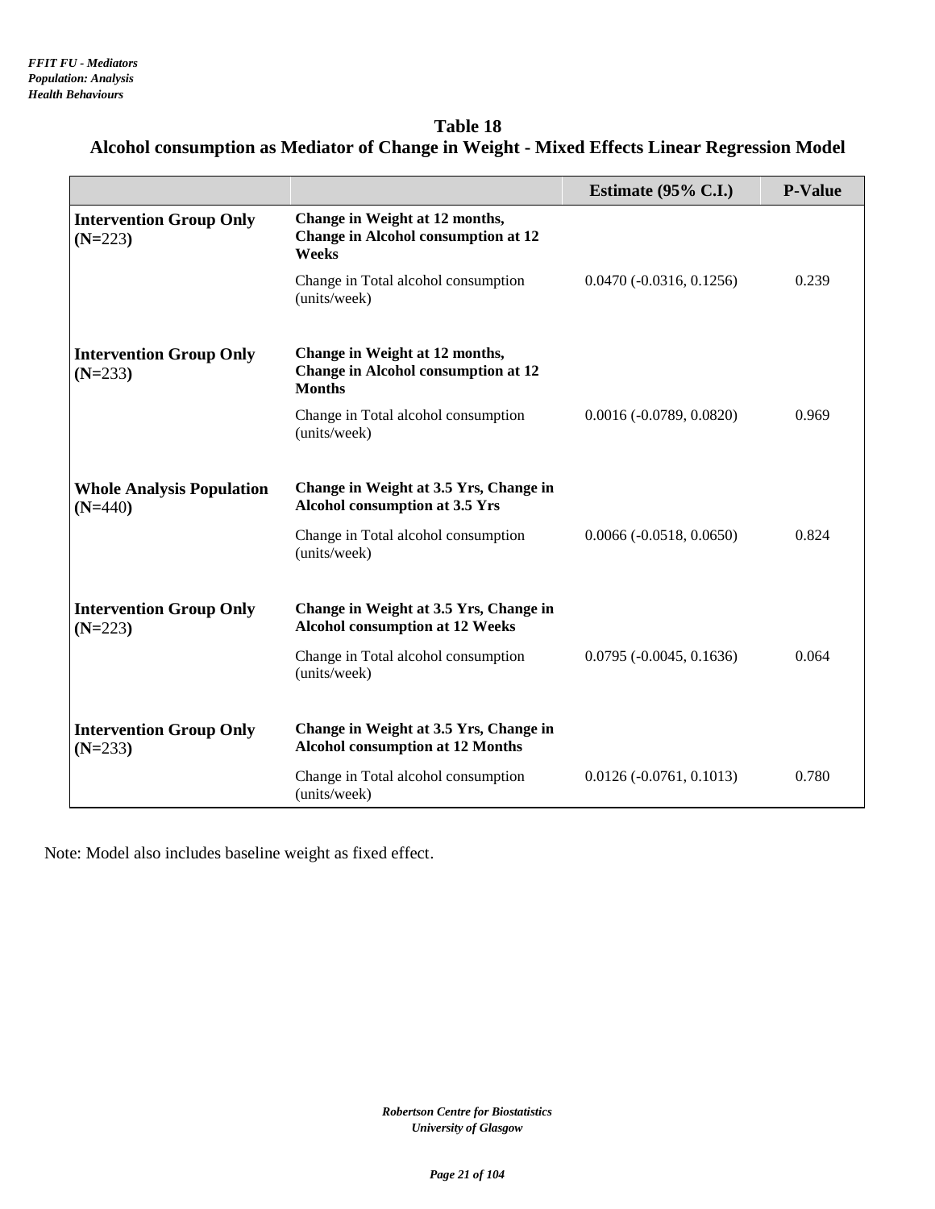*FFIT FU - Mediators*
*Population: Analysis*
*Health Behaviours*

## Table 18
## Alcohol consumption as Mediator of Change in Weight - Mixed Effects Linear Regression Model

| | | Estimate (95% C.I.) | P-Value |
|---|---|---|---|
| **Intervention Group Only (N=223)** | **Change in Weight at 12 months, Change in Alcohol consumption at 12 Weeks** | | |
| | Change in Total alcohol consumption (units/week) | 0.0470 (-0.0316, 0.1256) | 0.239 |
| **Intervention Group Only (N=233)** | **Change in Weight at 12 months, Change in Alcohol consumption at 12 Months** | | |
| | Change in Total alcohol consumption (units/week) | 0.0016 (-0.0789, 0.0820) | 0.969 |
| **Whole Analysis Population (N=440)** | **Change in Weight at 3.5 Yrs, Change in Alcohol consumption at 3.5 Yrs** | | |
| | Change in Total alcohol consumption (units/week) | 0.0066 (-0.0518, 0.0650) | 0.824 |
| **Intervention Group Only (N=223)** | **Change in Weight at 3.5 Yrs, Change in Alcohol consumption at 12 Weeks** | | |
| | Change in Total alcohol consumption (units/week) | 0.0795 (-0.0045, 0.1636) | 0.064 |
| **Intervention Group Only (N=233)** | **Change in Weight at 3.5 Yrs, Change in Alcohol consumption at 12 Months** | | |
| | Change in Total alcohol consumption (units/week) | 0.0126 (-0.0761, 0.1013) | 0.780 |

Note: Model also includes baseline weight as fixed effect.

*Robertson Centre for Biostatistics*
*University of Glasgow*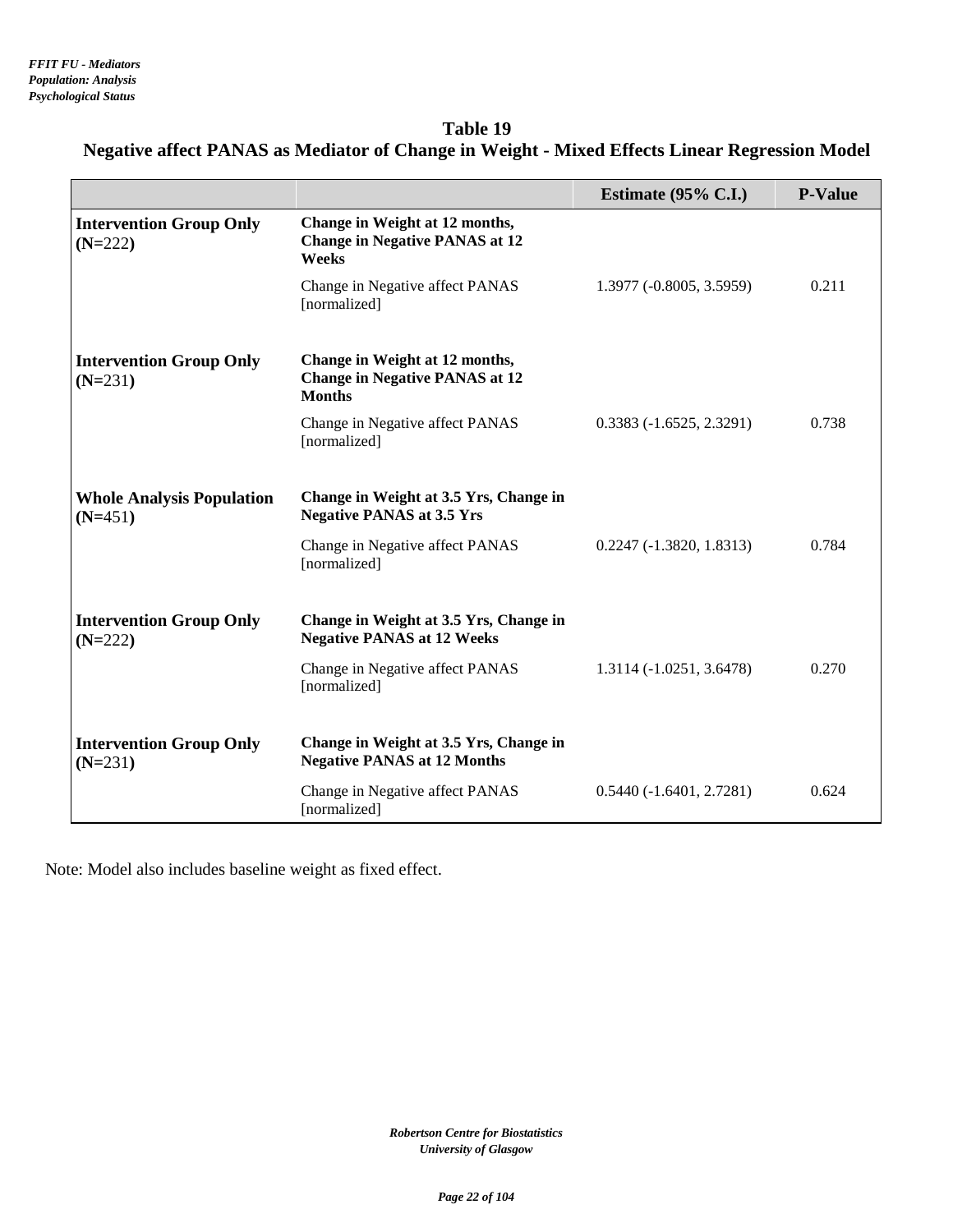## Table 19
## Negative affect PANAS as Mediator of Change in Weight - Mixed Effects Linear Regression Model

| | | Estimate (95% C.I.) | P-Value |
|---|---|---|---|
| **Intervention Group Only (N=222)** | **Change in Weight at 12 months, Change in Negative PANAS at 12 Weeks** | | |
| | Change in Negative affect PANAS [normalized] | 1.3977 (-0.8005, 3.5959) | 0.211 |
| **Intervention Group Only (N=231)** | **Change in Weight at 12 months, Change in Negative PANAS at 12 Months** | | |
| | Change in Negative affect PANAS [normalized] | 0.3383 (-1.6525, 2.3291) | 0.738 |
| **Whole Analysis Population (N=451)** | **Change in Weight at 3.5 Yrs, Change in Negative PANAS at 3.5 Yrs** | | |
| | Change in Negative affect PANAS [normalized] | 0.2247 (-1.3820, 1.8313) | 0.784 |
| **Intervention Group Only (N=222)** | **Change in Weight at 3.5 Yrs, Change in Negative PANAS at 12 Weeks** | | |
| | Change in Negative affect PANAS [normalized] | 1.3114 (-1.0251, 3.6478) | 0.270 |
| **Intervention Group Only (N=231)** | **Change in Weight at 3.5 Yrs, Change in Negative PANAS at 12 Months** | | |
| | Change in Negative affect PANAS [normalized] | 0.5440 (-1.6401, 2.7281) | 0.624 |

Note: Model also includes baseline weight as fixed effect.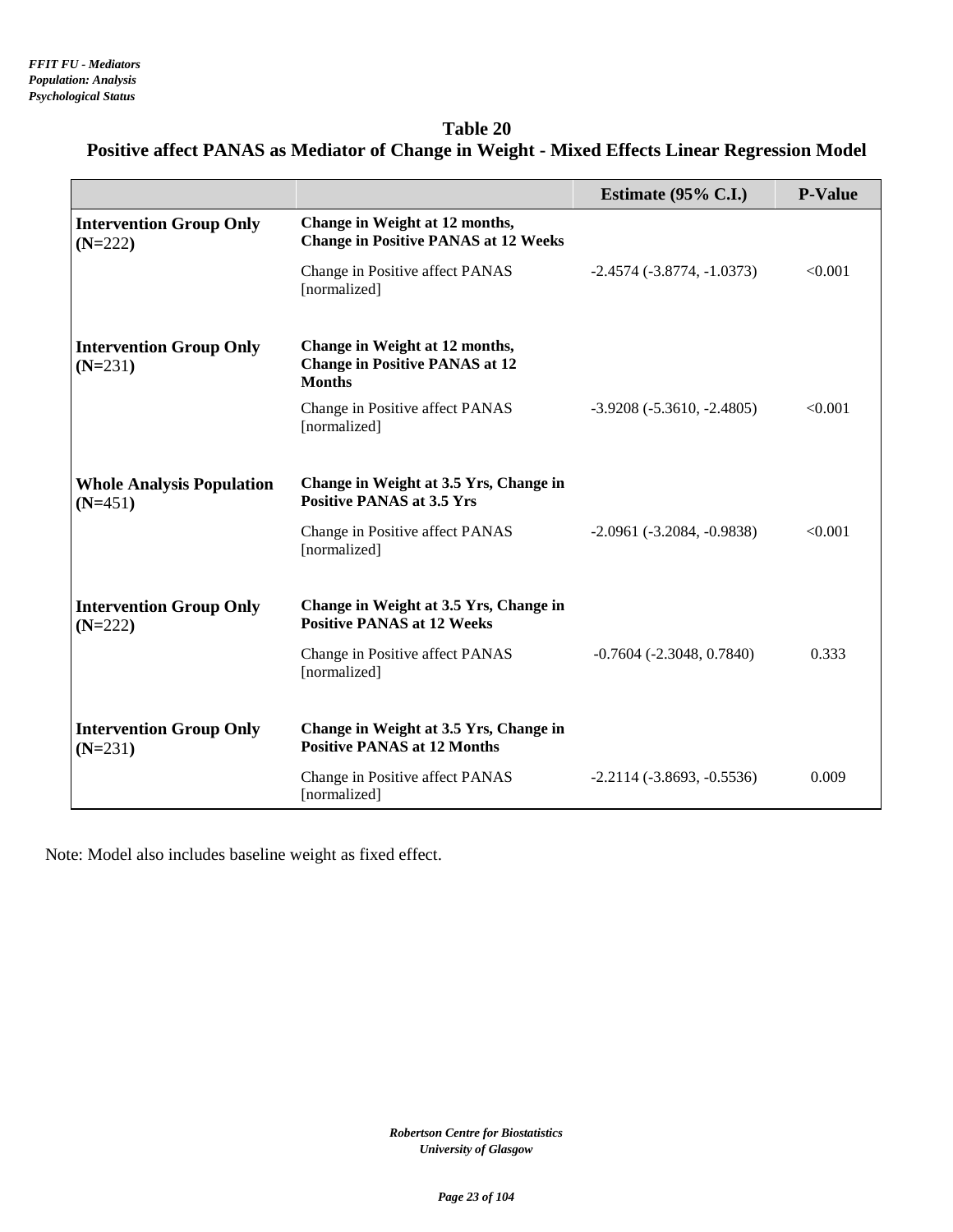*FFIT FU - Mediators*
*Population: Analysis*
*Psychological Status*

## Table 20
## Positive affect PANAS as Mediator of Change in Weight - Mixed Effects Linear Regression Model

| | | Estimate (95% C.I.) | P-Value |
|---|---|---|---|
| **Intervention Group Only (N=222)** | **Change in Weight at 12 months, Change in Positive PANAS at 12 Weeks** | | |
| | Change in Positive affect PANAS [normalized] | -2.4574 (-3.8774, -1.0373) | <0.001 |
| **Intervention Group Only (N=231)** | **Change in Weight at 12 months, Change in Positive PANAS at 12 Months** | | |
| | Change in Positive affect PANAS [normalized] | -3.9208 (-5.3610, -2.4805) | <0.001 |
| **Whole Analysis Population (N=451)** | **Change in Weight at 3.5 Yrs, Change in Positive PANAS at 3.5 Yrs** | | |
| | Change in Positive affect PANAS [normalized] | -2.0961 (-3.2084, -0.9838) | <0.001 |
| **Intervention Group Only (N=222)** | **Change in Weight at 3.5 Yrs, Change in Positive PANAS at 12 Weeks** | | |
| | Change in Positive affect PANAS [normalized] | -0.7604 (-2.3048, 0.7840) | 0.333 |
| **Intervention Group Only (N=231)** | **Change in Weight at 3.5 Yrs, Change in Positive PANAS at 12 Months** | | |
| | Change in Positive affect PANAS [normalized] | -2.2114 (-3.8693, -0.5536) | 0.009 |

Note: Model also includes baseline weight as fixed effect.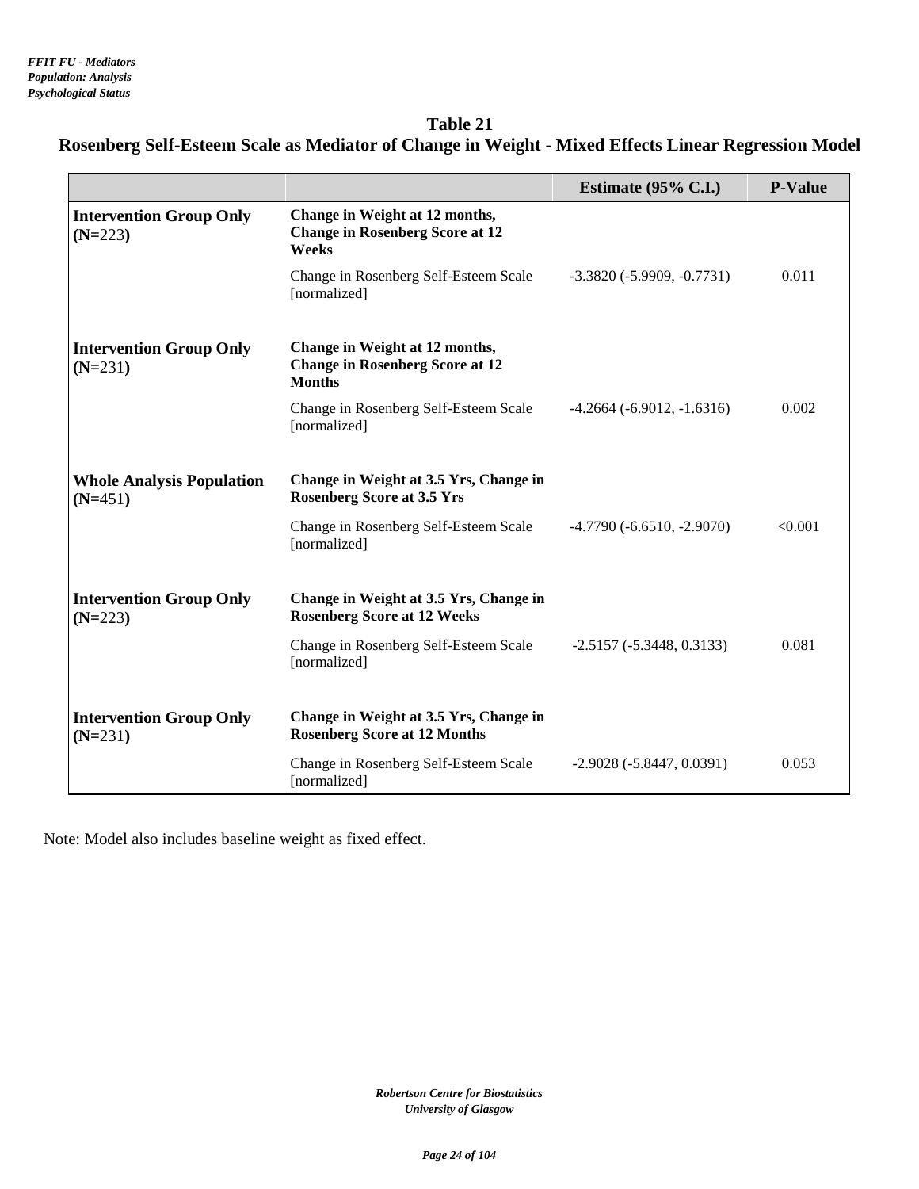*FFIT FU - Mediators*
*Population: Analysis*
*Psychological Status*

## Table 21
## Rosenberg Self-Esteem Scale as Mediator of Change in Weight - Mixed Effects Linear Regression Model

| | | Estimate (95% C.I.) | P-Value |
|---|---|---|---|
| **Intervention Group Only (N=223)** | **Change in Weight at 12 months, Change in Rosenberg Score at 12 Weeks** | | |
| | Change in Rosenberg Self-Esteem Scale [normalized] | -3.3820 (-5.9909, -0.7731) | 0.011 |
| **Intervention Group Only (N=231)** | **Change in Weight at 12 months, Change in Rosenberg Score at 12 Months** | | |
| | Change in Rosenberg Self-Esteem Scale [normalized] | -4.2664 (-6.9012, -1.6316) | 0.002 |
| **Whole Analysis Population (N=451)** | **Change in Weight at 3.5 Yrs, Change in Rosenberg Score at 3.5 Yrs** | | |
| | Change in Rosenberg Self-Esteem Scale [normalized] | -4.7790 (-6.6510, -2.9070) | <0.001 |
| **Intervention Group Only (N=223)** | **Change in Weight at 3.5 Yrs, Change in Rosenberg Score at 12 Weeks** | | |
| | Change in Rosenberg Self-Esteem Scale [normalized] | -2.5157 (-5.3448, 0.3133) | 0.081 |
| **Intervention Group Only (N=231)** | **Change in Weight at 3.5 Yrs, Change in Rosenberg Score at 12 Months** | | |
| | Change in Rosenberg Self-Esteem Scale [normalized] | -2.9028 (-5.8447, 0.0391) | 0.053 |

Note: Model also includes baseline weight as fixed effect.

*Robertson Centre for Biostatistics*
*University of Glasgow*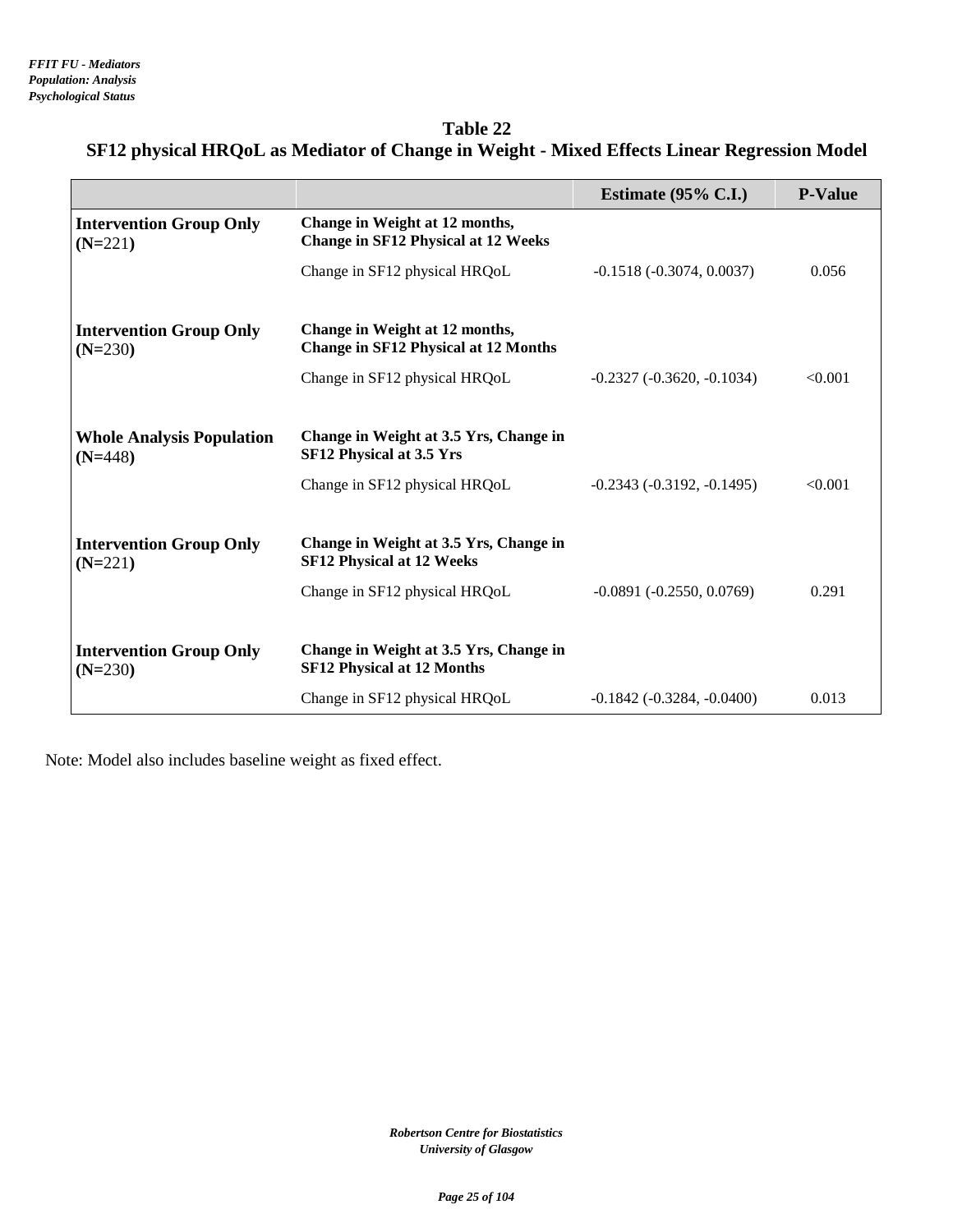*FFIT FU - Mediators*
*Population: Analysis*
*Psychological Status*

## Table 22
## SF12 physical HRQoL as Mediator of Change in Weight - Mixed Effects Linear Regression Model

| | | Estimate (95% C.I.) | P-Value |
|---|---|---|---|
| **Intervention Group Only (N=221)** | **Change in Weight at 12 months, Change in SF12 Physical at 12 Weeks** | | |
| | Change in SF12 physical HRQoL | -0.1518 (-0.3074, 0.0037) | 0.056 |
| **Intervention Group Only (N=230)** | **Change in Weight at 12 months, Change in SF12 Physical at 12 Months** | | |
| | Change in SF12 physical HRQoL | -0.2327 (-0.3620, -0.1034) | <0.001 |
| **Whole Analysis Population (N=448)** | **Change in Weight at 3.5 Yrs, Change in SF12 Physical at 3.5 Yrs** | | |
| | Change in SF12 physical HRQoL | -0.2343 (-0.3192, -0.1495) | <0.001 |
| **Intervention Group Only (N=221)** | **Change in Weight at 3.5 Yrs, Change in SF12 Physical at 12 Weeks** | | |
| | Change in SF12 physical HRQoL | -0.0891 (-0.2550, 0.0769) | 0.291 |
| **Intervention Group Only (N=230)** | **Change in Weight at 3.5 Yrs, Change in SF12 Physical at 12 Months** | | |
| | Change in SF12 physical HRQoL | -0.1842 (-0.3284, -0.0400) | 0.013 |

Note: Model also includes baseline weight as fixed effect.

*Robertson Centre for Biostatistics*
*University of Glasgow*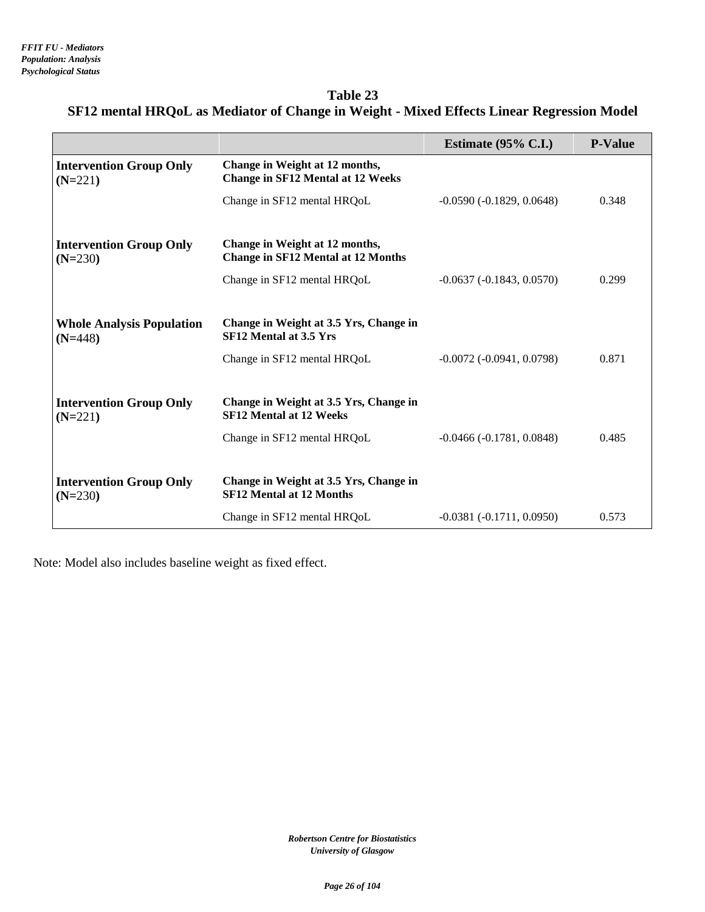*FFIT FU - Mediators*
*Population: Analysis*
*Psychological Status*

## Table 23
## SF12 mental HRQoL as Mediator of Change in Weight - Mixed Effects Linear Regression Model

| | | Estimate (95% C.I.) | P-Value |
|---|---|---|---|
| **Intervention Group Only (N=221)** | **Change in Weight at 12 months, Change in SF12 Mental at 12 Weeks** | | |
| | Change in SF12 mental HRQoL | -0.0590 (-0.1829, 0.0648) | 0.348 |
| **Intervention Group Only (N=230)** | **Change in Weight at 12 months, Change in SF12 Mental at 12 Months** | | |
| | Change in SF12 mental HRQoL | -0.0637 (-0.1843, 0.0570) | 0.299 |
| **Whole Analysis Population (N=448)** | **Change in Weight at 3.5 Yrs, Change in SF12 Mental at 3.5 Yrs** | | |
| | Change in SF12 mental HRQoL | -0.0072 (-0.0941, 0.0798) | 0.871 |
| **Intervention Group Only (N=221)** | **Change in Weight at 3.5 Yrs, Change in SF12 Mental at 12 Weeks** | | |
| | Change in SF12 mental HRQoL | -0.0466 (-0.1781, 0.0848) | 0.485 |
| **Intervention Group Only (N=230)** | **Change in Weight at 3.5 Yrs, Change in SF12 Mental at 12 Months** | | |
| | Change in SF12 mental HRQoL | -0.0381 (-0.1711, 0.0950) | 0.573 |

Note: Model also includes baseline weight as fixed effect.

*Robertson Centre for Biostatistics*
*University of Glasgow*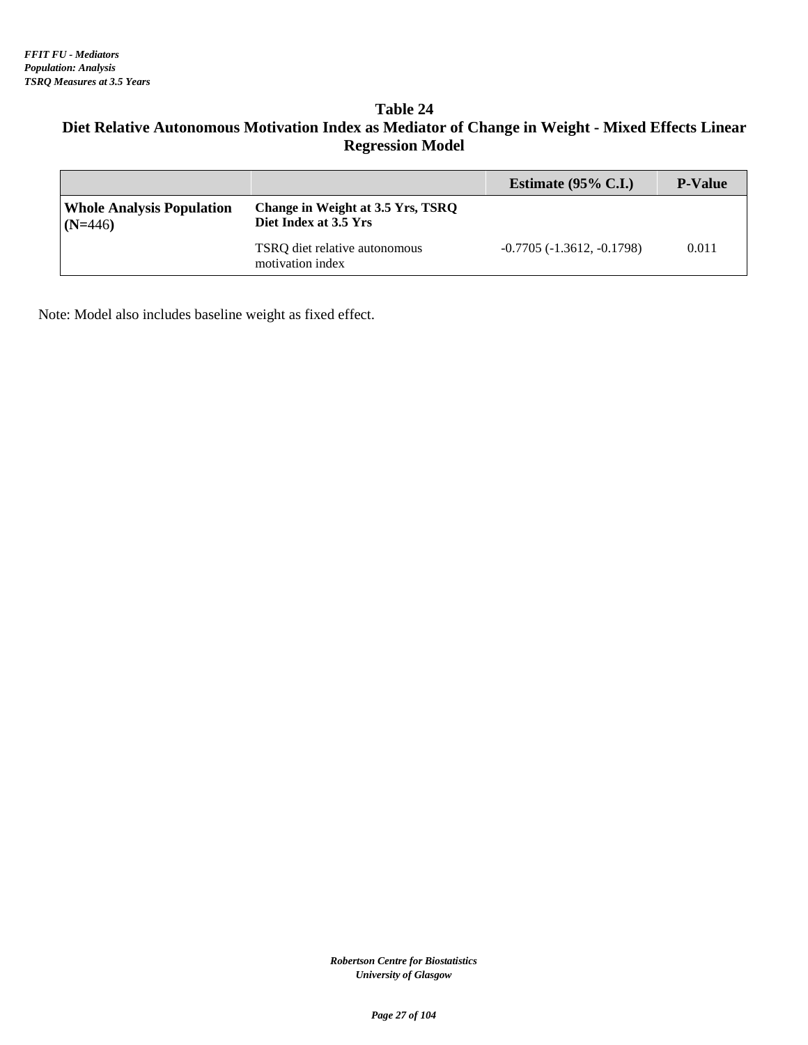## Table 24

## Diet Relative Autonomous Motivation Index as Mediator of Change in Weight - Mixed Effects Linear Regression Model

| | | Estimate (95% C.I.) | P-Value |
|---|---|---|---|
| **Whole Analysis Population (N=446)** | **Change in Weight at 3.5 Yrs, TSRQ Diet Index at 3.5 Yrs** | | |
| | TSRQ diet relative autonomous motivation index | -0.7705 (-1.3612, -0.1798) | 0.011 |

Note: Model also includes baseline weight as fixed effect.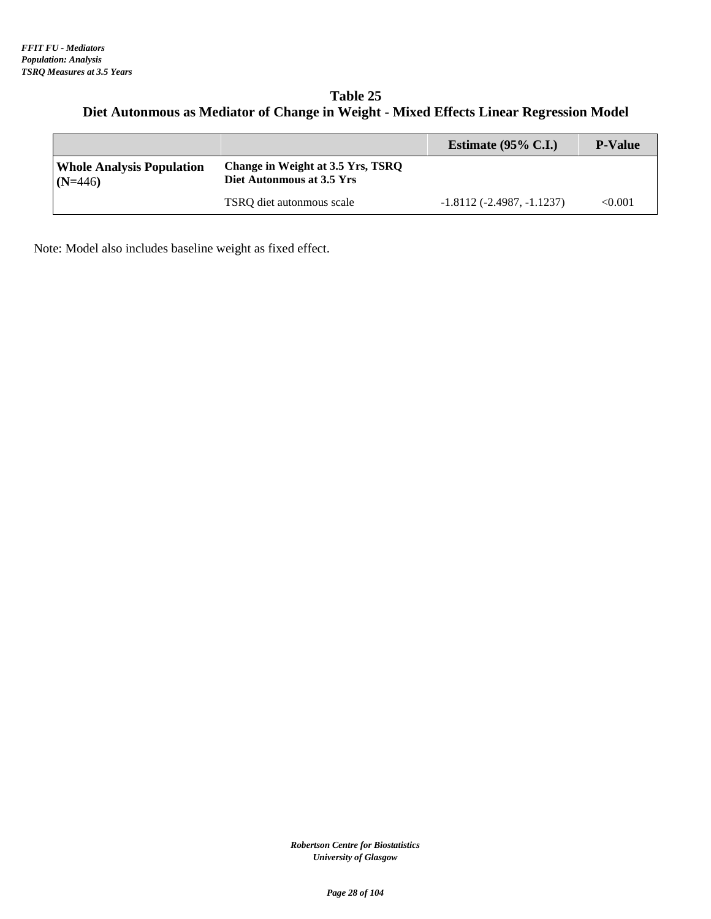*FFIT FU - Mediators*
*Population: Analysis*
*TSRQ Measures at 3.5 Years*

## Table 25
## Diet Autonmous as Mediator of Change in Weight - Mixed Effects Linear Regression Model

| | | Estimate (95% C.I.) | P-Value |
|---|---|---|---|
| **Whole Analysis Population (N=446)** | **Change in Weight at 3.5 Yrs, TSRQ Diet Autonmous at 3.5 Yrs** | | |
| | TSRQ diet autonmous scale | -1.8112 (-2.4987, -1.1237) | <0.001 |

Note: Model also includes baseline weight as fixed effect.

*Robertson Centre for Biostatistics*
*University of Glasgow*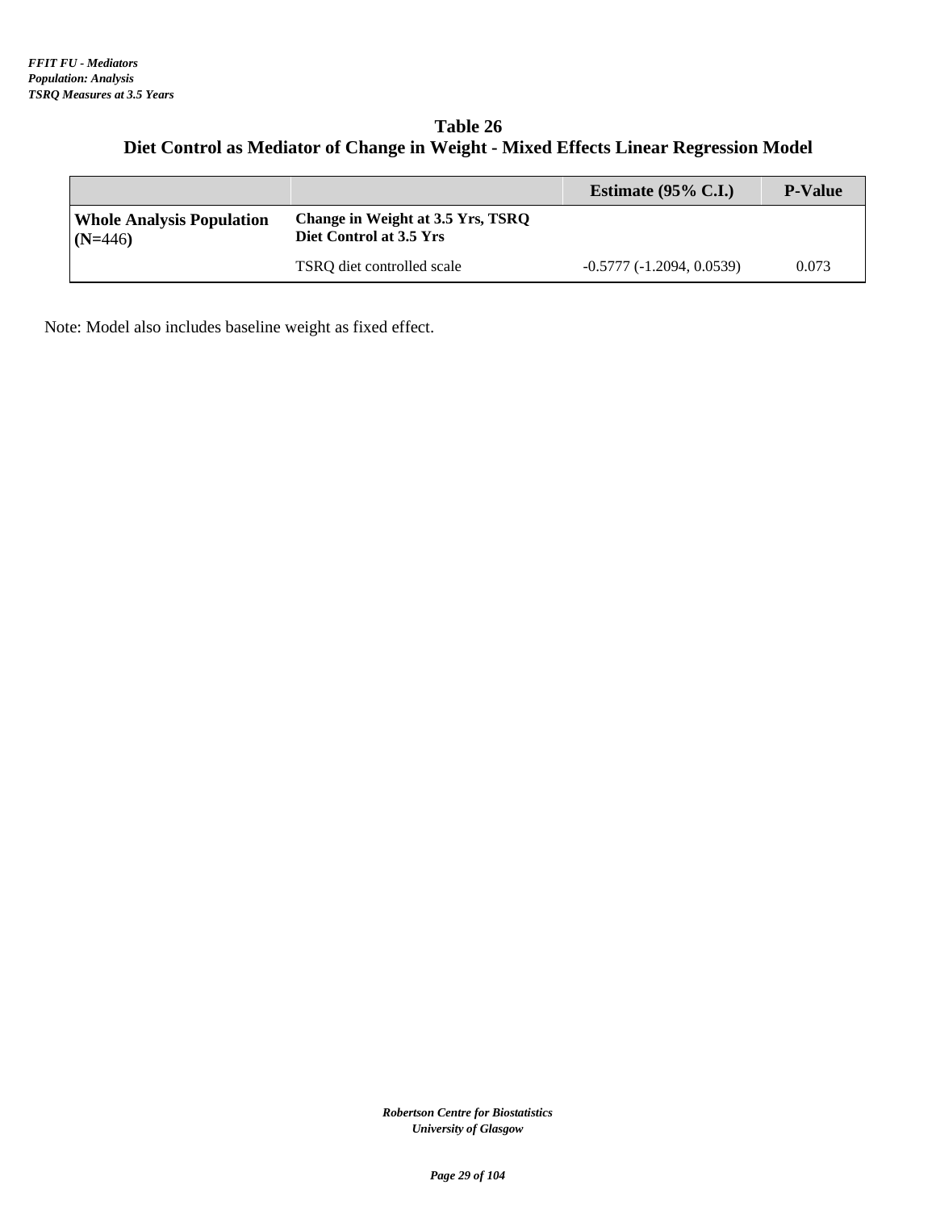### Table 26

### Diet Control as Mediator of Change in Weight - Mixed Effects Linear Regression Model

| | | Estimate (95% C.I.) | P-Value |
|---|---|---|---|
| **Whole Analysis Population (N=446)** | **Change in Weight at 3.5 Yrs, TSRQ Diet Control at 3.5 Yrs** | | |
| | TSRQ diet controlled scale | -0.5777 (-1.2094, 0.0539) | 0.073 |

Note: Model also includes baseline weight as fixed effect.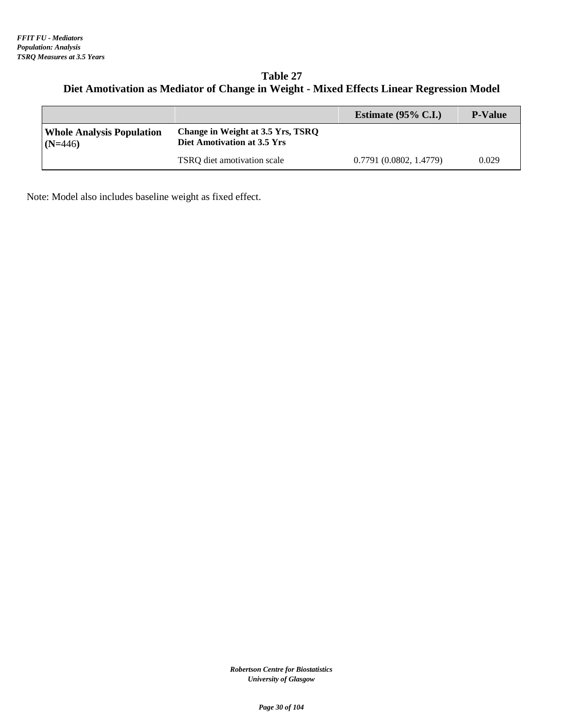*FFIT FU - Mediators*
*Population: Analysis*
*TSRQ Measures at 3.5 Years*

## Table 27
## Diet Amotivation as Mediator of Change in Weight - Mixed Effects Linear Regression Model

| | | Estimate (95% C.I.) | P-Value |
|---|---|---|---|
| **Whole Analysis Population (N=446)** | **Change in Weight at 3.5 Yrs, TSRQ Diet Amotivation at 3.5 Yrs** | | |
| | TSRQ diet amotivation scale | 0.7791 (0.0802, 1.4779) | 0.029 |

Note: Model also includes baseline weight as fixed effect.

*Robertson Centre for Biostatistics*
*University of Glasgow*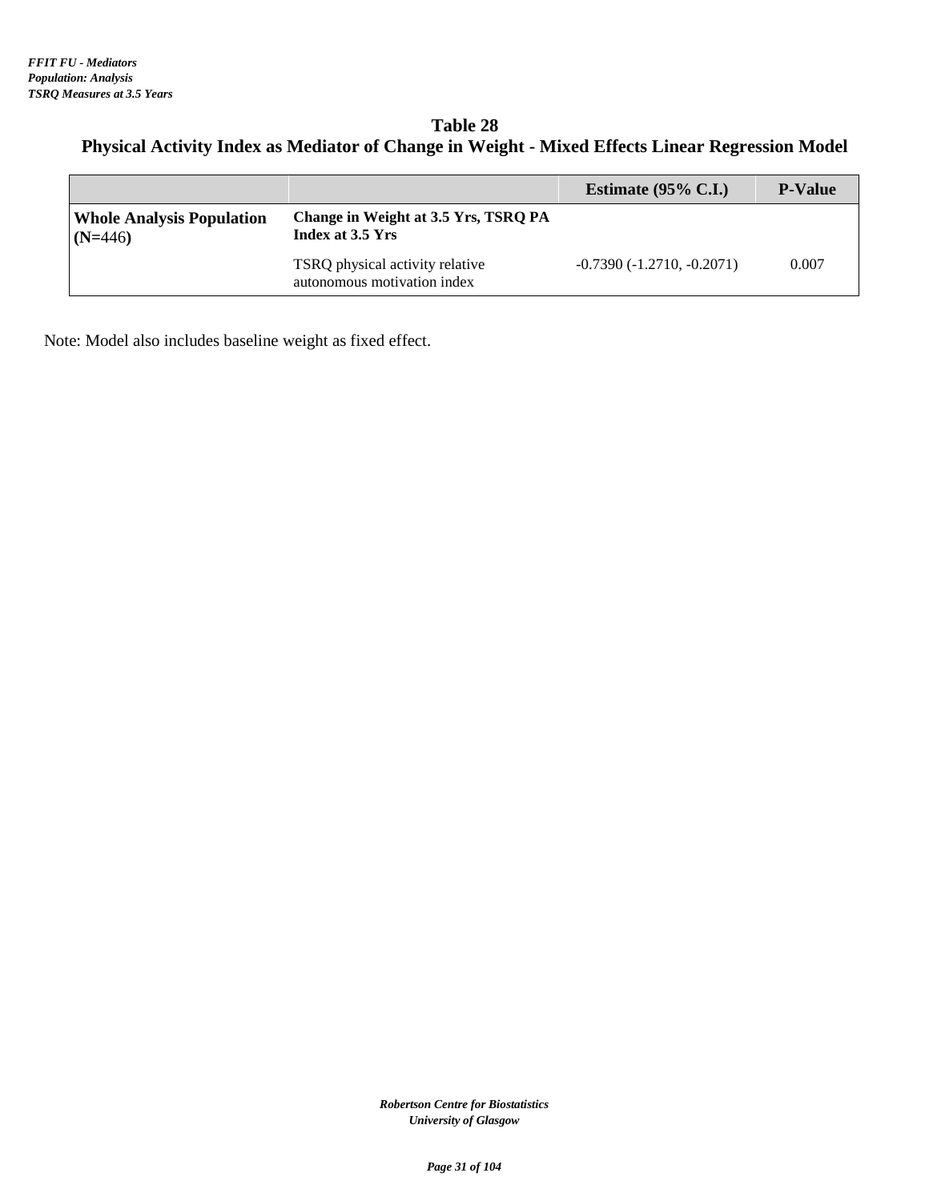*FFIT FU - Mediators*
*Population: Analysis*
*TSRQ Measures at 3.5 Years*

## Table 28
## Physical Activity Index as Mediator of Change in Weight - Mixed Effects Linear Regression Model

| | | Estimate (95% C.I.) | P-Value |
|---|---|---|---|
| **Whole Analysis Population (N=446)** | **Change in Weight at 3.5 Yrs, TSRQ PA Index at 3.5 Yrs** | | |
| | TSRQ physical activity relative autonomous motivation index | -0.7390 (-1.2710, -0.2071) | 0.007 |

Note: Model also includes baseline weight as fixed effect.

*Robertson Centre for Biostatistics*
*University of Glasgow*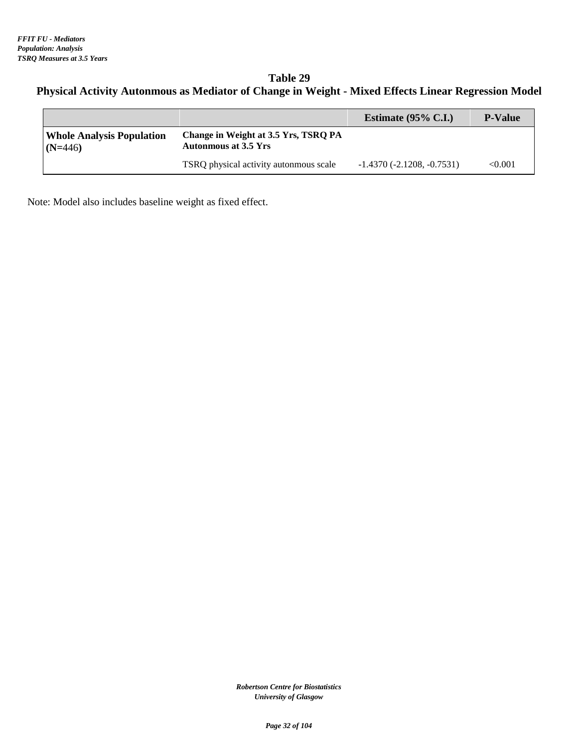*FFIT FU - Mediators*
*Population: Analysis*
*TSRQ Measures at 3.5 Years*

## Table 29
## Physical Activity Autonmous as Mediator of Change in Weight - Mixed Effects Linear Regression Model

| | | Estimate (95% C.I.) | P-Value |
|---|---|---|---|
| **Whole Analysis Population (N=446)** | **Change in Weight at 3.5 Yrs, TSRQ PA Autonmous at 3.5 Yrs** | | |
| | TSRQ physical activity autonmous scale | -1.4370 (-2.1208, -0.7531) | <0.001 |

Note: Model also includes baseline weight as fixed effect.

*Robertson Centre for Biostatistics*
*University of Glasgow*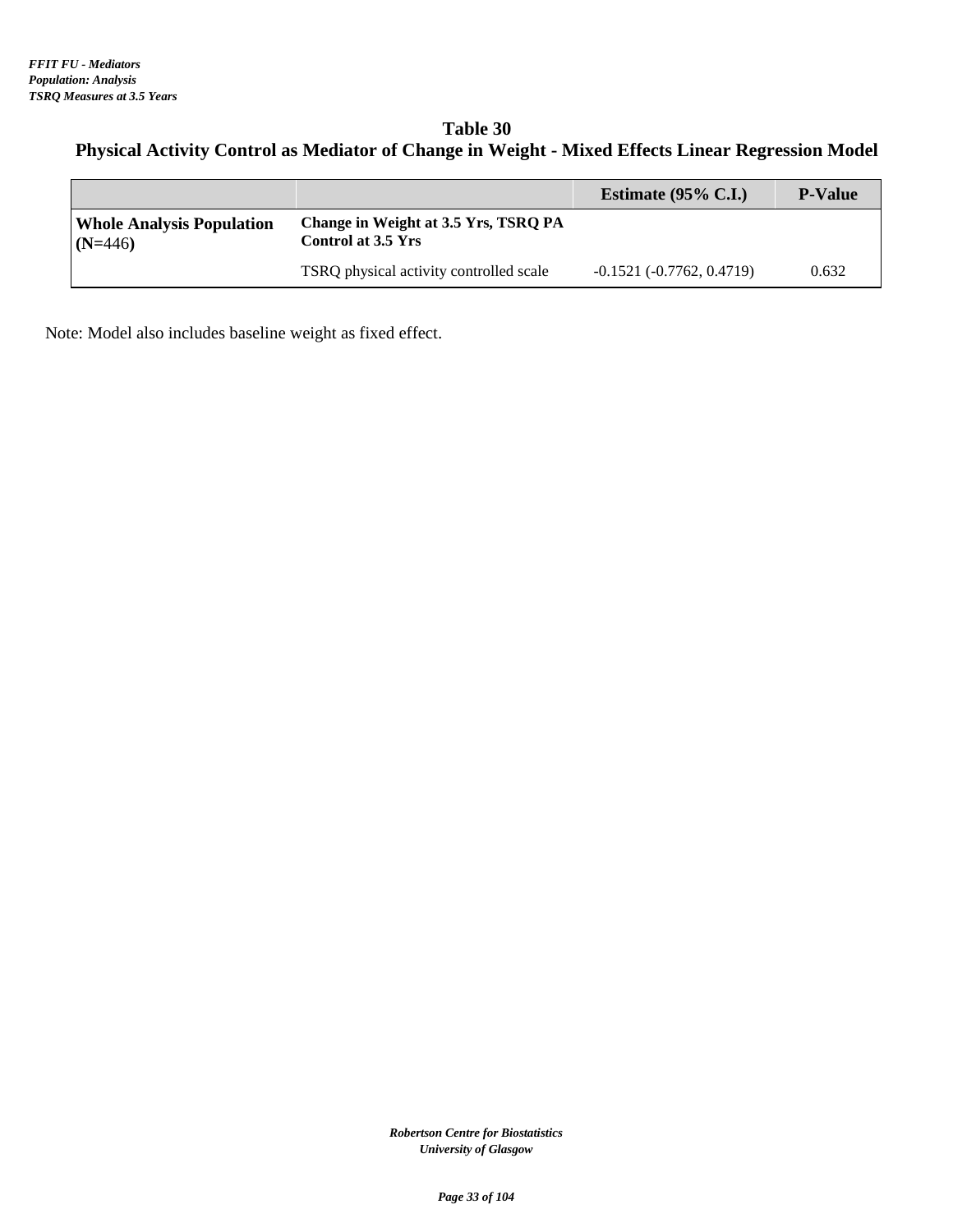*FFIT FU - Mediators*
*Population: Analysis*
*TSRQ Measures at 3.5 Years*

## Table 30
## Physical Activity Control as Mediator of Change in Weight - Mixed Effects Linear Regression Model

| | | Estimate (95% C.I.) | P-Value |
|---|---|---|---|
| **Whole Analysis Population (N=446)** | **Change in Weight at 3.5 Yrs, TSRQ PA Control at 3.5 Yrs** | | |
| | TSRQ physical activity controlled scale | -0.1521 (-0.7762, 0.4719) | 0.632 |

Note: Model also includes baseline weight as fixed effect.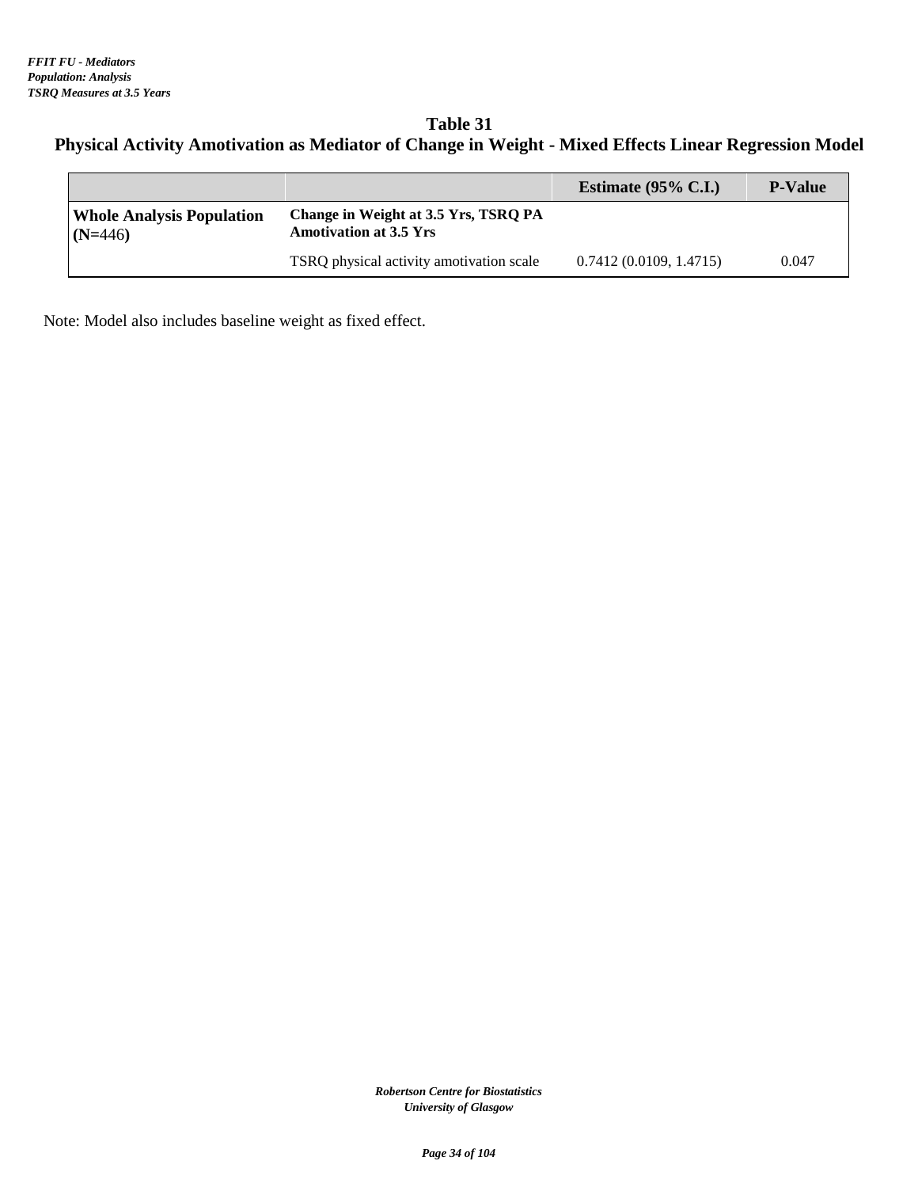*FFIT FU - Mediators*
*Population: Analysis*
*TSRQ Measures at 3.5 Years*

## Table 31
## Physical Activity Amotivation as Mediator of Change in Weight - Mixed Effects Linear Regression Model

| | | Estimate (95% C.I.) | P-Value |
|---|---|---|---|
| **Whole Analysis Population (N=446)** | **Change in Weight at 3.5 Yrs, TSRQ PA Amotivation at 3.5 Yrs** | | |
| | TSRQ physical activity amotivation scale | 0.7412 (0.0109, 1.4715) | 0.047 |

Note: Model also includes baseline weight as fixed effect.

*Robertson Centre for Biostatistics*
*University of Glasgow*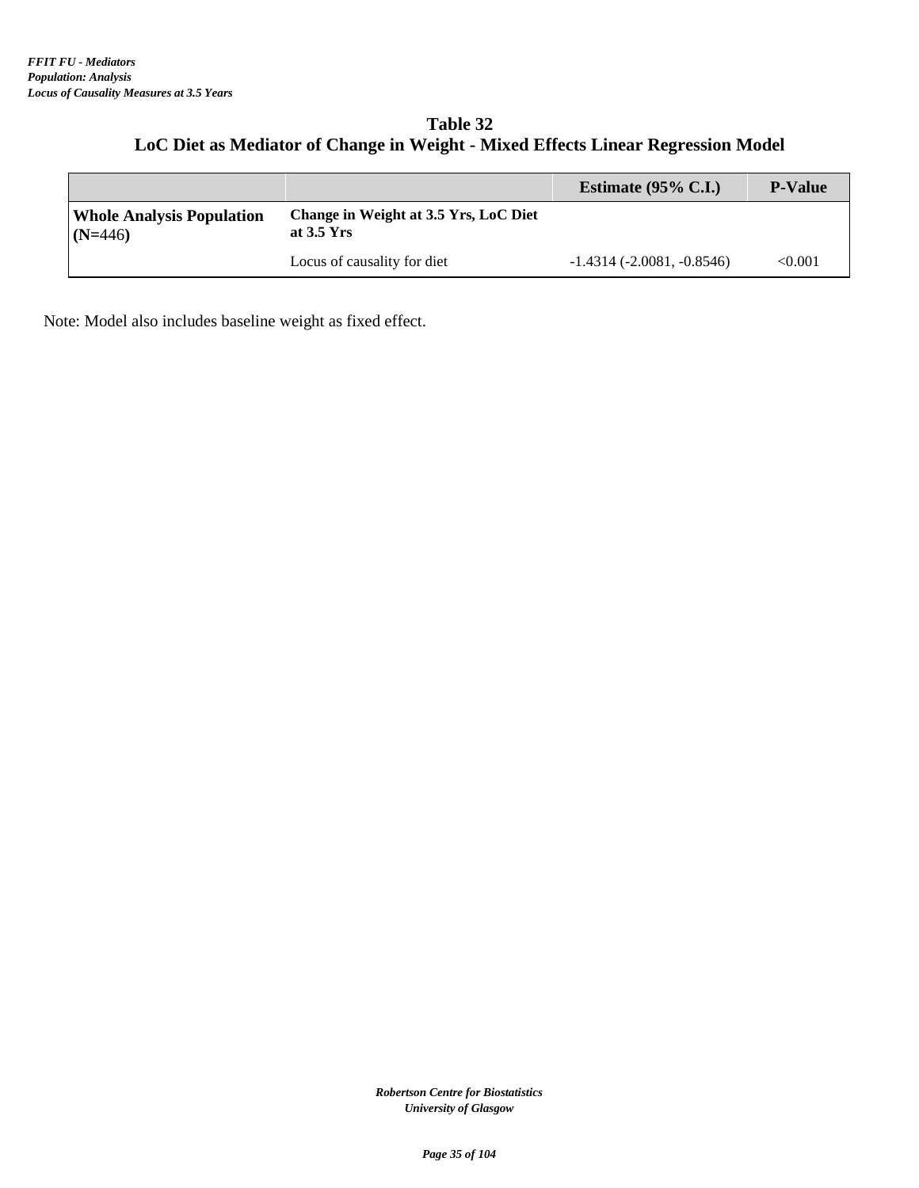*FFIT FU - Mediators*
*Population: Analysis*
*Locus of Causality Measures at 3.5 Years*

## Table 32
## LoC Diet as Mediator of Change in Weight - Mixed Effects Linear Regression Model

| | | Estimate (95% C.I.) | P-Value |
|---|---|---|---|
| **Whole Analysis Population (N=446)** | **Change in Weight at 3.5 Yrs, LoC Diet at 3.5 Yrs** | | |
| | Locus of causality for diet | -1.4314 (-2.0081, -0.8546) | <0.001 |

Note: Model also includes baseline weight as fixed effect.

*Robertson Centre for Biostatistics*
*University of Glasgow*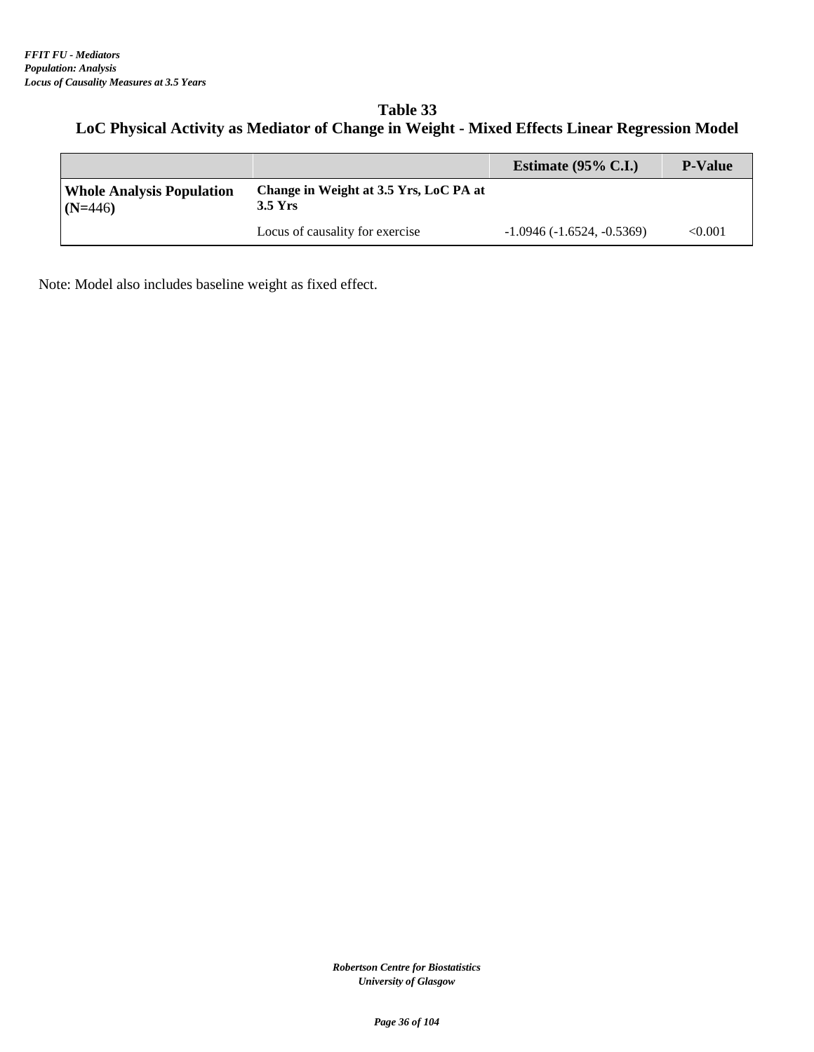*FFIT FU - Mediators*
*Population: Analysis*
*Locus of Causality Measures at 3.5 Years*

## Table 33
## LoC Physical Activity as Mediator of Change in Weight - Mixed Effects Linear Regression Model

| | | Estimate (95% C.I.) | P-Value |
|---|---|---|---|
| **Whole Analysis Population (N=446)** | **Change in Weight at 3.5 Yrs, LoC PA at 3.5 Yrs** | | |
| | Locus of causality for exercise | -1.0946 (-1.6524, -0.5369) | <0.001 |

Note: Model also includes baseline weight as fixed effect.

*Robertson Centre for Biostatistics*
*University of Glasgow*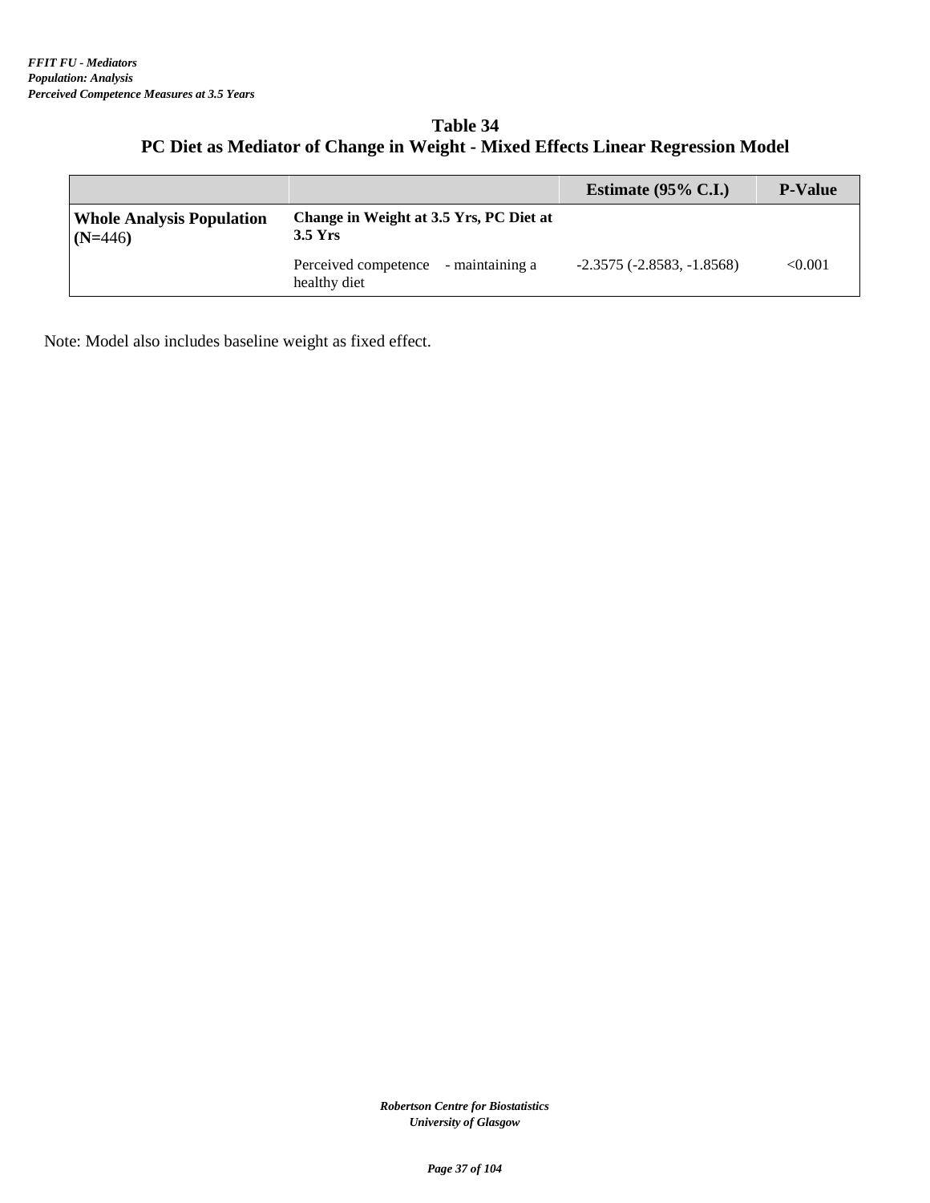*FFIT FU - Mediators*
*Population: Analysis*
*Perceived Competence Measures at 3.5 Years*

## Table 34
## PC Diet as Mediator of Change in Weight - Mixed Effects Linear Regression Model

| | | Estimate (95% C.I.) | P-Value |
|---|---|---|---|
| **Whole Analysis Population (N=446)** | **Change in Weight at 3.5 Yrs, PC Diet at 3.5 Yrs** | | |
| | Perceived competence - maintaining a healthy diet | -2.3575 (-2.8583, -1.8568) | <0.001 |

Note: Model also includes baseline weight as fixed effect.

*Robertson Centre for Biostatistics*
*University of Glasgow*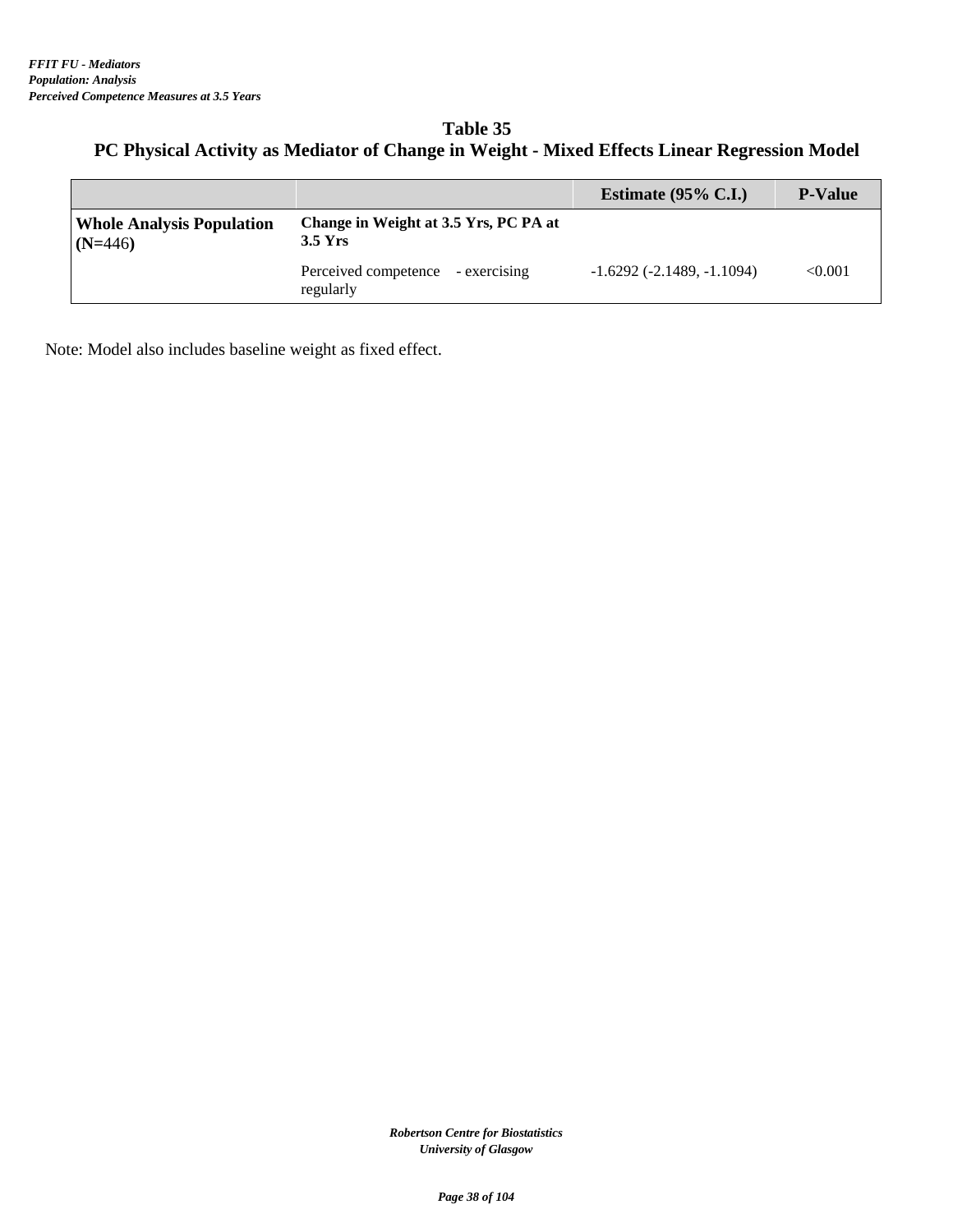*FFIT FU - Mediators*
*Population: Analysis*
*Perceived Competence Measures at 3.5 Years*

## Table 35
## PC Physical Activity as Mediator of Change in Weight - Mixed Effects Linear Regression Model

| | | Estimate (95% C.I.) | P-Value |
|---|---|---|---|
| **Whole Analysis Population (N=446)** | **Change in Weight at 3.5 Yrs, PC PA at 3.5 Yrs** | | |
| | Perceived competence - exercising regularly | -1.6292 (-2.1489, -1.1094) | <0.001 |

Note: Model also includes baseline weight as fixed effect.

*Robertson Centre for Biostatistics*
*University of Glasgow*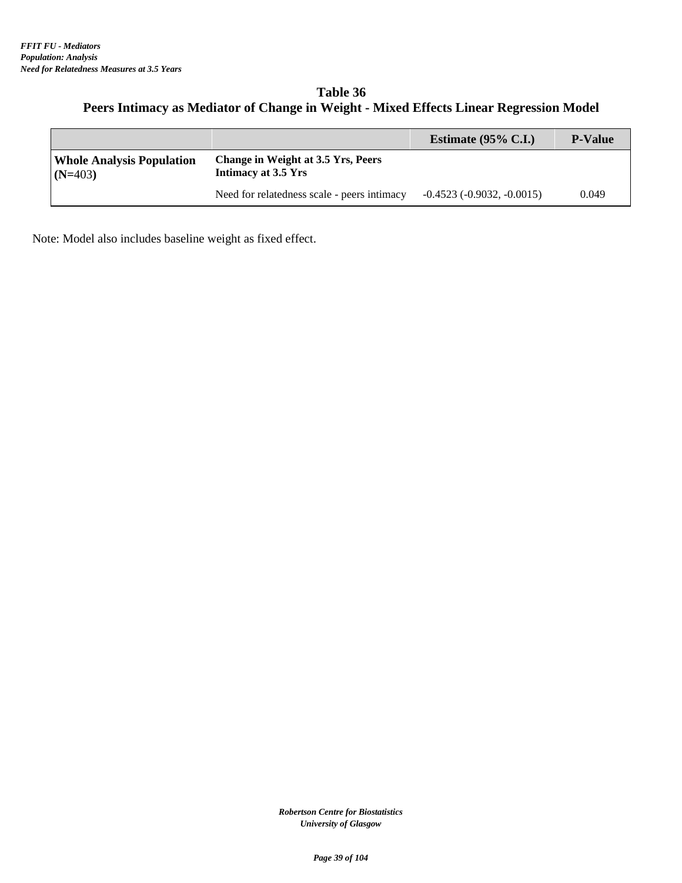*FFIT FU - Mediators*
*Population: Analysis*
*Need for Relatedness Measures at 3.5 Years*

## Table 36
## Peers Intimacy as Mediator of Change in Weight - Mixed Effects Linear Regression Model

| | | Estimate (95% C.I.) | P-Value |
|---|---|---|---|
| **Whole Analysis Population (N=403)** | **Change in Weight at 3.5 Yrs, Peers Intimacy at 3.5 Yrs** | | |
| | Need for relatedness scale - peers intimacy | -0.4523 (-0.9032, -0.0015) | 0.049 |

Note: Model also includes baseline weight as fixed effect.

*Robertson Centre for Biostatistics*
*University of Glasgow*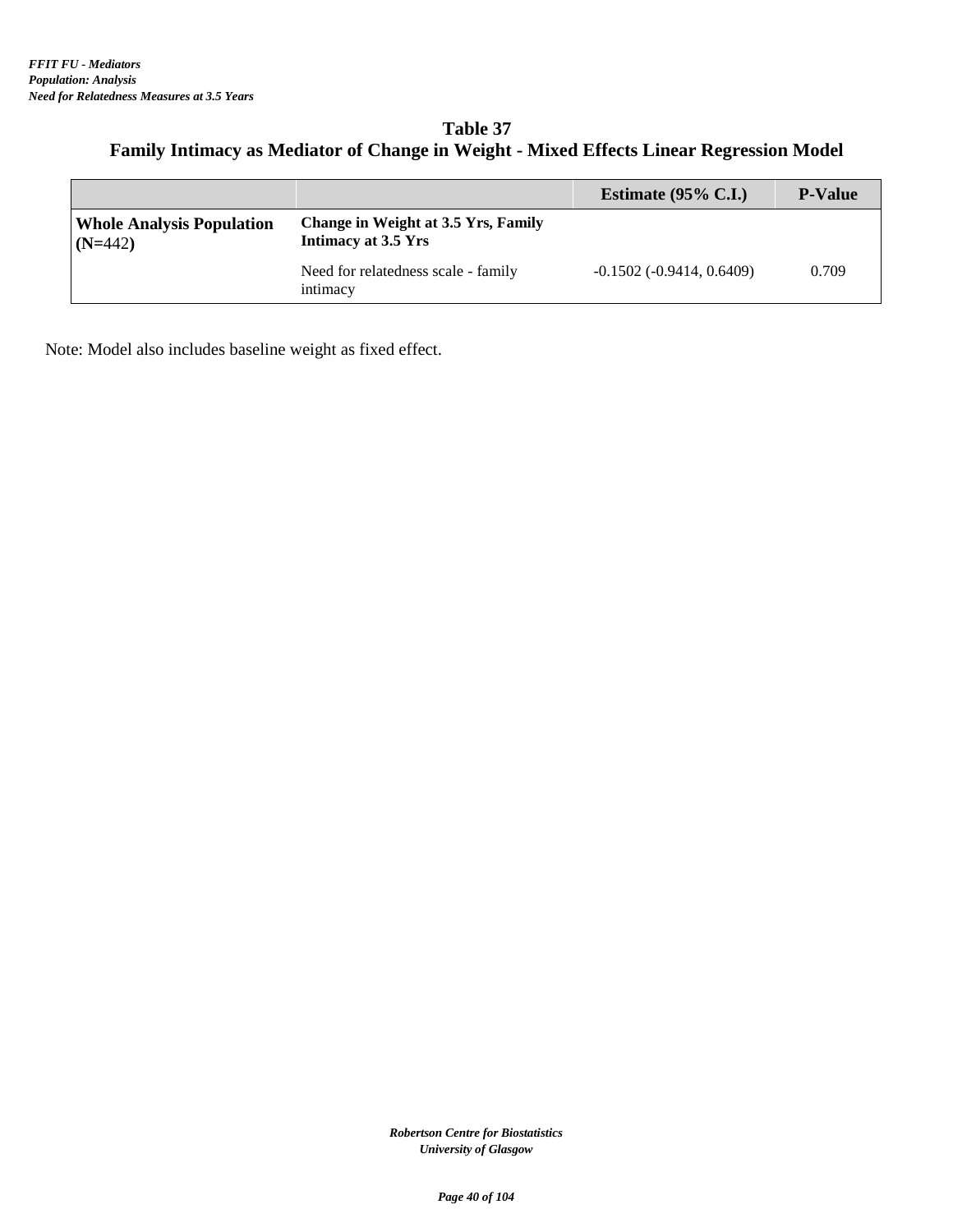*FFIT FU - Mediators*
*Population: Analysis*
*Need for Relatedness Measures at 3.5 Years*

## Table 37
## Family Intimacy as Mediator of Change in Weight - Mixed Effects Linear Regression Model

| | | Estimate (95% C.I.) | P-Value |
|---|---|---|---|
| **Whole Analysis Population (N=442)** | **Change in Weight at 3.5 Yrs, Family Intimacy at 3.5 Yrs** | | |
| | Need for relatedness scale - family intimacy | -0.1502 (-0.9414, 0.6409) | 0.709 |

Note: Model also includes baseline weight as fixed effect.

*Robertson Centre for Biostatistics*
*University of Glasgow*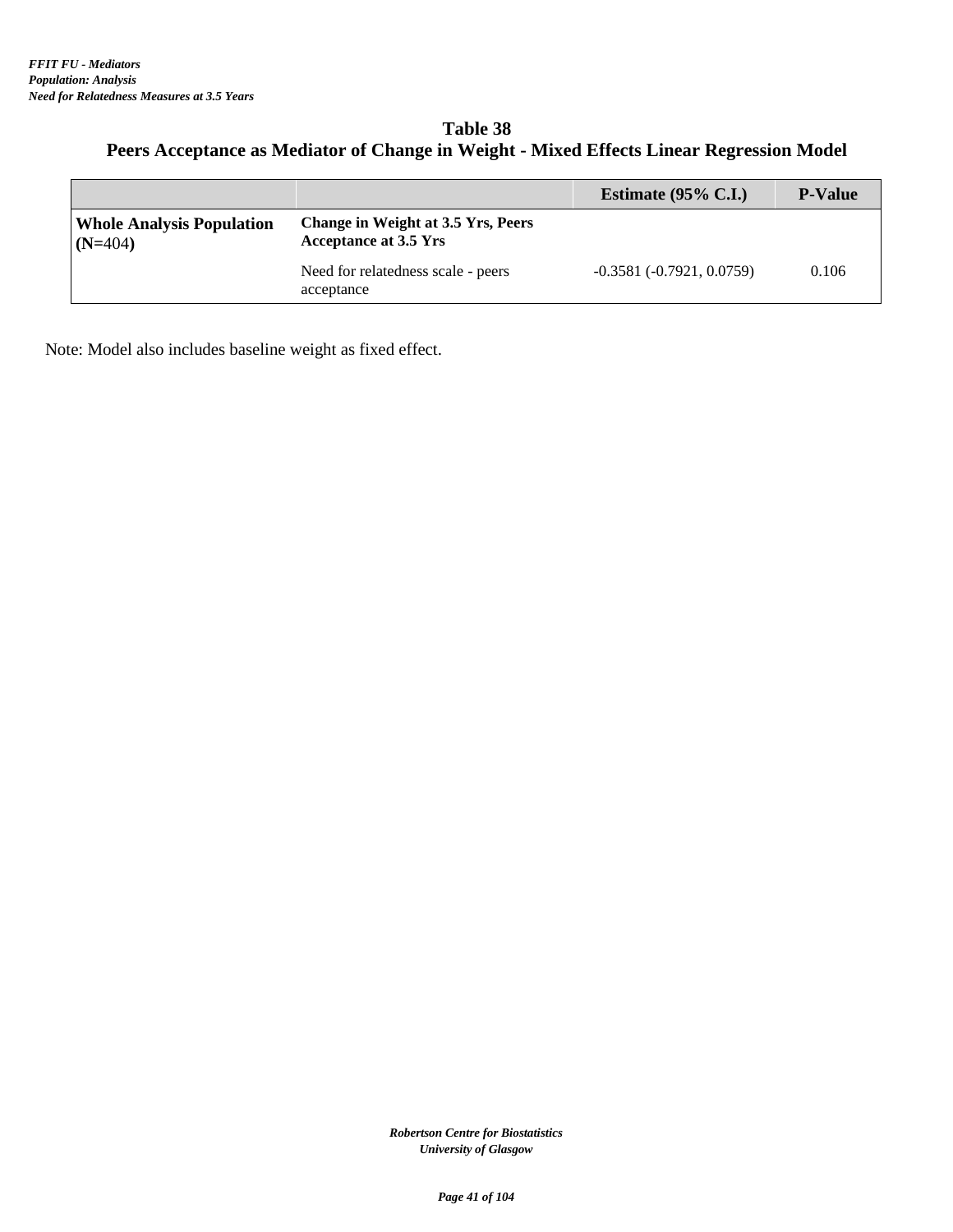*FFIT FU - Mediators*
*Population: Analysis*
*Need for Relatedness Measures at 3.5 Years*

## Table 38
## Peers Acceptance as Mediator of Change in Weight - Mixed Effects Linear Regression Model

| | | Estimate (95% C.I.) | P-Value |
|---|---|---|---|
| **Whole Analysis Population (N=404)** | **Change in Weight at 3.5 Yrs, Peers Acceptance at 3.5 Yrs** | | |
| | Need for relatedness scale - peers acceptance | -0.3581 (-0.7921, 0.0759) | 0.106 |

Note: Model also includes baseline weight as fixed effect.

*Robertson Centre for Biostatistics*
*University of Glasgow*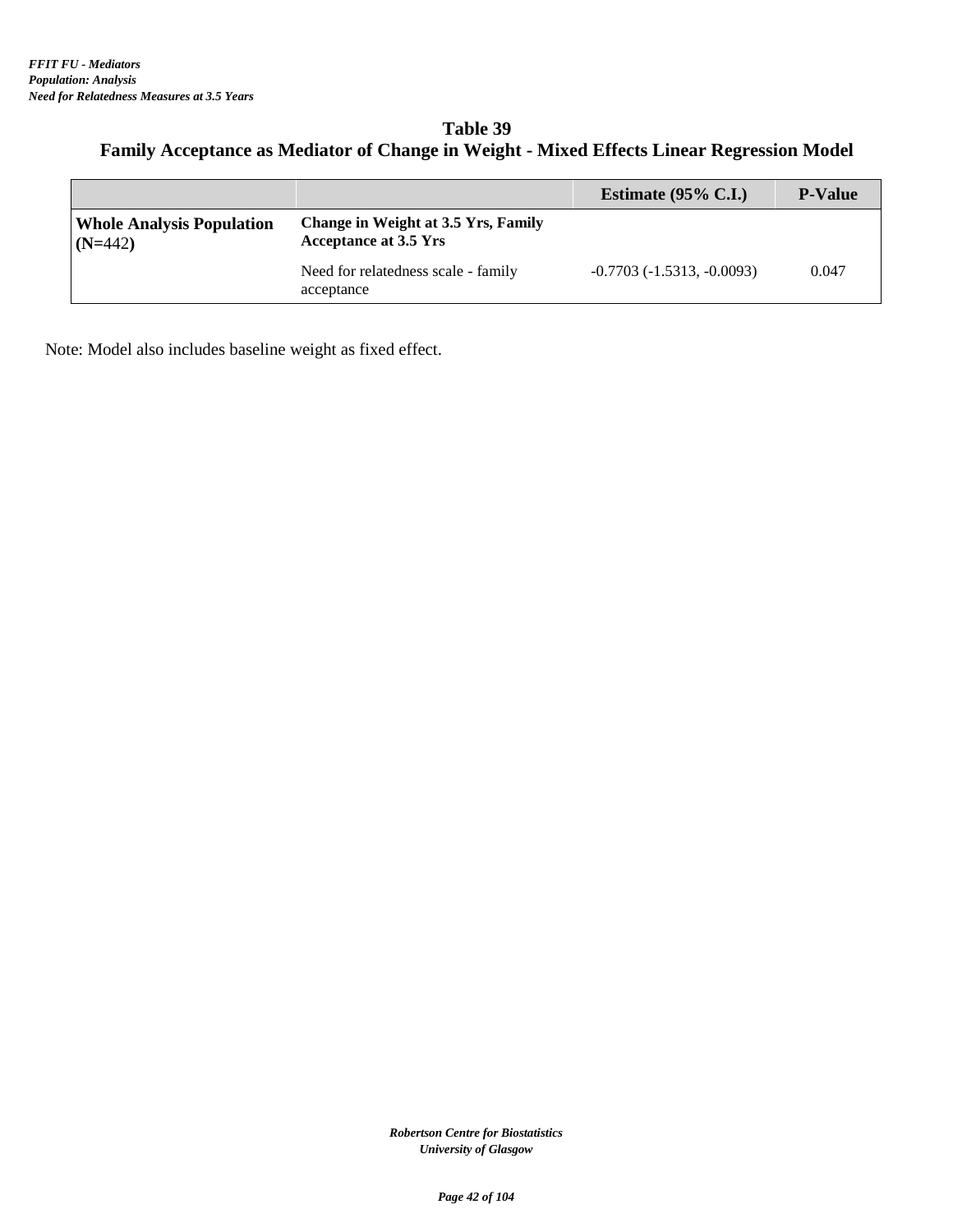*FFIT FU - Mediators*
*Population: Analysis*
*Need for Relatedness Measures at 3.5 Years*

## Table 39
## Family Acceptance as Mediator of Change in Weight - Mixed Effects Linear Regression Model

| | | Estimate (95% C.I.) | P-Value |
|---|---|---|---|
| **Whole Analysis Population (N=442)** | **Change in Weight at 3.5 Yrs, Family Acceptance at 3.5 Yrs** | | |
| | Need for relatedness scale - family acceptance | -0.7703 (-1.5313, -0.0093) | 0.047 |

Note: Model also includes baseline weight as fixed effect.

*Robertson Centre for Biostatistics*
*University of Glasgow*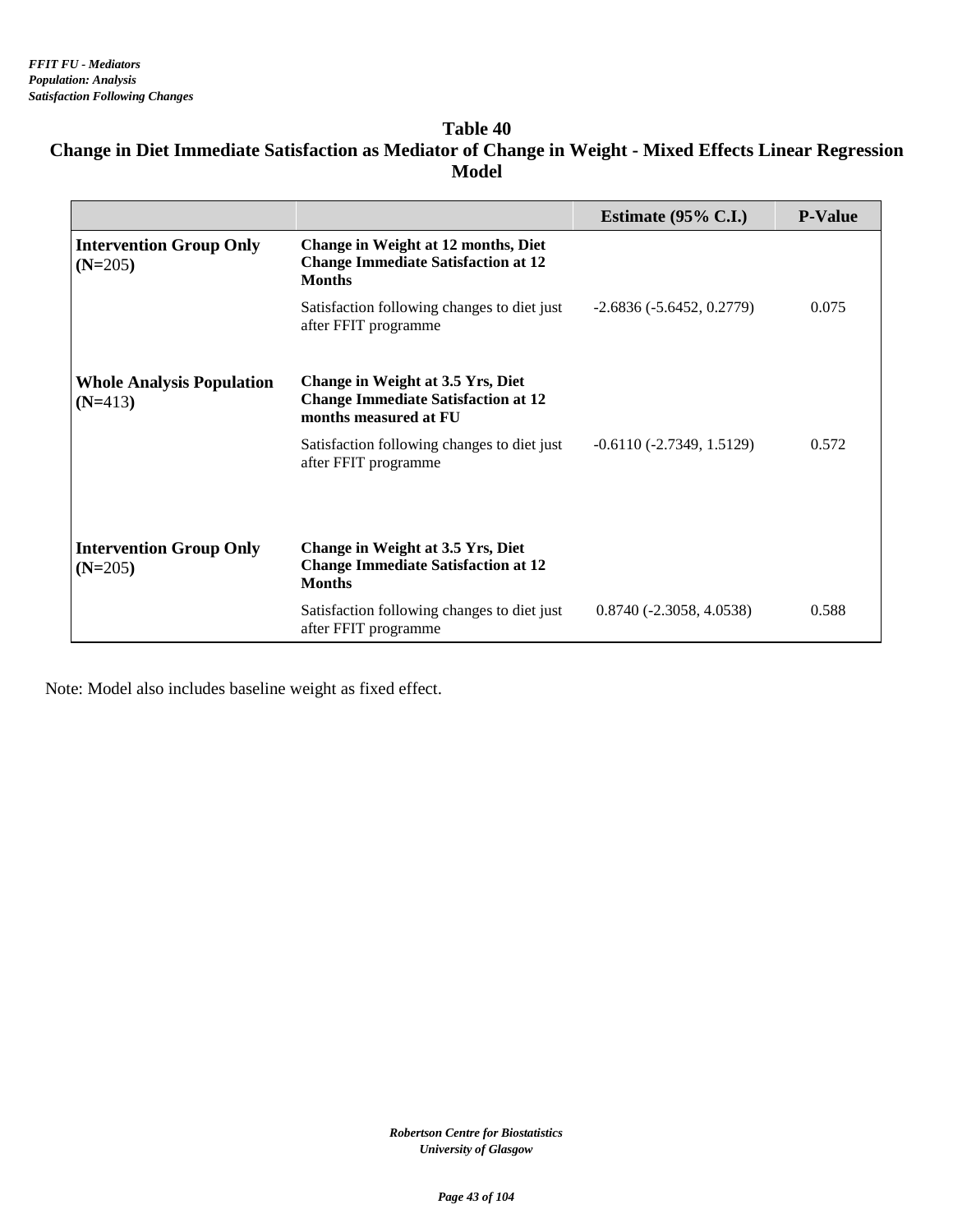*FFIT FU - Mediators*
*Population: Analysis*
*Satisfaction Following Changes*

## Table 40
## Change in Diet Immediate Satisfaction as Mediator of Change in Weight - Mixed Effects Linear Regression Model

| | | Estimate (95% C.I.) | P-Value |
|---|---|---|---|
| **Intervention Group Only (N=205)** | **Change in Weight at 12 months, Diet Change Immediate Satisfaction at 12 Months** | | |
| | Satisfaction following changes to diet just after FFIT programme | -2.6836 (-5.6452, 0.2779) | 0.075 |
| **Whole Analysis Population (N=413)** | **Change in Weight at 3.5 Yrs, Diet Change Immediate Satisfaction at 12 months measured at FU** | | |
| | Satisfaction following changes to diet just after FFIT programme | -0.6110 (-2.7349, 1.5129) | 0.572 |
| **Intervention Group Only (N=205)** | **Change in Weight at 3.5 Yrs, Diet Change Immediate Satisfaction at 12 Months** | | |
| | Satisfaction following changes to diet just after FFIT programme | 0.8740 (-2.3058, 4.0538) | 0.588 |

Note: Model also includes baseline weight as fixed effect.

*Robertson Centre for Biostatistics*
*University of Glasgow*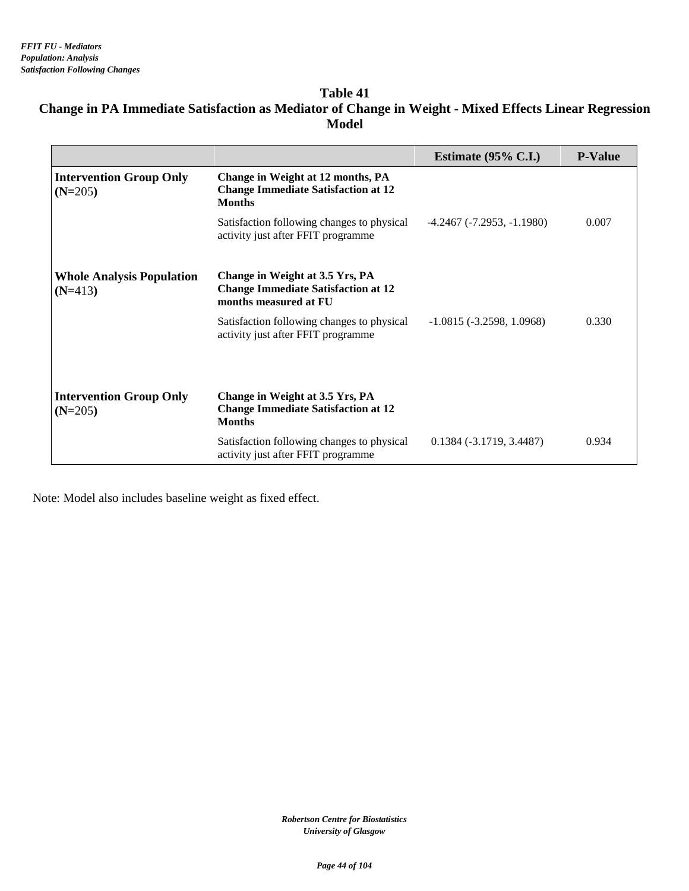*FFIT FU - Mediators*
*Population: Analysis*
*Satisfaction Following Changes*

# Table 41
## Change in PA Immediate Satisfaction as Mediator of Change in Weight - Mixed Effects Linear Regression Model

| | | Estimate (95% C.I.) | P-Value |
|---|---|---|---|
| **Intervention Group Only (N=205)** | **Change in Weight at 12 months, PA Change Immediate Satisfaction at 12 Months** | | |
| | Satisfaction following changes to physical activity just after FFIT programme | -4.2467 (-7.2953, -1.1980) | 0.007 |
| **Whole Analysis Population (N=413)** | **Change in Weight at 3.5 Yrs, PA Change Immediate Satisfaction at 12 months measured at FU** | | |
| | Satisfaction following changes to physical activity just after FFIT programme | -1.0815 (-3.2598, 1.0968) | 0.330 |
| **Intervention Group Only (N=205)** | **Change in Weight at 3.5 Yrs, PA Change Immediate Satisfaction at 12 Months** | | |
| | Satisfaction following changes to physical activity just after FFIT programme | 0.1384 (-3.1719, 3.4487) | 0.934 |

Note: Model also includes baseline weight as fixed effect.

*Robertson Centre for Biostatistics*
*University of Glasgow*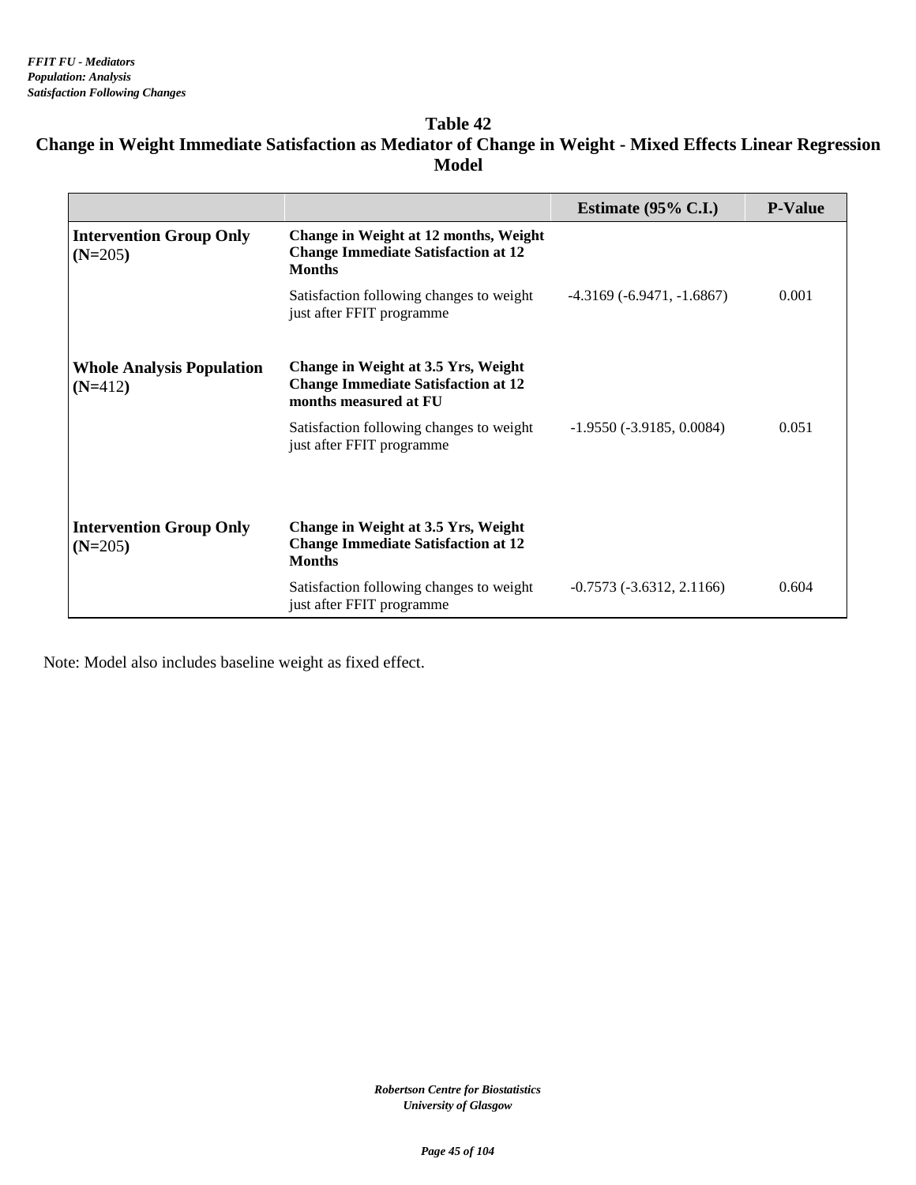*FFIT FU - Mediators*
*Population: Analysis*
*Satisfaction Following Changes*

## Table 42
## Change in Weight Immediate Satisfaction as Mediator of Change in Weight - Mixed Effects Linear Regression Model

| | | Estimate (95% C.I.) | P-Value |
|---|---|---|---|
| **Intervention Group Only (N=205)** | **Change in Weight at 12 months, Weight Change Immediate Satisfaction at 12 Months** | | |
| | Satisfaction following changes to weight just after FFIT programme | -4.3169 (-6.9471, -1.6867) | 0.001 |
| **Whole Analysis Population (N=412)** | **Change in Weight at 3.5 Yrs, Weight Change Immediate Satisfaction at 12 months measured at FU** | | |
| | Satisfaction following changes to weight just after FFIT programme | -1.9550 (-3.9185, 0.0084) | 0.051 |
| **Intervention Group Only (N=205)** | **Change in Weight at 3.5 Yrs, Weight Change Immediate Satisfaction at 12 Months** | | |
| | Satisfaction following changes to weight just after FFIT programme | -0.7573 (-3.6312, 2.1166) | 0.604 |

Note: Model also includes baseline weight as fixed effect.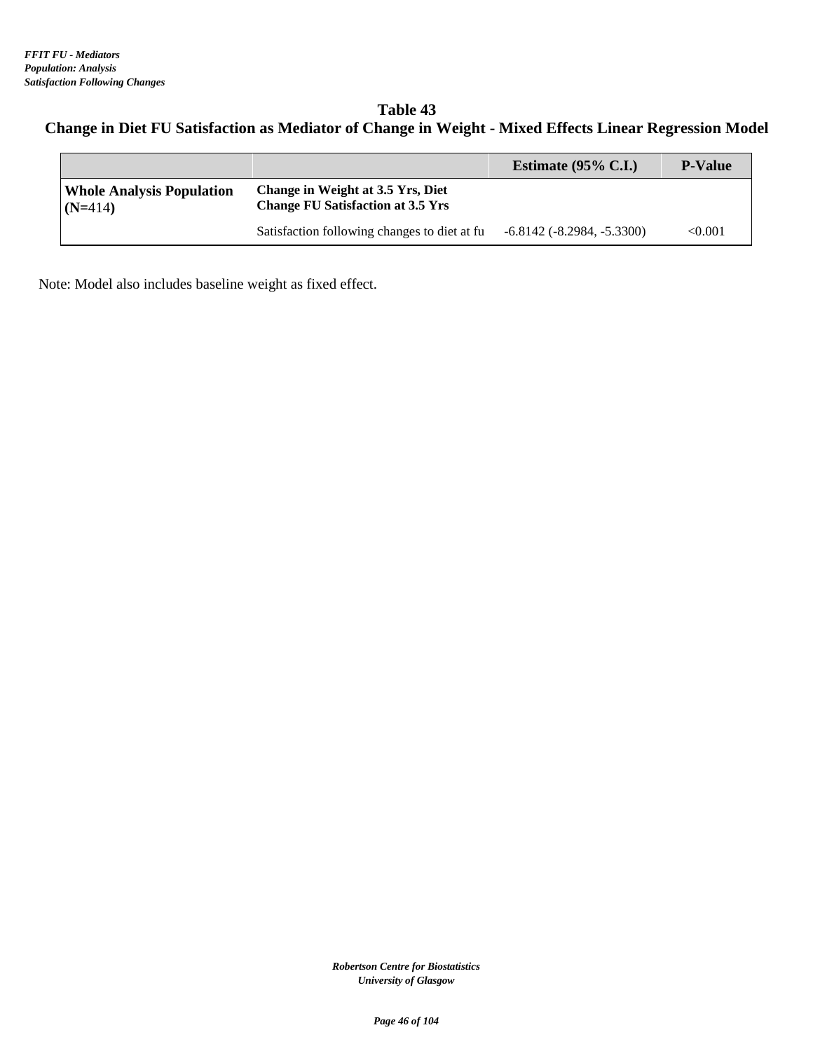*FFIT FU - Mediators*
*Population: Analysis*
*Satisfaction Following Changes*

## Table 43
## Change in Diet FU Satisfaction as Mediator of Change in Weight - Mixed Effects Linear Regression Model

| | | Estimate (95% C.I.) | P-Value |
|---|---|---|---|
| **Whole Analysis Population (N=414)** | **Change in Weight at 3.5 Yrs, Diet Change FU Satisfaction at 3.5 Yrs** | | |
| | Satisfaction following changes to diet at fu | -6.8142 (-8.2984, -5.3300) | <0.001 |

Note: Model also includes baseline weight as fixed effect.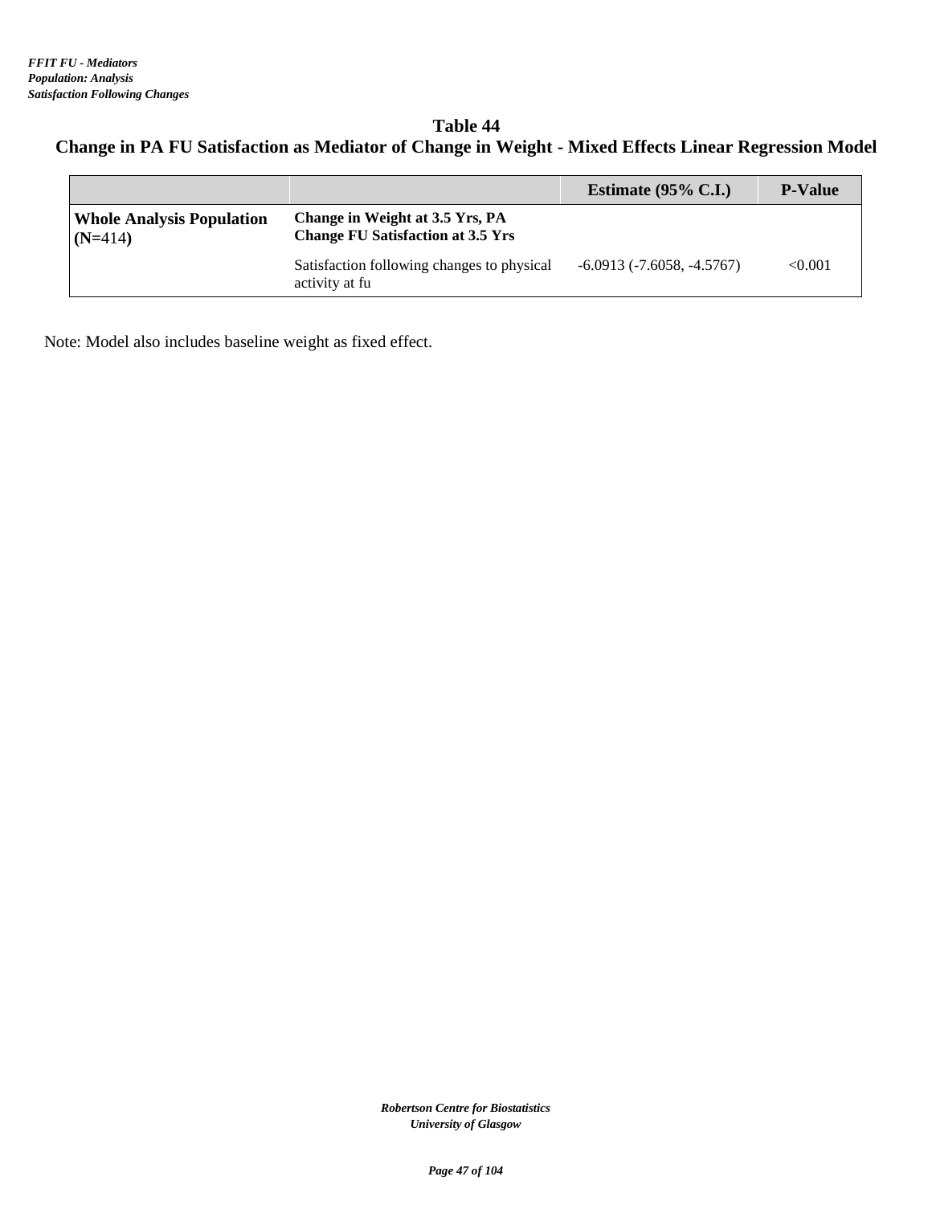*FFIT FU - Mediators*
*Population: Analysis*
*Satisfaction Following Changes*

# Table 44
## Change in PA FU Satisfaction as Mediator of Change in Weight - Mixed Effects Linear Regression Model

| | | Estimate (95% C.I.) | P-Value |
|---|---|---|---|
| **Whole Analysis Population (N=414)** | **Change in Weight at 3.5 Yrs, PA Change FU Satisfaction at 3.5 Yrs** | | |
| | Satisfaction following changes to physical activity at fu | -6.0913 (-7.6058, -4.5767) | <0.001 |

Note: Model also includes baseline weight as fixed effect.

*Robertson Centre for Biostatistics*
*University of Glasgow*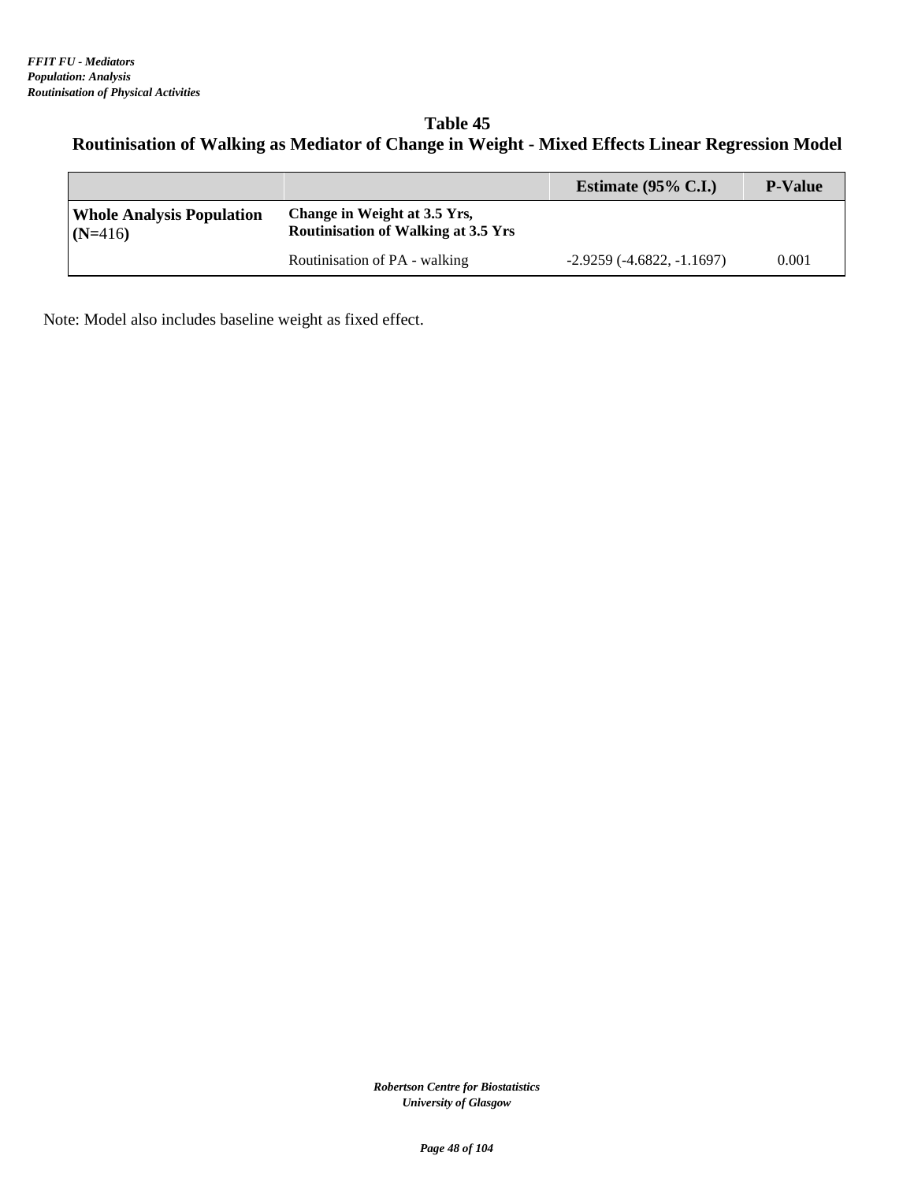*FFIT FU - Mediators*
*Population: Analysis*
*Routinisation of Physical Activities*

## Table 45
## Routinisation of Walking as Mediator of Change in Weight - Mixed Effects Linear Regression Model

| | | Estimate (95% C.I.) | P-Value |
|---|---|---|---|
| **Whole Analysis Population (N=416)** | **Change in Weight at 3.5 Yrs, Routinisation of Walking at 3.5 Yrs** | | |
| | Routinisation of PA - walking | -2.9259 (-4.6822, -1.1697) | 0.001 |

Note: Model also includes baseline weight as fixed effect.

*Robertson Centre for Biostatistics*
*University of Glasgow*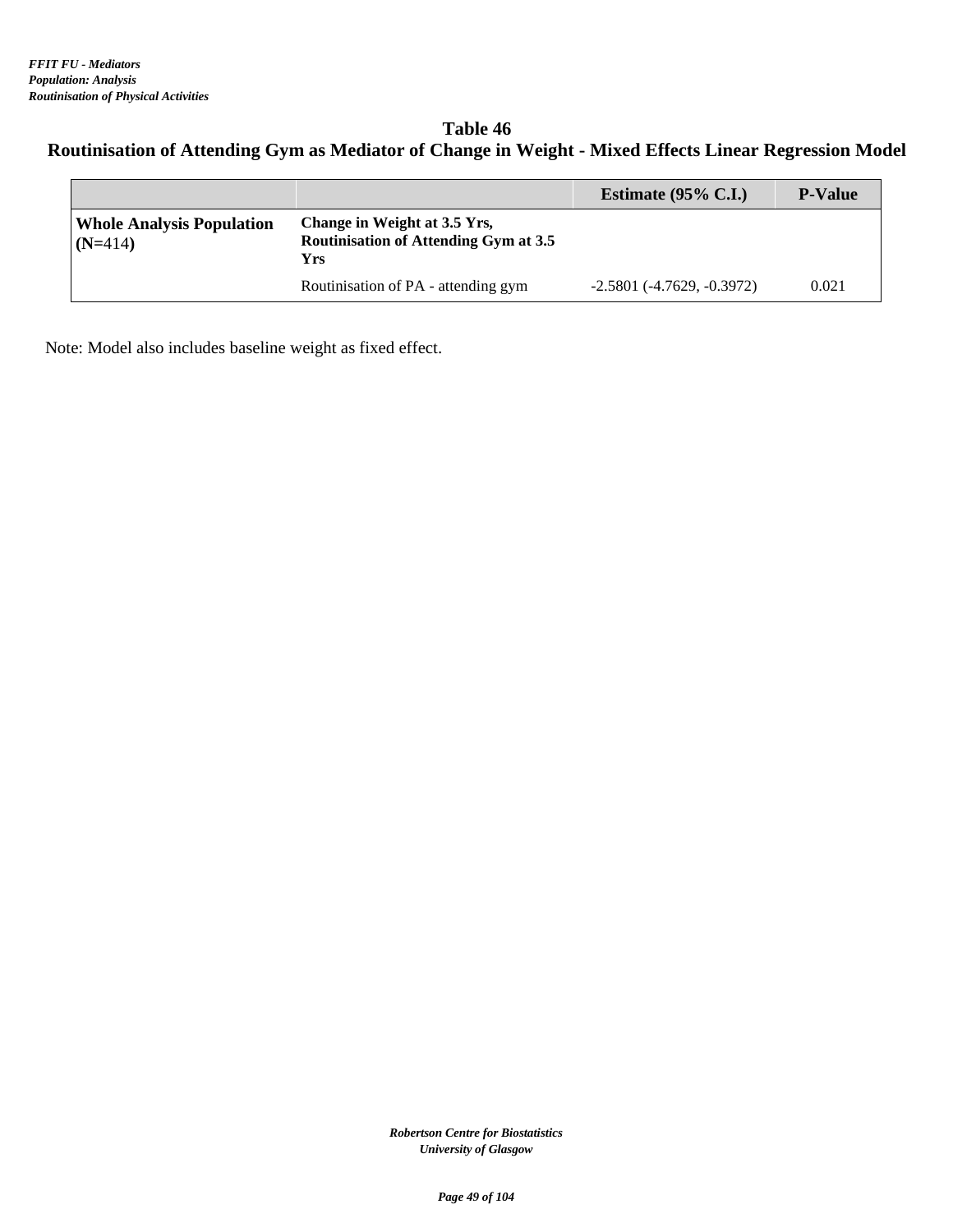*FFIT FU - Mediators*
*Population: Analysis*
*Routinisation of Physical Activities*

## Table 46
## Routinisation of Attending Gym as Mediator of Change in Weight - Mixed Effects Linear Regression Model

| | | Estimate (95% C.I.) | P-Value |
|---|---|---|---|
| **Whole Analysis Population (N=414)** | **Change in Weight at 3.5 Yrs, Routinisation of Attending Gym at 3.5 Yrs** | | |
| | Routinisation of PA - attending gym | -2.5801 (-4.7629, -0.3972) | 0.021 |

Note: Model also includes baseline weight as fixed effect.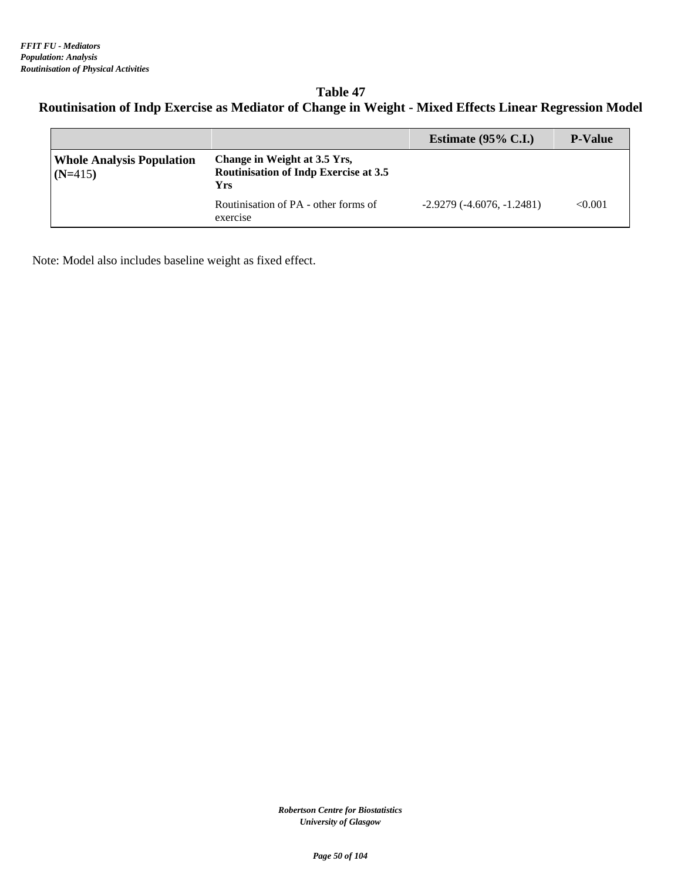*FFIT FU - Mediators*
*Population: Analysis*
*Routinisation of Physical Activities*

## Table 47
## Routinisation of Indp Exercise as Mediator of Change in Weight - Mixed Effects Linear Regression Model

| | | Estimate (95% C.I.) | P-Value |
|---|---|---|---|
| **Whole Analysis Population (N=415)** | **Change in Weight at 3.5 Yrs, Routinisation of Indp Exercise at 3.5 Yrs** | | |
| | Routinisation of PA - other forms of exercise | -2.9279 (-4.6076, -1.2481) | <0.001 |

Note: Model also includes baseline weight as fixed effect.

*Robertson Centre for Biostatistics*
*University of Glasgow*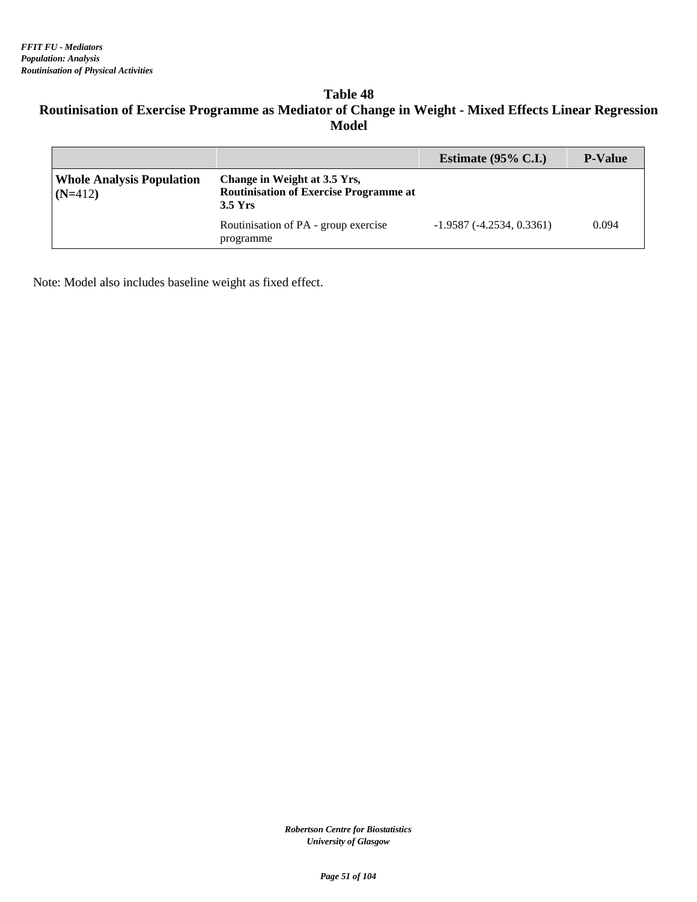*FFIT FU - Mediators*
*Population: Analysis*
*Routinisation of Physical Activities*

## Table 48
## Routinisation of Exercise Programme as Mediator of Change in Weight - Mixed Effects Linear Regression Model

| | | Estimate (95% C.I.) | P-Value |
|---|---|---|---|
| **Whole Analysis Population (N=412)** | **Change in Weight at 3.5 Yrs, Routinisation of Exercise Programme at 3.5 Yrs** | | |
| | Routinisation of PA - group exercise programme | -1.9587 (-4.2534, 0.3361) | 0.094 |

Note: Model also includes baseline weight as fixed effect.

*Robertson Centre for Biostatistics*
*University of Glasgow*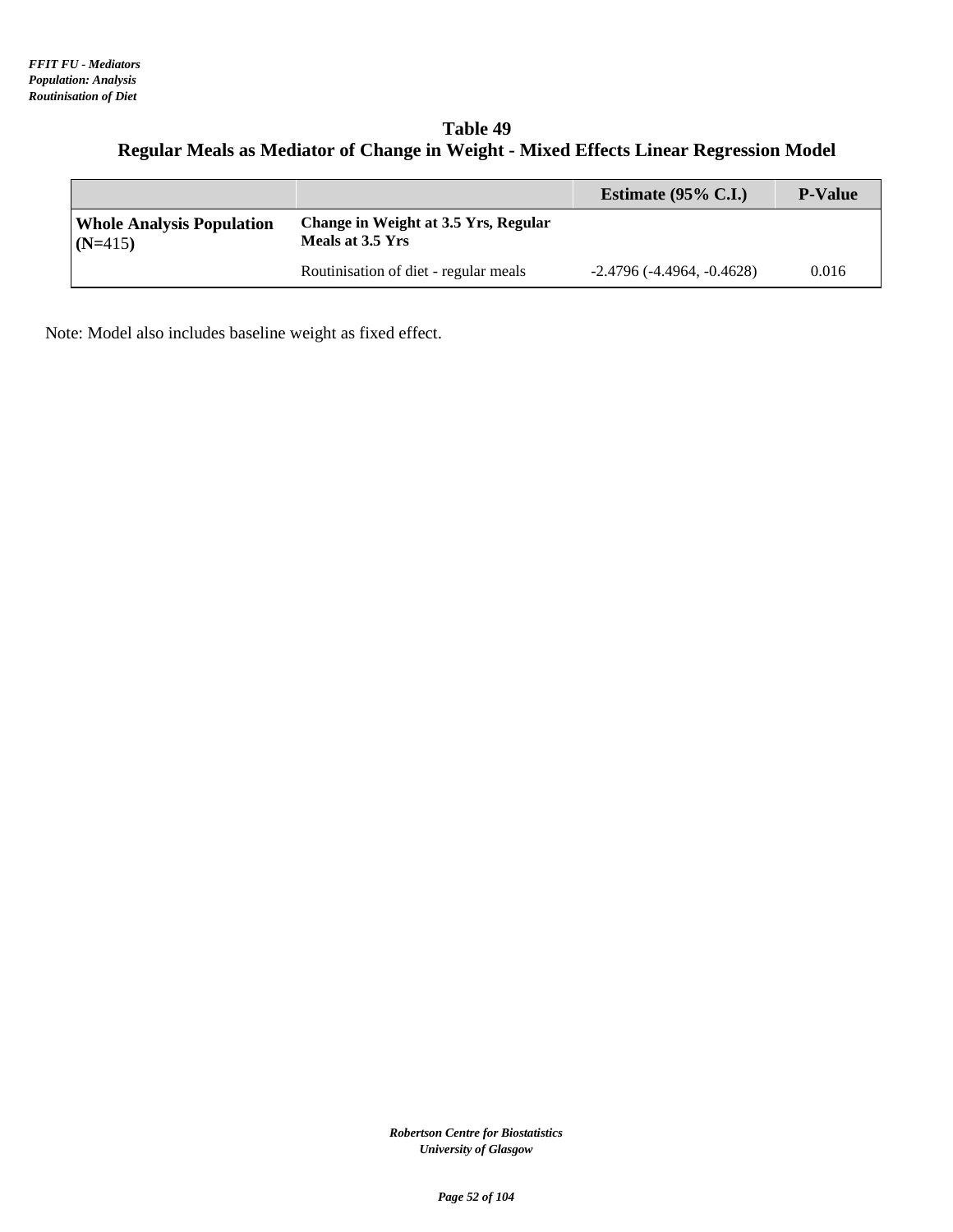*FFIT FU - Mediators*
*Population: Analysis*
*Routinisation of Diet*

## Table 49
## Regular Meals as Mediator of Change in Weight - Mixed Effects Linear Regression Model

| | | Estimate (95% C.I.) | P-Value |
|---|---|---|---|
| **Whole Analysis Population (N=415)** | **Change in Weight at 3.5 Yrs, Regular Meals at 3.5 Yrs** | | |
| | Routinisation of diet - regular meals | -2.4796 (-4.4964, -0.4628) | 0.016 |

Note: Model also includes baseline weight as fixed effect.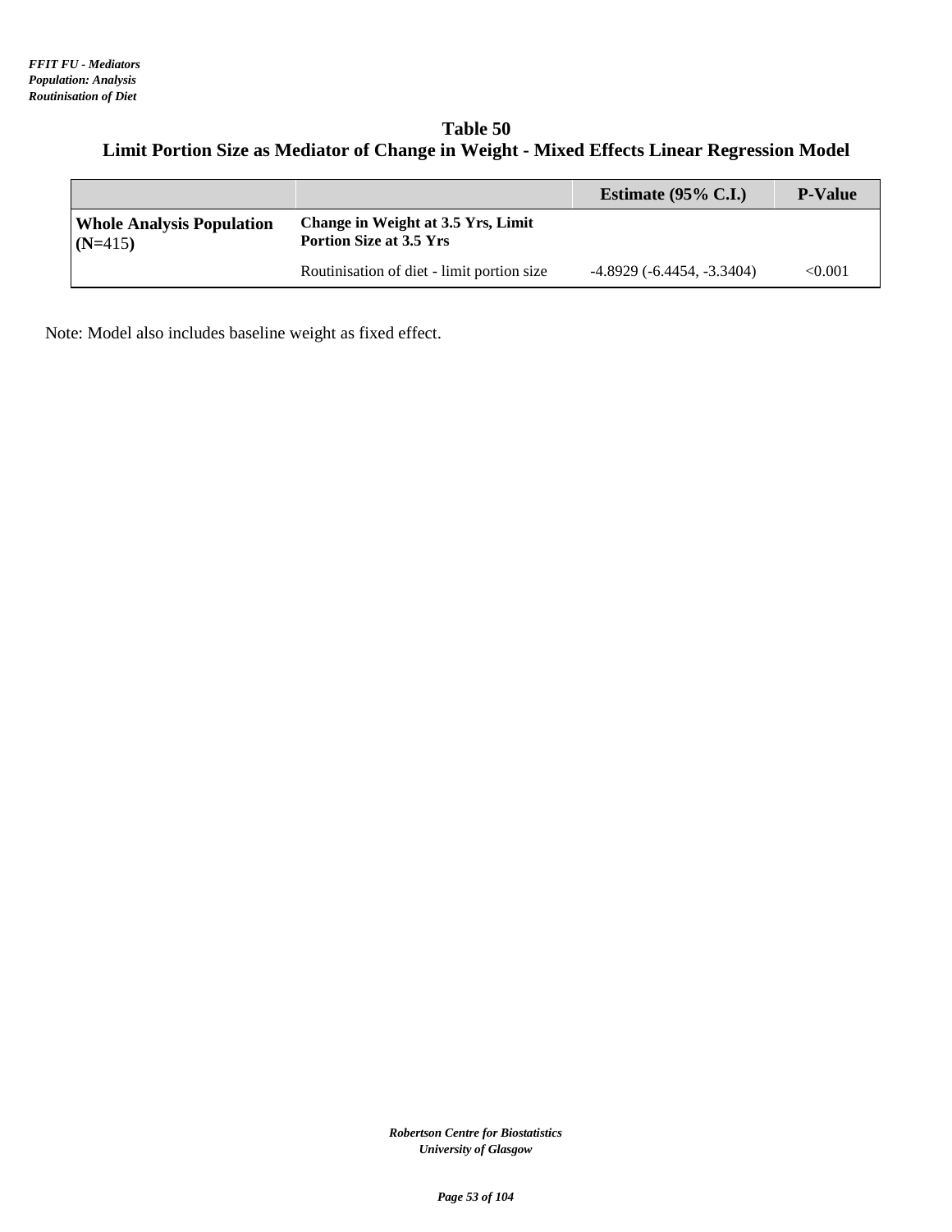## Table 50
## Limit Portion Size as Mediator of Change in Weight - Mixed Effects Linear Regression Model

| | | Estimate (95% C.I.) | P-Value |
|---|---|---|---|
| **Whole Analysis Population (N=415)** | **Change in Weight at 3.5 Yrs, Limit Portion Size at 3.5 Yrs** | | |
| | Routinisation of diet - limit portion size | -4.8929 (-6.4454, -3.3404) | <0.001 |

Note: Model also includes baseline weight as fixed effect.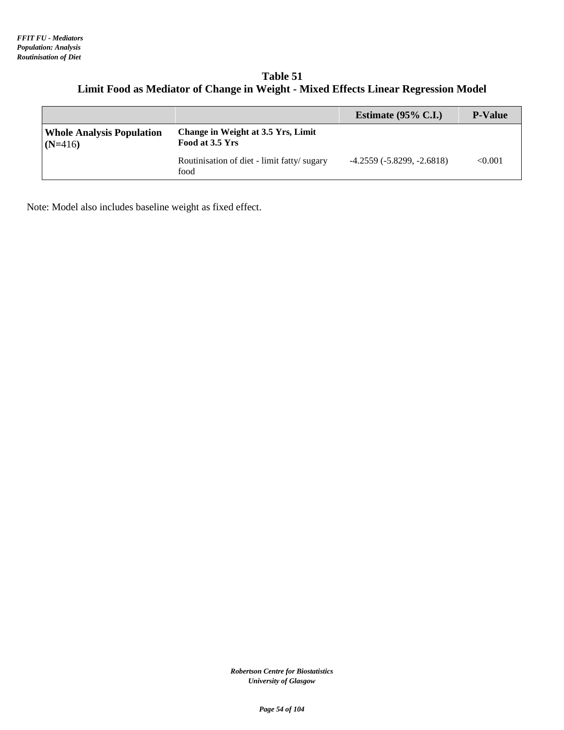*FFIT FU - Mediators*
*Population: Analysis*
*Routinisation of Diet*

## Table 51
## Limit Food as Mediator of Change in Weight - Mixed Effects Linear Regression Model

| | | Estimate (95% C.I.) | P-Value |
|---|---|---|---|
| **Whole Analysis Population (N=416)** | **Change in Weight at 3.5 Yrs, Limit Food at 3.5 Yrs** | | |
| | Routinisation of diet - limit fatty/ sugary food | -4.2559 (-5.8299, -2.6818) | <0.001 |

Note: Model also includes baseline weight as fixed effect.

*Robertson Centre for Biostatistics*
*University of Glasgow*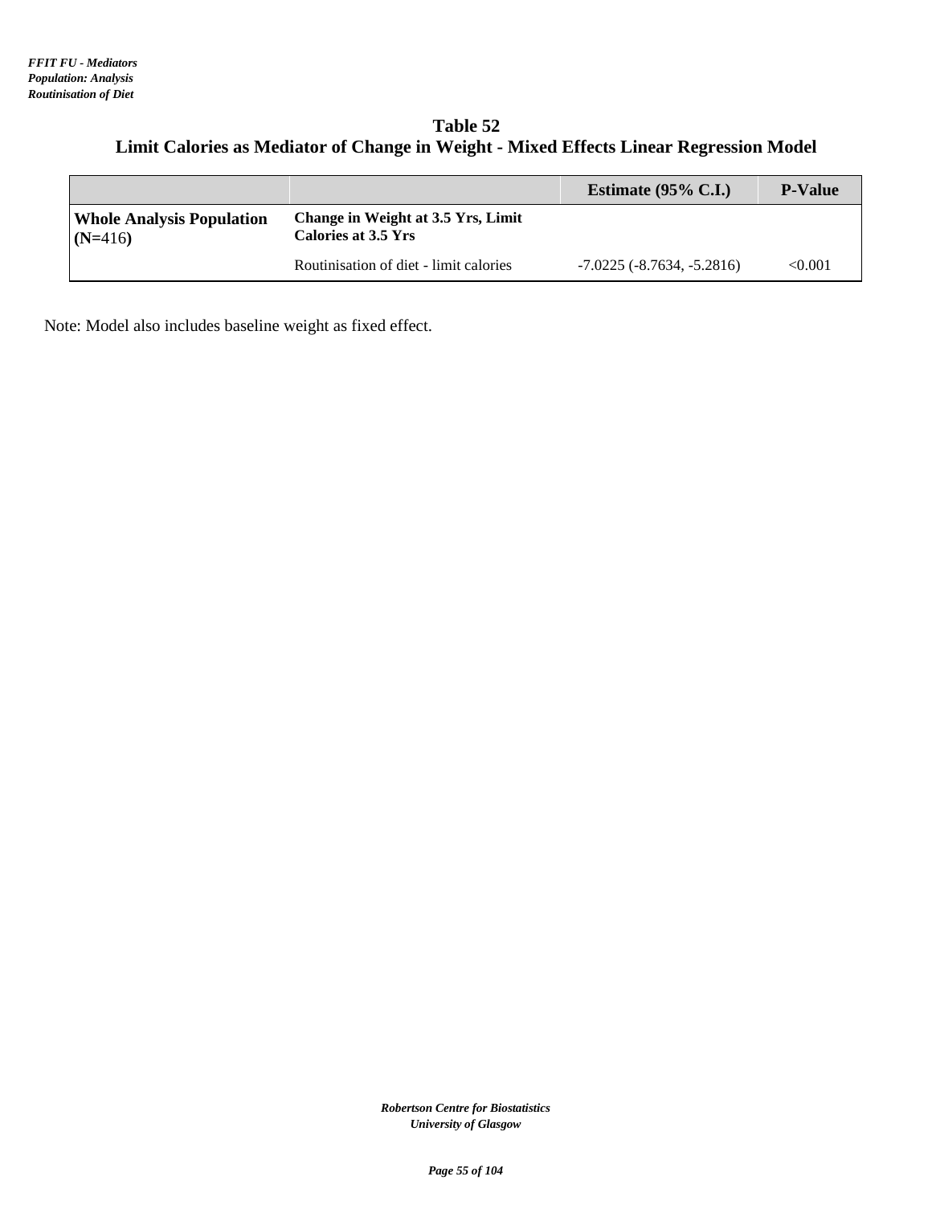*FFIT FU - Mediators*
*Population: Analysis*
*Routinisation of Diet*

## Table 52
## Limit Calories as Mediator of Change in Weight - Mixed Effects Linear Regression Model

| | | Estimate (95% C.I.) | P-Value |
|---|---|---|---|
| **Whole Analysis Population (N=416)** | **Change in Weight at 3.5 Yrs, Limit Calories at 3.5 Yrs** | | |
| | Routinisation of diet - limit calories | -7.0225 (-8.7634, -5.2816) | <0.001 |

Note: Model also includes baseline weight as fixed effect.

*Robertson Centre for Biostatistics*
*University of Glasgow*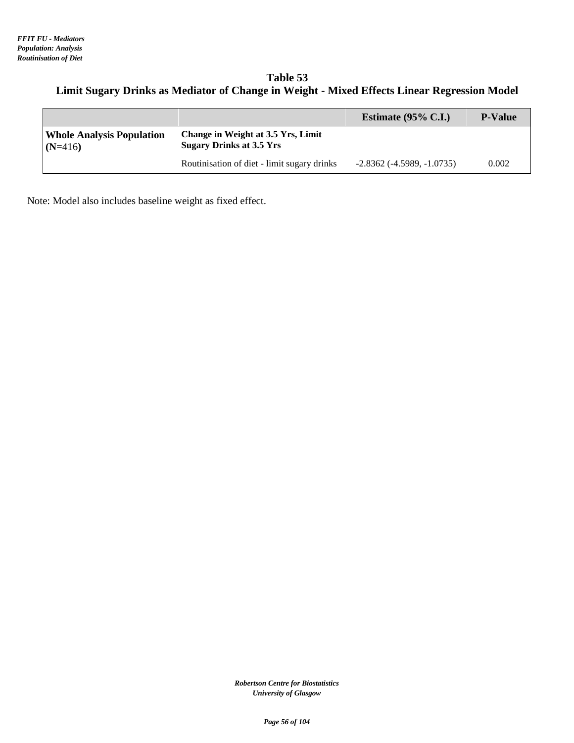*FFIT FU - Mediators*
*Population: Analysis*
*Routinisation of Diet*

## Table 53
## Limit Sugary Drinks as Mediator of Change in Weight - Mixed Effects Linear Regression Model

| | | Estimate (95% C.I.) | P-Value |
|---|---|---|---|
| **Whole Analysis Population (N=416)** | **Change in Weight at 3.5 Yrs, Limit Sugary Drinks at 3.5 Yrs** | | |
| | Routinisation of diet - limit sugary drinks | -2.8362 (-4.5989, -1.0735) | 0.002 |

Note: Model also includes baseline weight as fixed effect.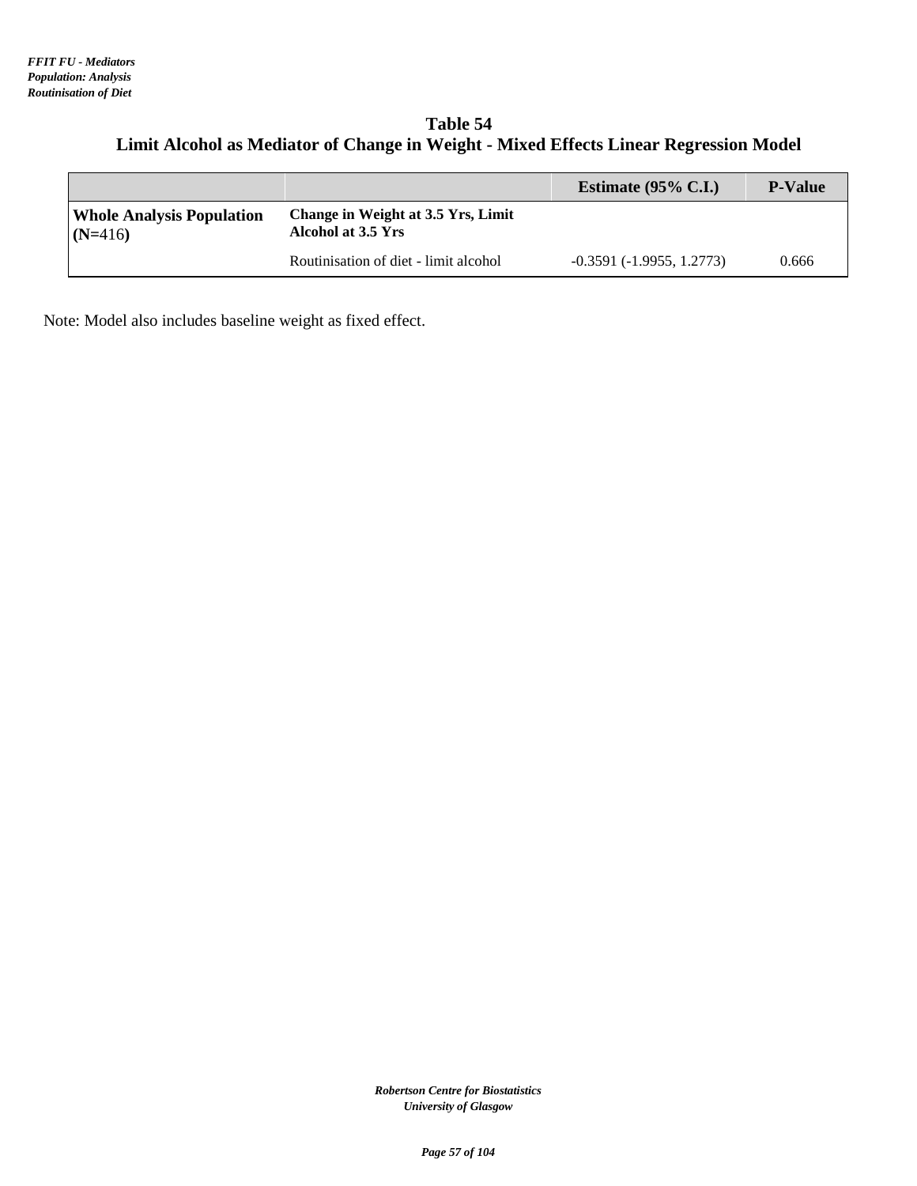*FFIT FU - Mediators*
*Population: Analysis*
*Routinisation of Diet*

## Table 54
## Limit Alcohol as Mediator of Change in Weight - Mixed Effects Linear Regression Model

| | | Estimate (95% C.I.) | P-Value |
|---|---|---|---|
| **Whole Analysis Population (N=416)** | **Change in Weight at 3.5 Yrs, Limit Alcohol at 3.5 Yrs** | | |
| | Routinisation of diet - limit alcohol | -0.3591 (-1.9955, 1.2773) | 0.666 |

Note: Model also includes baseline weight as fixed effect.

*Robertson Centre for Biostatistics*
*University of Glasgow*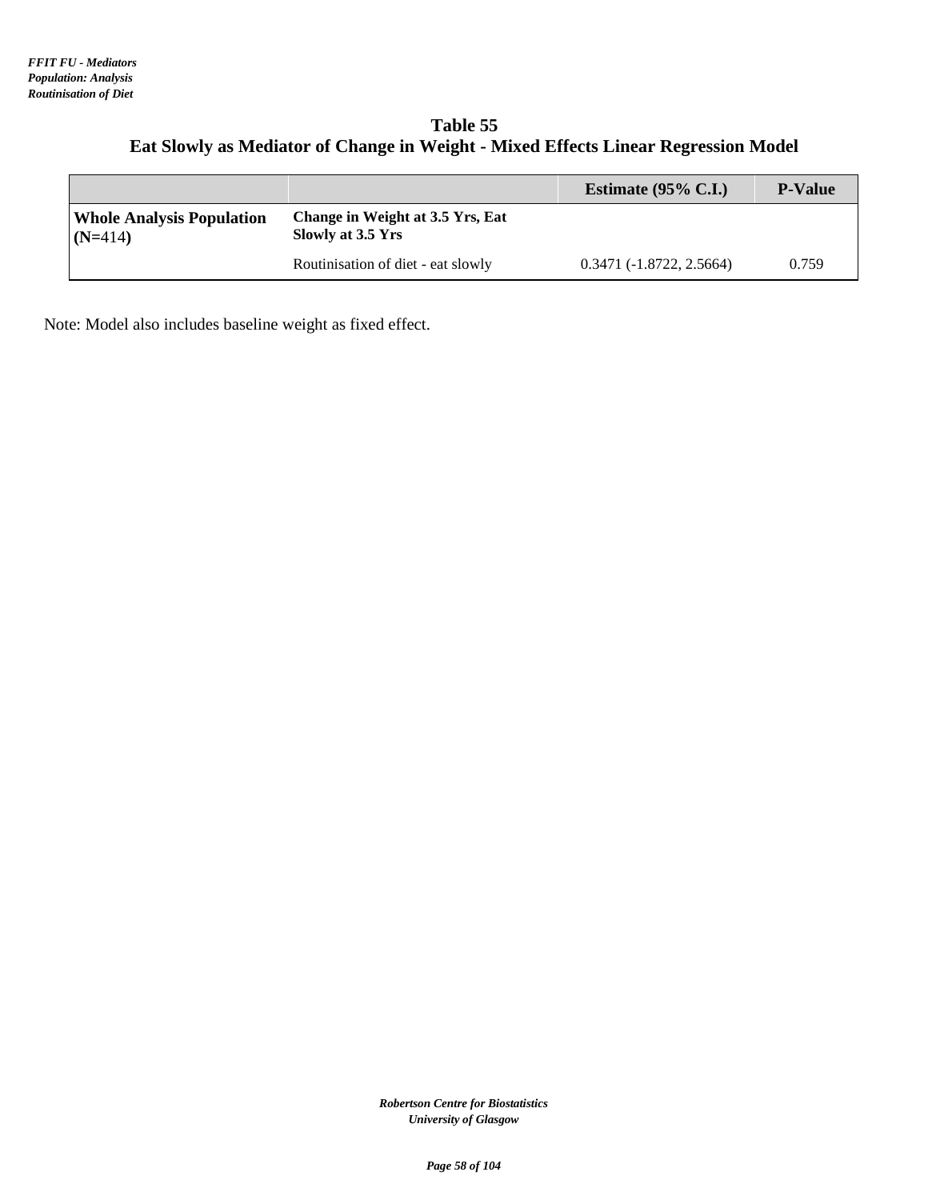*FFIT FU - Mediators*
*Population: Analysis*
*Routinisation of Diet*

## Table 55
## Eat Slowly as Mediator of Change in Weight - Mixed Effects Linear Regression Model

| | | Estimate (95% C.I.) | P-Value |
|---|---|---|---|
| **Whole Analysis Population (N=414)** | **Change in Weight at 3.5 Yrs, Eat Slowly at 3.5 Yrs** | | |
| | Routinisation of diet - eat slowly | 0.3471 (-1.8722, 2.5664) | 0.759 |

Note: Model also includes baseline weight as fixed effect.

*Robertson Centre for Biostatistics*
*University of Glasgow*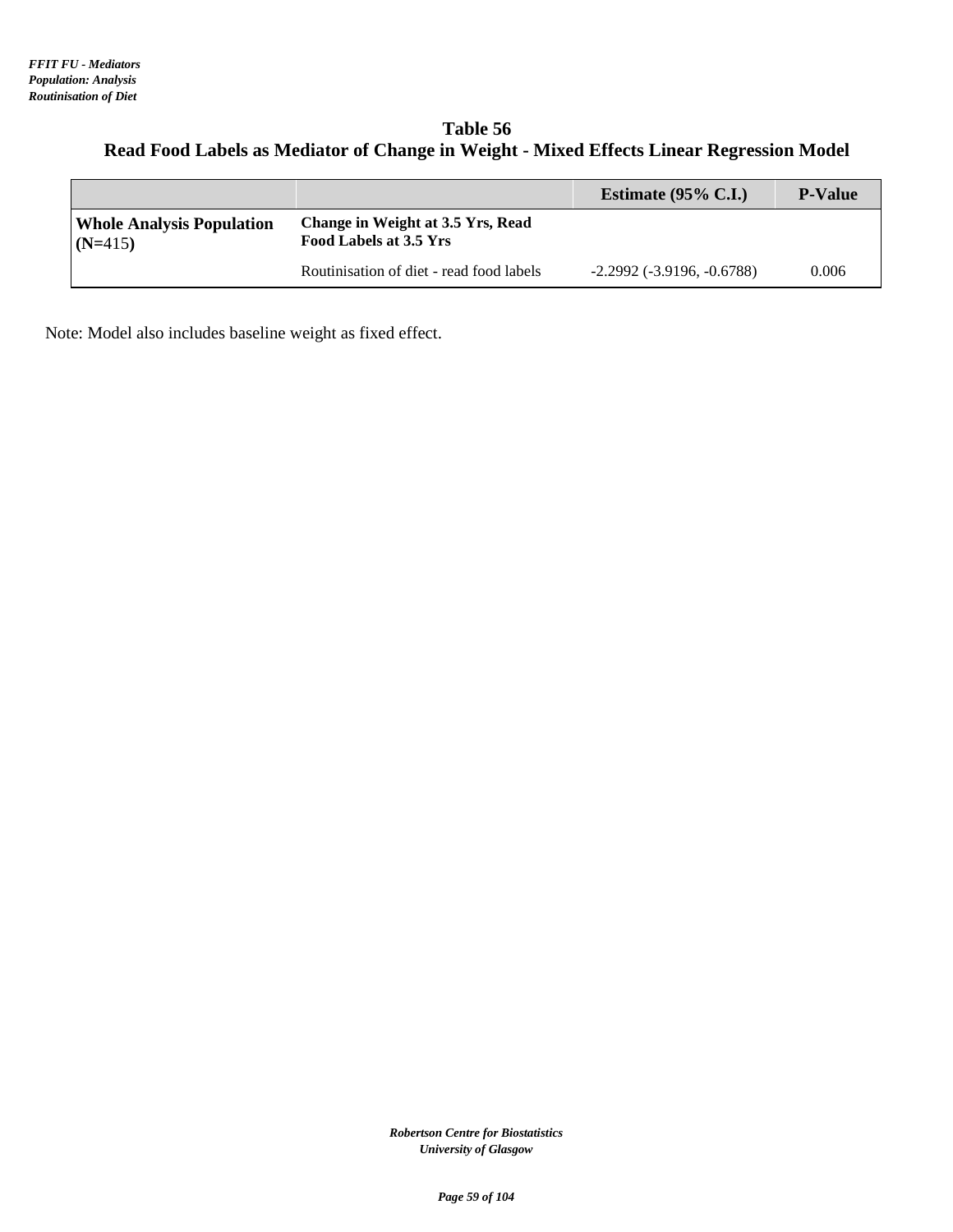*FFIT FU - Mediators*
*Population: Analysis*
*Routinisation of Diet*

# Table 56
## Read Food Labels as Mediator of Change in Weight - Mixed Effects Linear Regression Model

| | | Estimate (95% C.I.) | P-Value |
|---|---|---|---|
| **Whole Analysis Population (N=415)** | **Change in Weight at 3.5 Yrs, Read Food Labels at 3.5 Yrs** | | |
| | Routinisation of diet - read food labels | -2.2992 (-3.9196, -0.6788) | 0.006 |

Note: Model also includes baseline weight as fixed effect.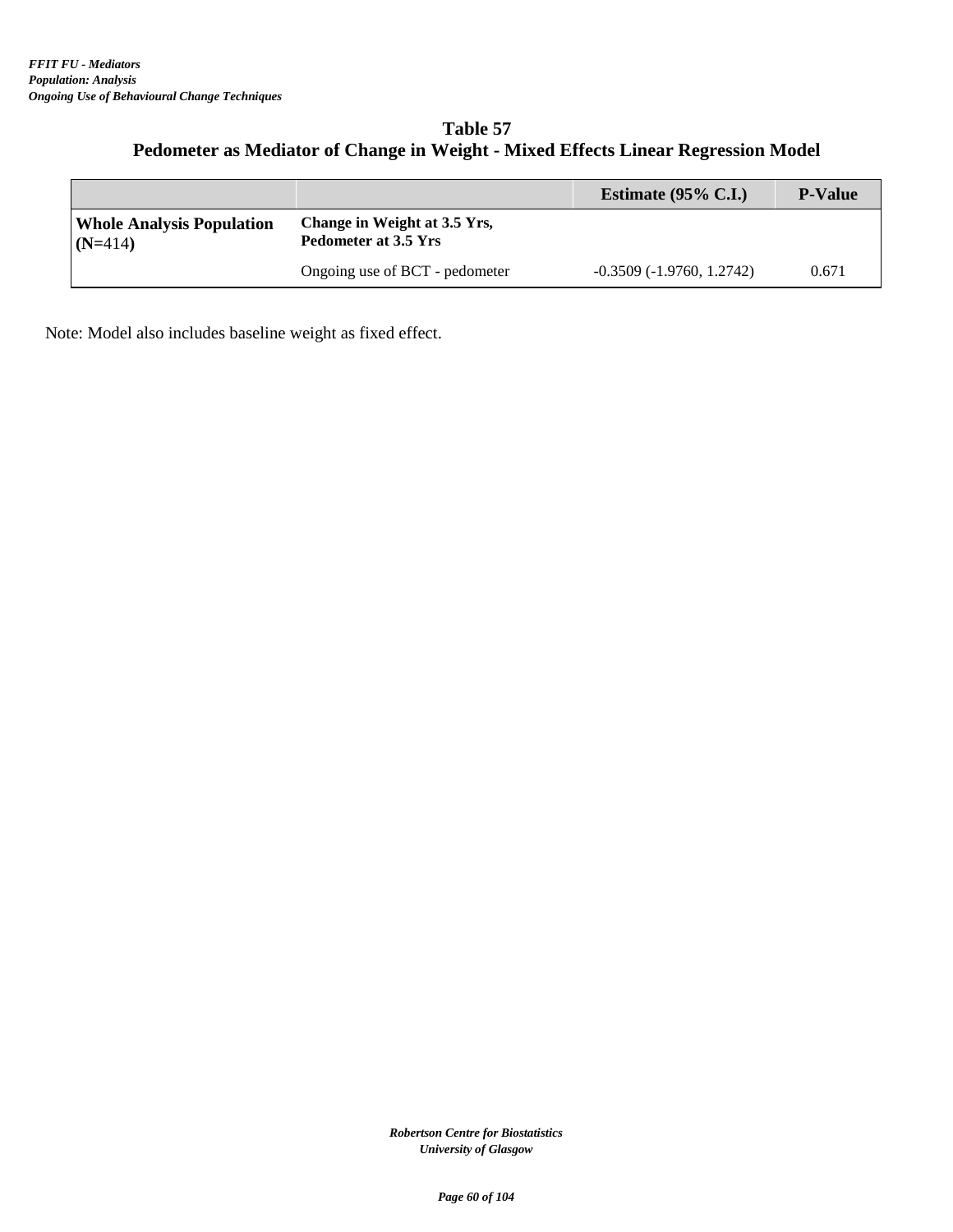*FFIT FU - Mediators*
*Population: Analysis*
*Ongoing Use of Behavioural Change Techniques*

## Table 57
## Pedometer as Mediator of Change in Weight - Mixed Effects Linear Regression Model

| | | Estimate (95% C.I.) | P-Value |
|---|---|---|---|
| **Whole Analysis Population (N=414)** | **Change in Weight at 3.5 Yrs, Pedometer at 3.5 Yrs** | | |
| | Ongoing use of BCT - pedometer | -0.3509 (-1.9760, 1.2742) | 0.671 |

Note: Model also includes baseline weight as fixed effect.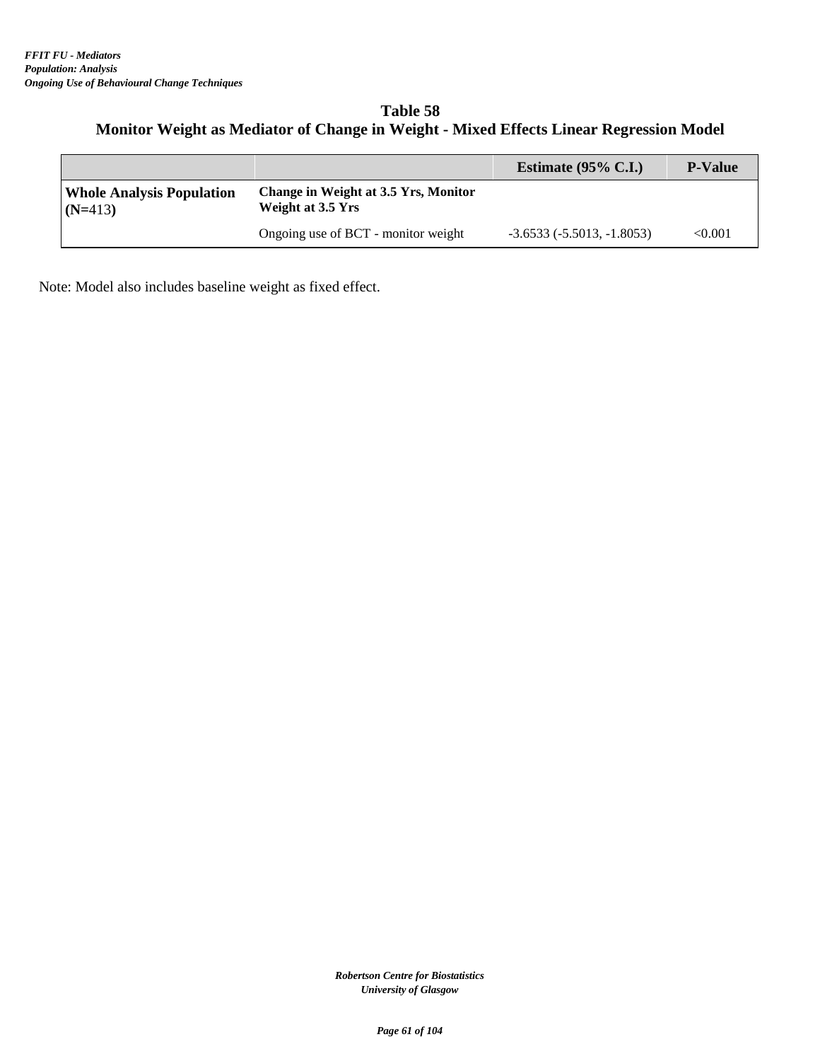*FFIT FU - Mediators*
*Population: Analysis*
*Ongoing Use of Behavioural Change Techniques*

## Table 58
## Monitor Weight as Mediator of Change in Weight - Mixed Effects Linear Regression Model

| | | Estimate (95% C.I.) | P-Value |
|---|---|---|---|
| **Whole Analysis Population (N=413)** | **Change in Weight at 3.5 Yrs, Monitor Weight at 3.5 Yrs** | | |
| | Ongoing use of BCT - monitor weight | -3.6533 (-5.5013, -1.8053) | <0.001 |

Note: Model also includes baseline weight as fixed effect.

*Robertson Centre for Biostatistics*
*University of Glasgow*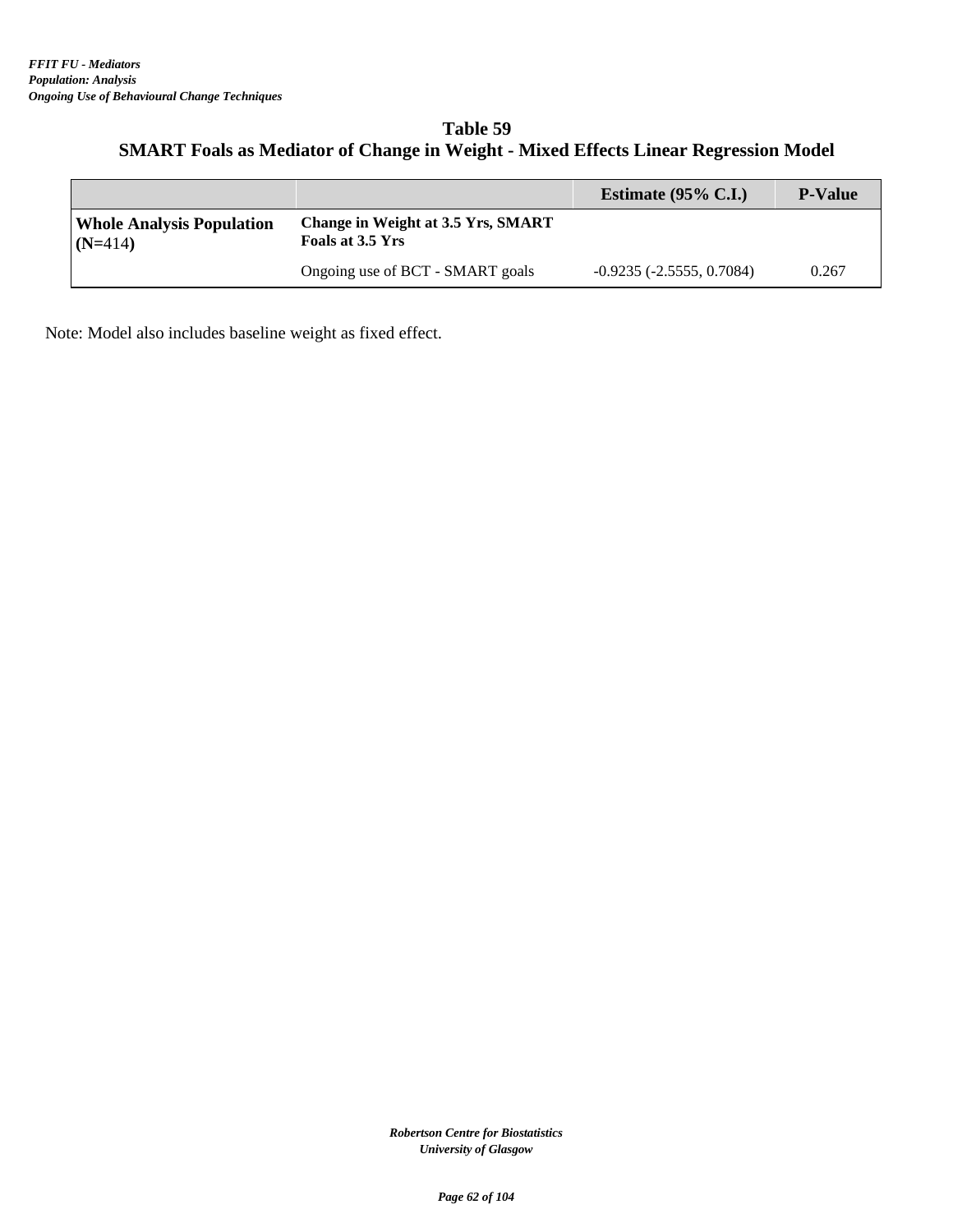*FFIT FU - Mediators*
*Population: Analysis*
*Ongoing Use of Behavioural Change Techniques*

## Table 59
## SMART Foals as Mediator of Change in Weight - Mixed Effects Linear Regression Model

| | | Estimate (95% C.I.) | P-Value |
|---|---|---|---|
| **Whole Analysis Population (N=414)** | **Change in Weight at 3.5 Yrs, SMART Foals at 3.5 Yrs** | | |
| | Ongoing use of BCT - SMART goals | -0.9235 (-2.5555, 0.7084) | 0.267 |

Note: Model also includes baseline weight as fixed effect.

*Robertson Centre for Biostatistics*
*University of Glasgow*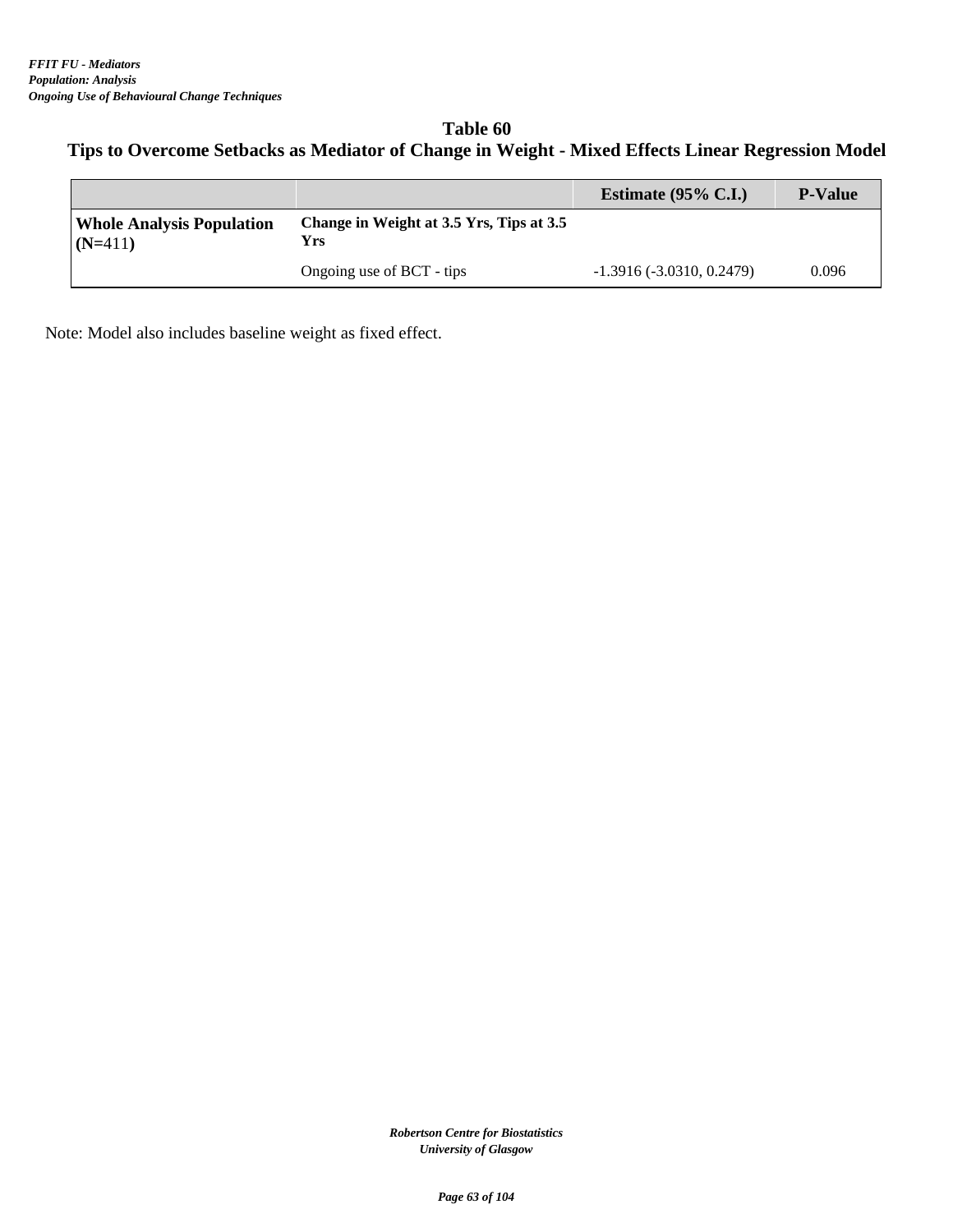*FFIT FU - Mediators*
*Population: Analysis*
*Ongoing Use of Behavioural Change Techniques*

## Table 60
## Tips to Overcome Setbacks as Mediator of Change in Weight - Mixed Effects Linear Regression Model

| | | Estimate (95% C.I.) | P-Value |
|---|---|---|---|
| **Whole Analysis Population (N=411)** | **Change in Weight at 3.5 Yrs, Tips at 3.5 Yrs** | | |
| | Ongoing use of BCT - tips | -1.3916 (-3.0310, 0.2479) | 0.096 |

Note: Model also includes baseline weight as fixed effect.

*Robertson Centre for Biostatistics*
*University of Glasgow*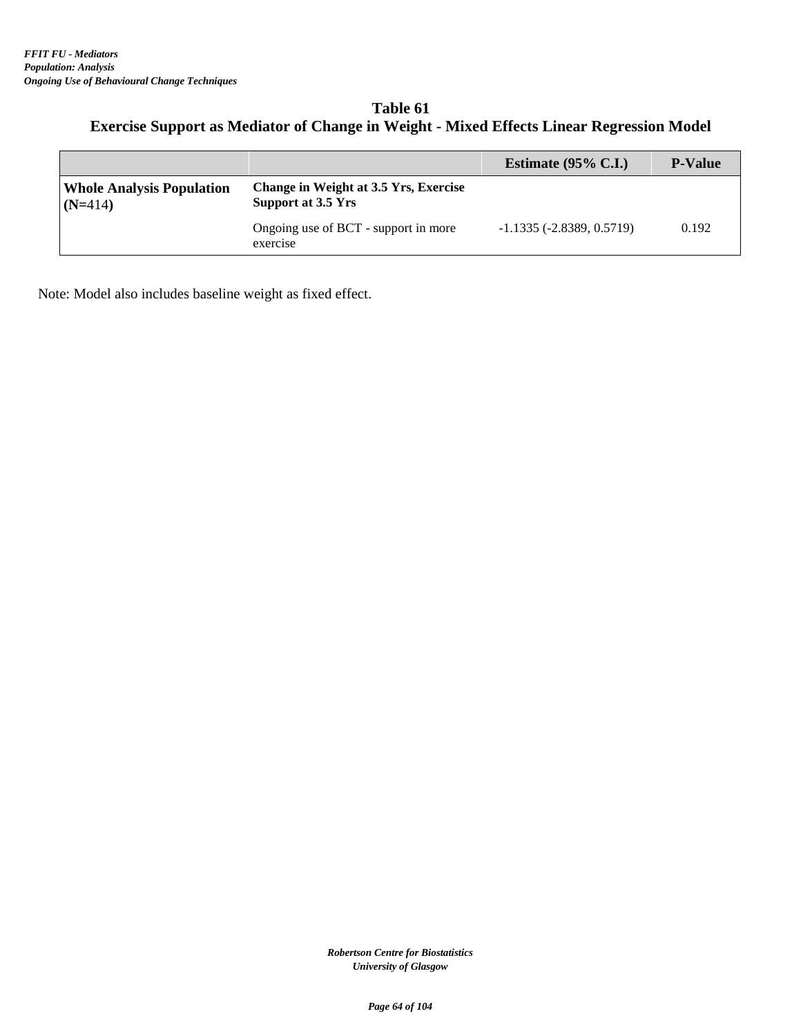*FFIT FU - Mediators*
*Population: Analysis*
*Ongoing Use of Behavioural Change Techniques*

## Table 61
## Exercise Support as Mediator of Change in Weight - Mixed Effects Linear Regression Model

| | | Estimate (95% C.I.) | P-Value |
|---|---|---|---|
| **Whole Analysis Population (N=414)** | **Change in Weight at 3.5 Yrs, Exercise Support at 3.5 Yrs** | | |
| | Ongoing use of BCT - support in more exercise | -1.1335 (-2.8389, 0.5719) | 0.192 |

Note: Model also includes baseline weight as fixed effect.

*Robertson Centre for Biostatistics*
*University of Glasgow*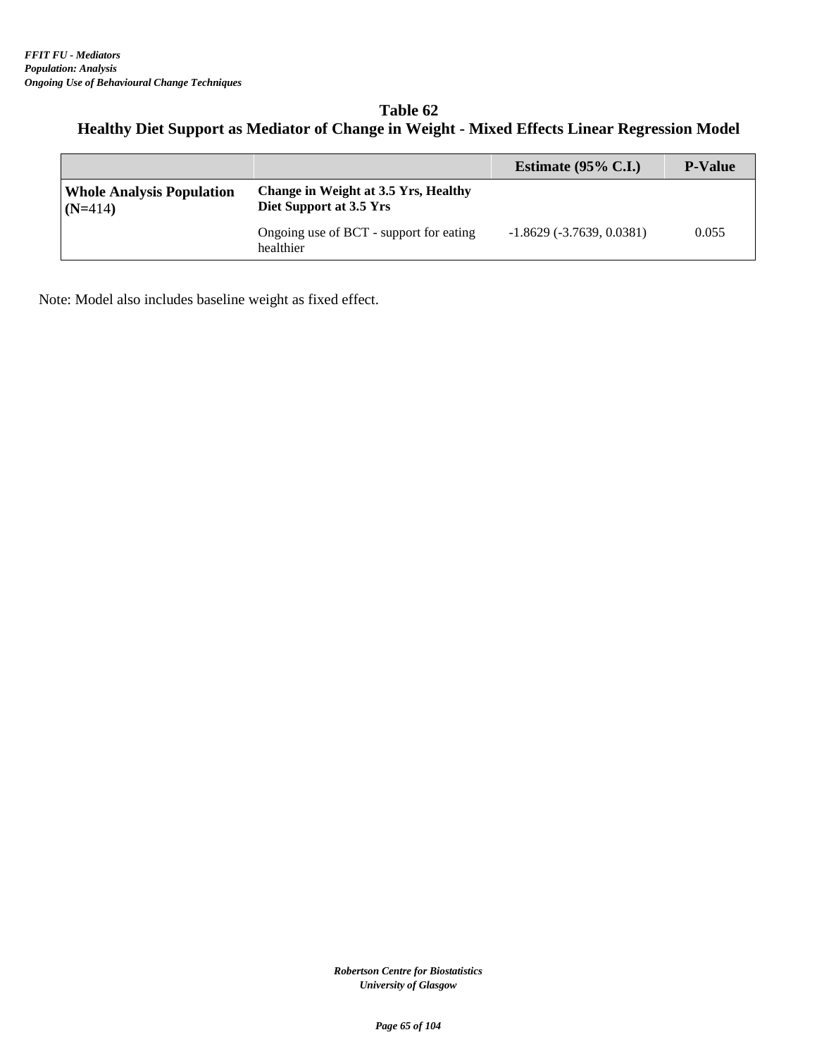*FFIT FU - Mediators*
*Population: Analysis*
*Ongoing Use of Behavioural Change Techniques*

## Table 62
## Healthy Diet Support as Mediator of Change in Weight - Mixed Effects Linear Regression Model

| | | Estimate (95% C.I.) | P-Value |
|---|---|---|---|
| **Whole Analysis Population (N=414)** | **Change in Weight at 3.5 Yrs, Healthy Diet Support at 3.5 Yrs** | | |
| | Ongoing use of BCT - support for eating healthier | -1.8629 (-3.7639, 0.0381) | 0.055 |

Note: Model also includes baseline weight as fixed effect.

*Robertson Centre for Biostatistics*
*University of Glasgow*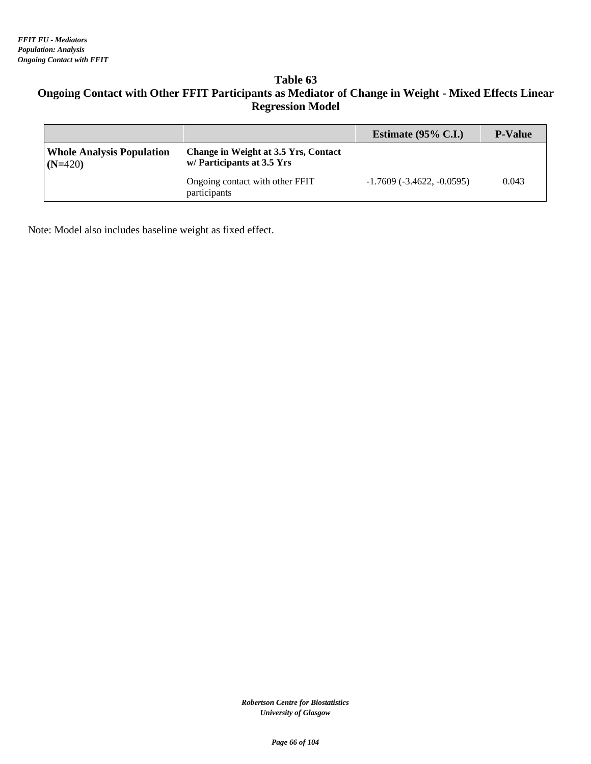*FFIT FU - Mediators*
*Population: Analysis*
*Ongoing Contact with FFIT*

## Table 63
## Ongoing Contact with Other FFIT Participants as Mediator of Change in Weight - Mixed Effects Linear Regression Model

| | | Estimate (95% C.I.) | P-Value |
|---|---|---|---|
| **Whole Analysis Population (N=420)** | **Change in Weight at 3.5 Yrs, Contact w/ Participants at 3.5 Yrs** | | |
| | Ongoing contact with other FFIT participants | -1.7609 (-3.4622, -0.0595) | 0.043 |

Note: Model also includes baseline weight as fixed effect.

*Robertson Centre for Biostatistics*
*University of Glasgow*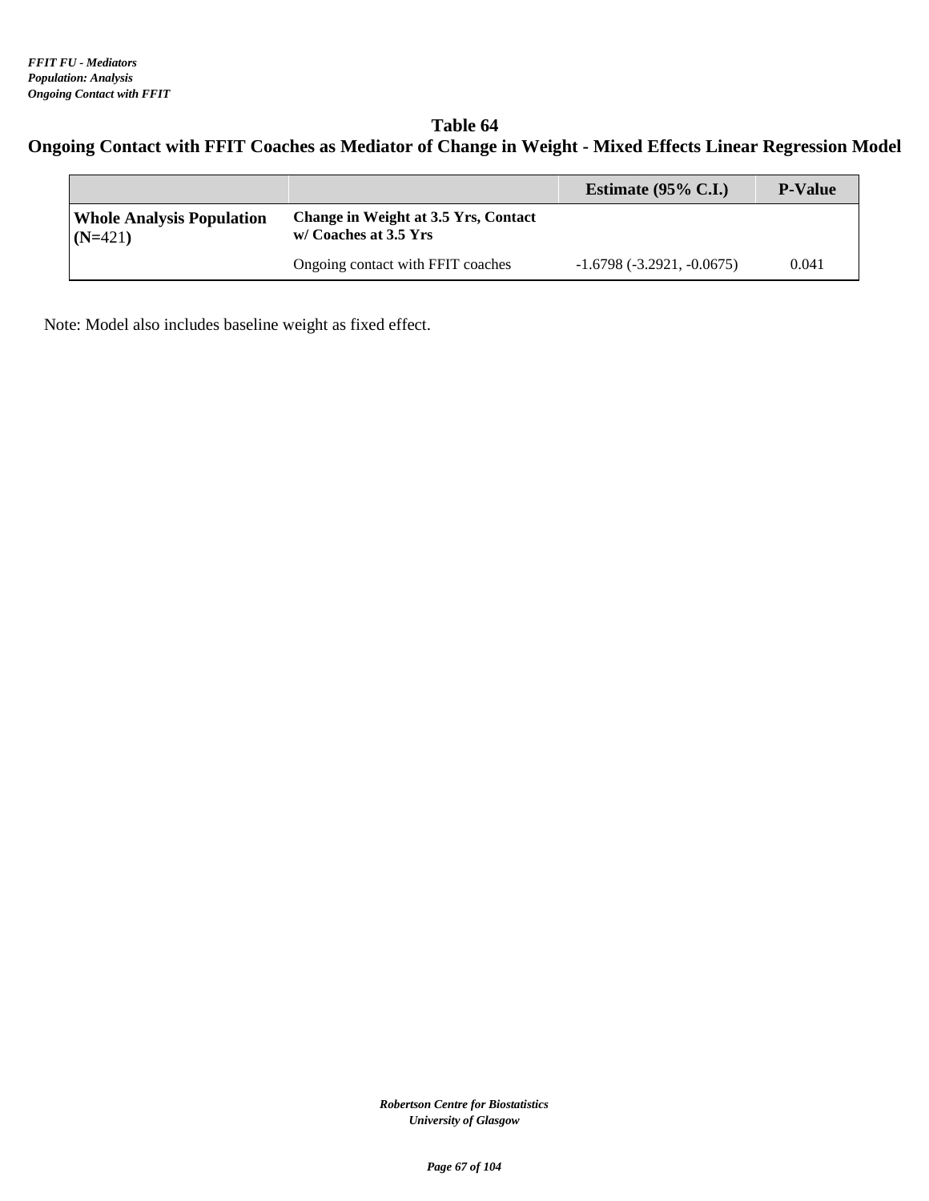*FFIT FU - Mediators*
*Population: Analysis*
*Ongoing Contact with FFIT*

## Table 64
## Ongoing Contact with FFIT Coaches as Mediator of Change in Weight - Mixed Effects Linear Regression Model

| | | Estimate (95% C.I.) | P-Value |
|---|---|---|---|
| **Whole Analysis Population (N=421)** | **Change in Weight at 3.5 Yrs, Contact w/ Coaches at 3.5 Yrs** | | |
| | Ongoing contact with FFIT coaches | -1.6798 (-3.2921, -0.0675) | 0.041 |

Note: Model also includes baseline weight as fixed effect.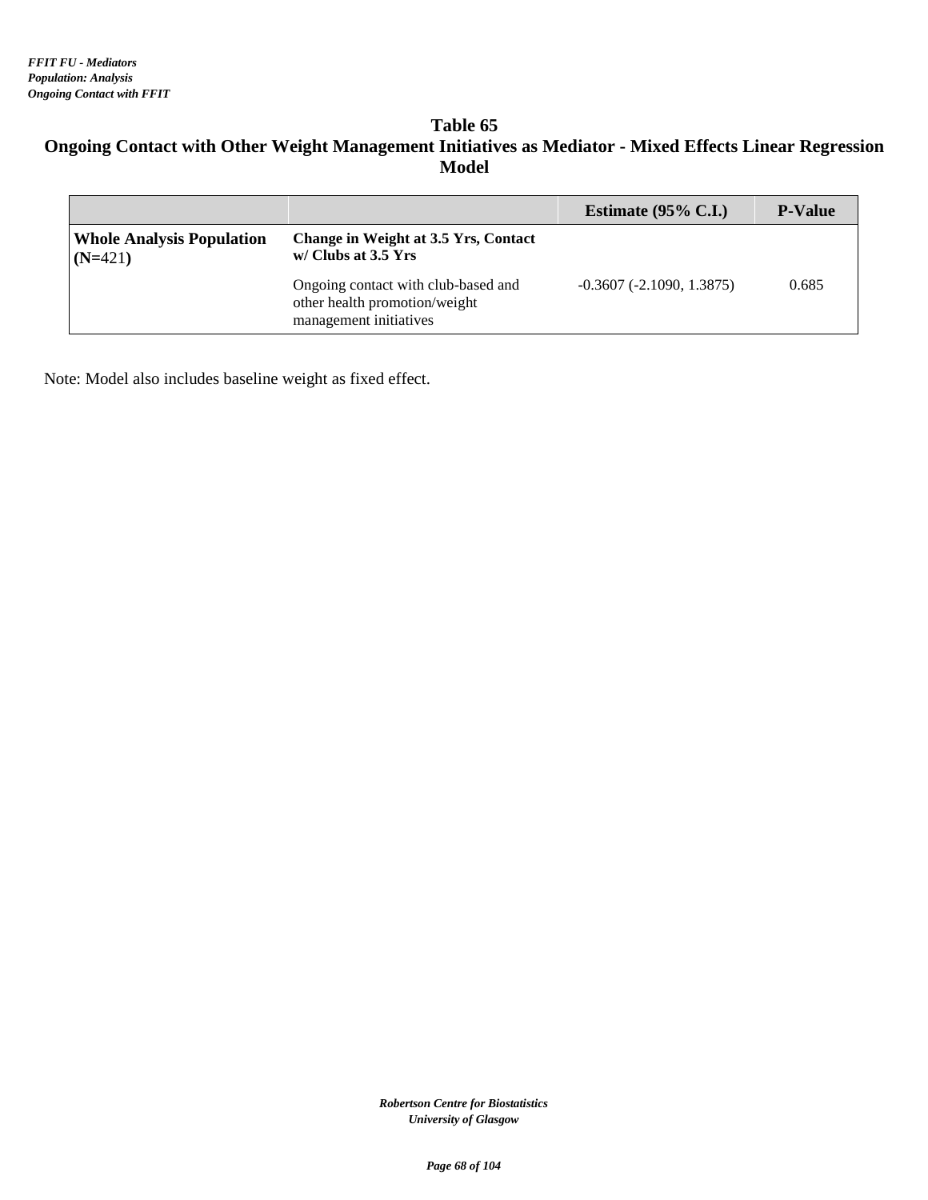*FFIT FU - Mediators*
*Population: Analysis*
*Ongoing Contact with FFIT*

## Table 65
## Ongoing Contact with Other Weight Management Initiatives as Mediator - Mixed Effects Linear Regression Model

| | | Estimate (95% C.I.) | P-Value |
|---|---|---|---|
| **Whole Analysis Population (N=421)** | **Change in Weight at 3.5 Yrs, Contact w/ Clubs at 3.5 Yrs** | | |
| | Ongoing contact with club-based and other health promotion/weight management initiatives | -0.3607 (-2.1090, 1.3875) | 0.685 |

Note: Model also includes baseline weight as fixed effect.

*Robertson Centre for Biostatistics*
*University of Glasgow*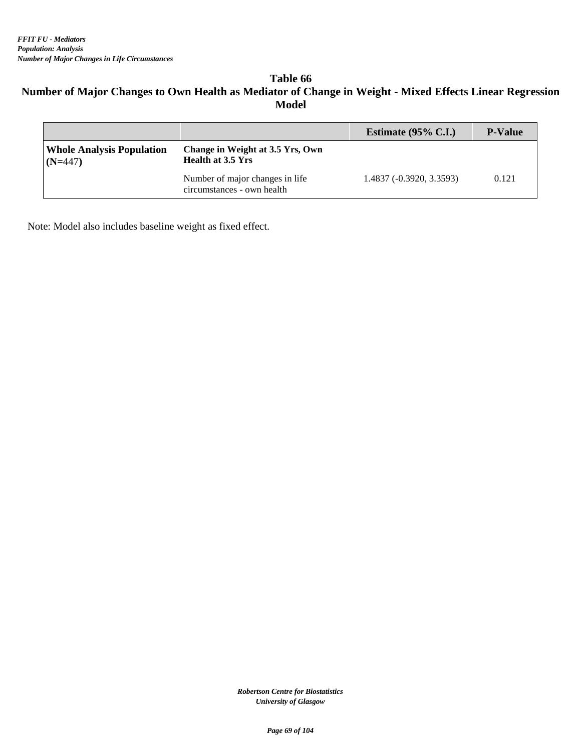*FFIT FU - Mediators*
*Population: Analysis*
*Number of Major Changes in Life Circumstances*

## Table 66
## Number of Major Changes to Own Health as Mediator of Change in Weight - Mixed Effects Linear Regression Model

| | | Estimate (95% C.I.) | P-Value |
|---|---|---|---|
| **Whole Analysis Population (N=447)** | **Change in Weight at 3.5 Yrs, Own Health at 3.5 Yrs** | | |
| | Number of major changes in life circumstances - own health | 1.4837 (-0.3920, 3.3593) | 0.121 |

Note: Model also includes baseline weight as fixed effect.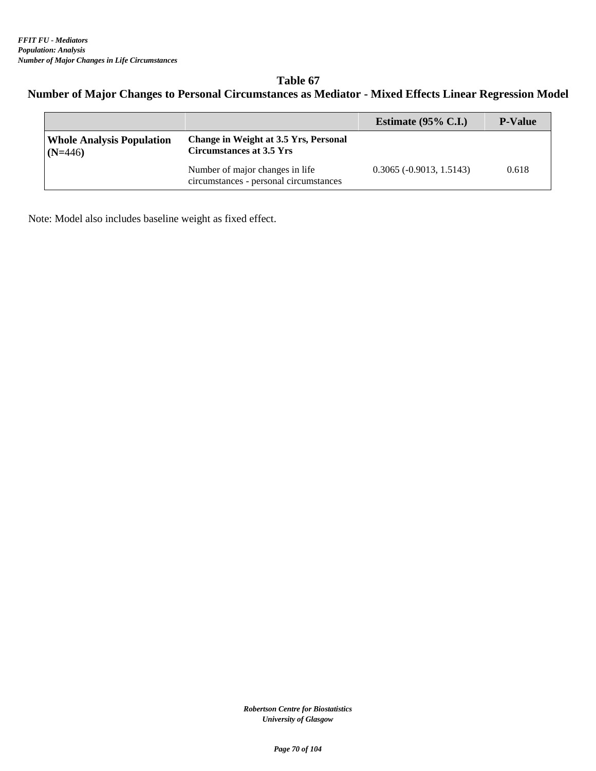*FFIT FU - Mediators*
*Population: Analysis*
*Number of Major Changes in Life Circumstances*

## Table 67
## Number of Major Changes to Personal Circumstances as Mediator - Mixed Effects Linear Regression Model

| | | Estimate (95% C.I.) | P-Value |
|---|---|---|---|
| **Whole Analysis Population (N=446)** | **Change in Weight at 3.5 Yrs, Personal Circumstances at 3.5 Yrs** | | |
| | Number of major changes in life circumstances - personal circumstances | 0.3065 (-0.9013, 1.5143) | 0.618 |

Note: Model also includes baseline weight as fixed effect.

*Robertson Centre for Biostatistics*
*University of Glasgow*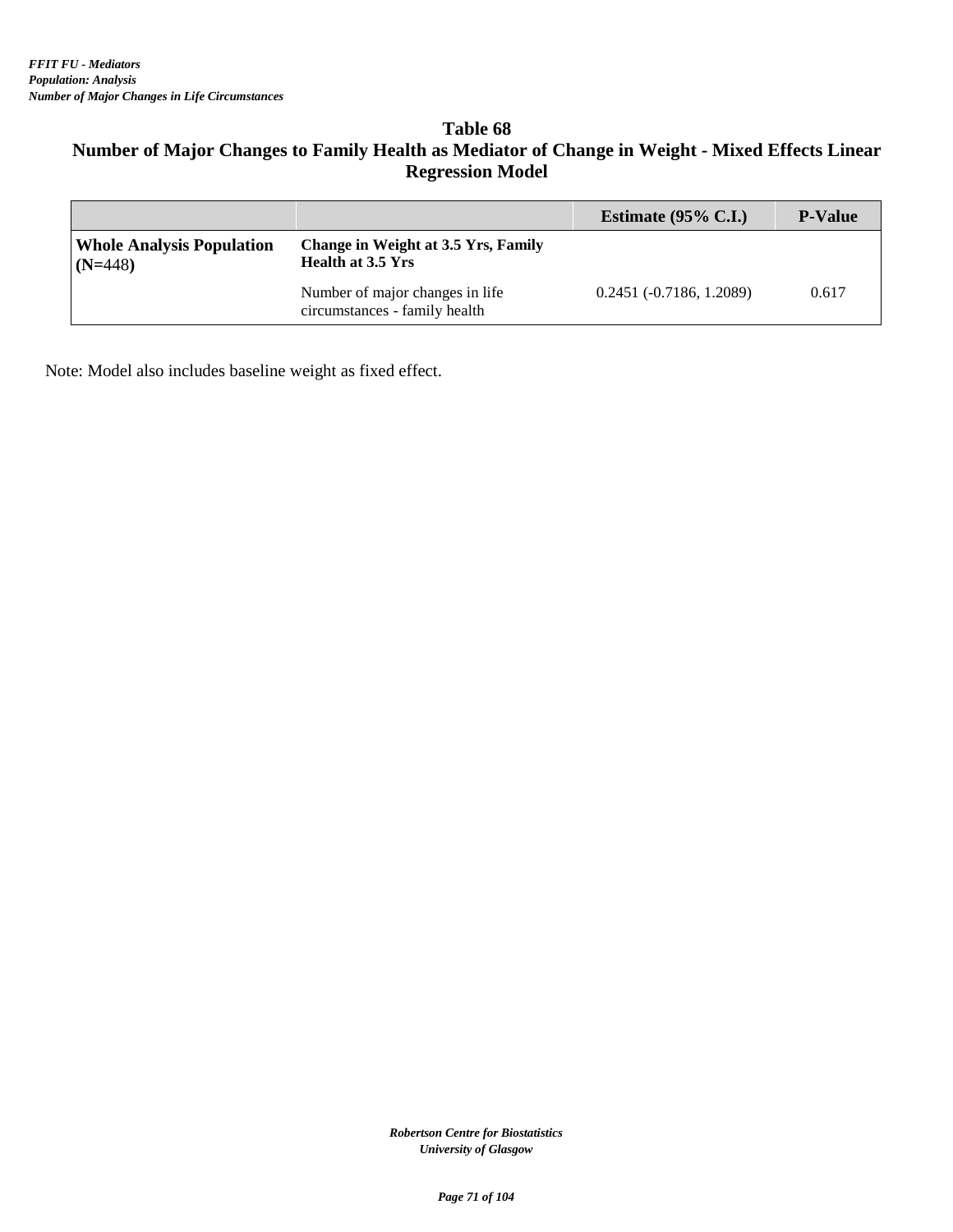*FFIT FU - Mediators*
*Population: Analysis*
*Number of Major Changes in Life Circumstances*

## Table 68
## Number of Major Changes to Family Health as Mediator of Change in Weight - Mixed Effects Linear Regression Model

| | | Estimate (95% C.I.) | P-Value |
|---|---|---|---|
| **Whole Analysis Population (N=448)** | **Change in Weight at 3.5 Yrs, Family Health at 3.5 Yrs** | | |
| | Number of major changes in life circumstances - family health | 0.2451 (-0.7186, 1.2089) | 0.617 |

Note: Model also includes baseline weight as fixed effect.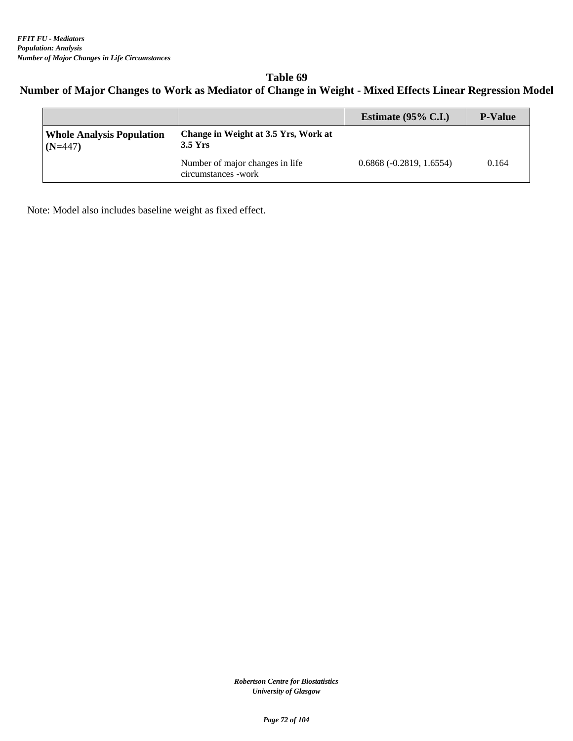*FFIT FU - Mediators*
*Population: Analysis*
*Number of Major Changes in Life Circumstances*

## Table 69
## Number of Major Changes to Work as Mediator of Change in Weight - Mixed Effects Linear Regression Model

| | | Estimate (95% C.I.) | P-Value |
|---|---|---|---|
| **Whole Analysis Population (N=447)** | **Change in Weight at 3.5 Yrs, Work at 3.5 Yrs** | | |
| | Number of major changes in life circumstances -work | 0.6868 (-0.2819, 1.6554) | 0.164 |

Note: Model also includes baseline weight as fixed effect.

*Robertson Centre for Biostatistics*
*University of Glasgow*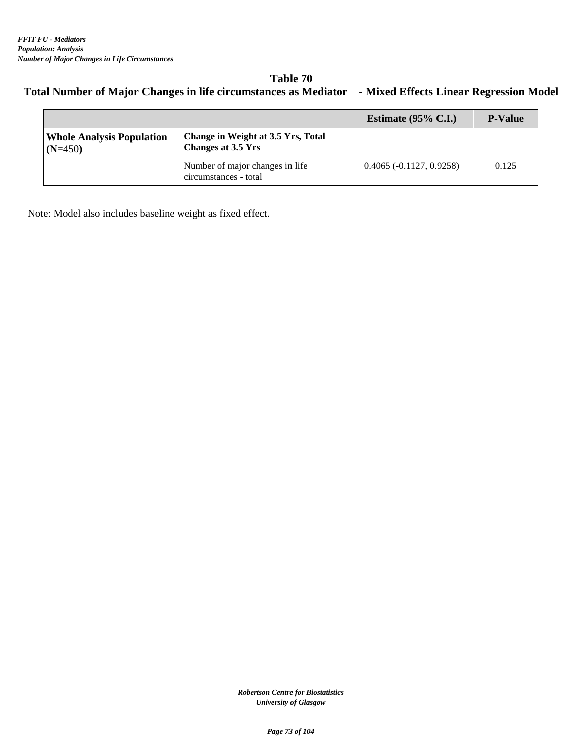*FFIT FU - Mediators*
*Population: Analysis*
*Number of Major Changes in Life Circumstances*

## Table 70
## Total Number of Major Changes in life circumstances as Mediator - Mixed Effects Linear Regression Model

| | | Estimate (95% C.I.) | P-Value |
|---|---|---|---|
| **Whole Analysis Population (N=450)** | **Change in Weight at 3.5 Yrs, Total Changes at 3.5 Yrs** | | |
| | Number of major changes in life circumstances - total | 0.4065 (-0.1127, 0.9258) | 0.125 |

Note: Model also includes baseline weight as fixed effect.

*Robertson Centre for Biostatistics*
*University of Glasgow*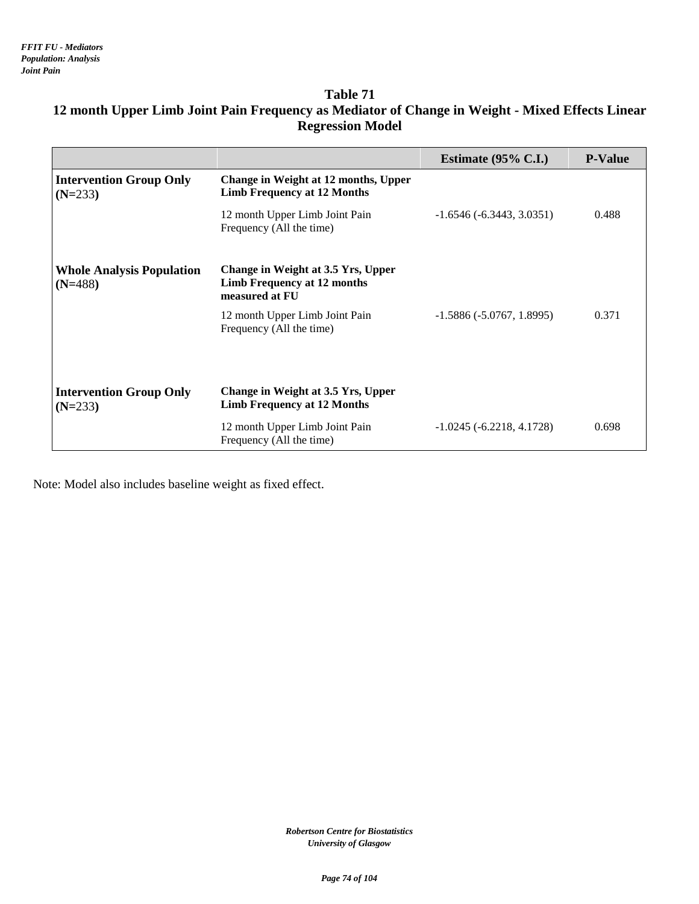*FFIT FU - Mediators*
*Population: Analysis*
*Joint Pain*

## Table 71
## 12 month Upper Limb Joint Pain Frequency as Mediator of Change in Weight - Mixed Effects Linear Regression Model

| | | Estimate (95% C.I.) | P-Value |
|---|---|---|---|
| **Intervention Group Only (N=233)** | **Change in Weight at 12 months, Upper Limb Frequency at 12 Months** | | |
| | 12 month Upper Limb Joint Pain Frequency (All the time) | -1.6546 (-6.3443, 3.0351) | 0.488 |
| **Whole Analysis Population (N=488)** | **Change in Weight at 3.5 Yrs, Upper Limb Frequency at 12 months measured at FU** | | |
| | 12 month Upper Limb Joint Pain Frequency (All the time) | -1.5886 (-5.0767, 1.8995) | 0.371 |
| **Intervention Group Only (N=233)** | **Change in Weight at 3.5 Yrs, Upper Limb Frequency at 12 Months** | | |
| | 12 month Upper Limb Joint Pain Frequency (All the time) | -1.0245 (-6.2218, 4.1728) | 0.698 |

Note: Model also includes baseline weight as fixed effect.

*Robertson Centre for Biostatistics*
*University of Glasgow*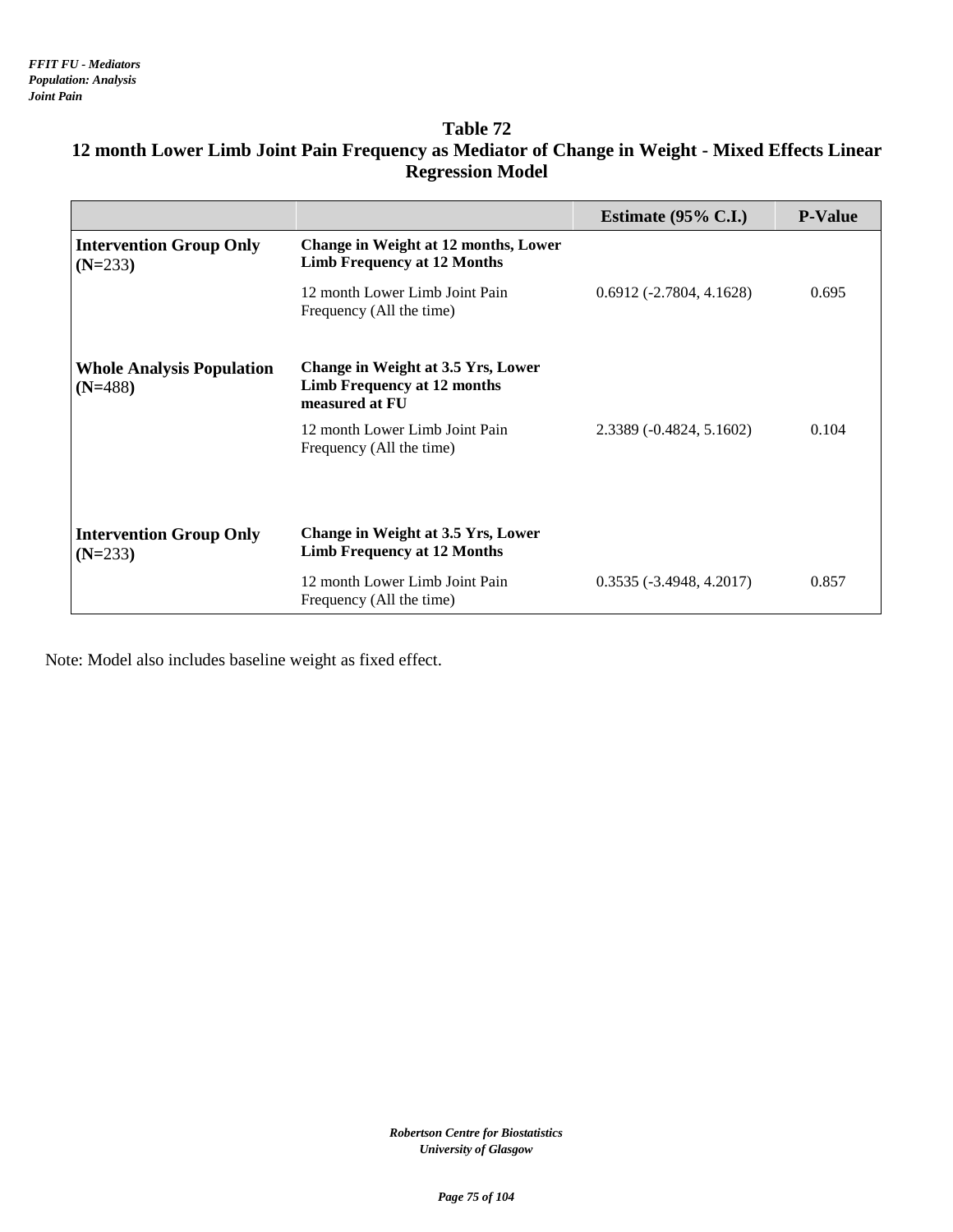*FFIT FU - Mediators*
*Population: Analysis*
*Joint Pain*

## Table 72
## 12 month Lower Limb Joint Pain Frequency as Mediator of Change in Weight - Mixed Effects Linear Regression Model

| | | Estimate (95% C.I.) | P-Value |
|---|---|---|---|
| **Intervention Group Only (N=233)** | **Change in Weight at 12 months, Lower Limb Frequency at 12 Months** | | |
| | 12 month Lower Limb Joint Pain Frequency (All the time) | 0.6912 (-2.7804, 4.1628) | 0.695 |
| **Whole Analysis Population (N=488)** | **Change in Weight at 3.5 Yrs, Lower Limb Frequency at 12 months measured at FU** | | |
| | 12 month Lower Limb Joint Pain Frequency (All the time) | 2.3389 (-0.4824, 5.1602) | 0.104 |
| **Intervention Group Only (N=233)** | **Change in Weight at 3.5 Yrs, Lower Limb Frequency at 12 Months** | | |
| | 12 month Lower Limb Joint Pain Frequency (All the time) | 0.3535 (-3.4948, 4.2017) | 0.857 |

Note: Model also includes baseline weight as fixed effect.

*Robertson Centre for Biostatistics*
*University of Glasgow*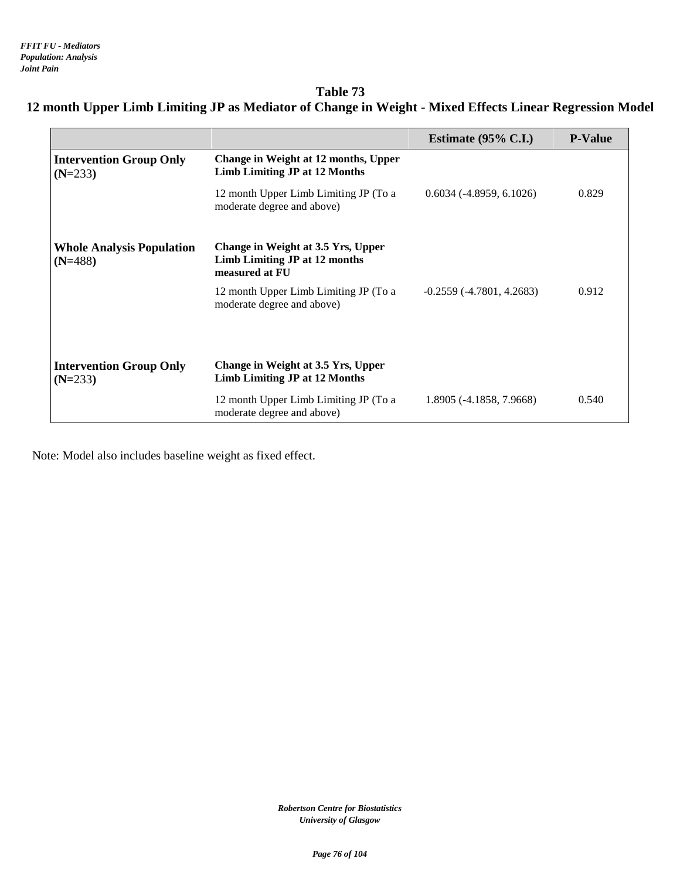*FFIT FU - Mediators*
*Population: Analysis*
*Joint Pain*

## Table 73
## 12 month Upper Limb Limiting JP as Mediator of Change in Weight - Mixed Effects Linear Regression Model

| | | Estimate (95% C.I.) | P-Value |
|---|---|---|---|
| **Intervention Group Only (N=233)** | **Change in Weight at 12 months, Upper Limb Limiting JP at 12 Months** | | |
| | 12 month Upper Limb Limiting JP (To a moderate degree and above) | 0.6034 (-4.8959, 6.1026) | 0.829 |
| **Whole Analysis Population (N=488)** | **Change in Weight at 3.5 Yrs, Upper Limb Limiting JP at 12 months measured at FU** | | |
| | 12 month Upper Limb Limiting JP (To a moderate degree and above) | -0.2559 (-4.7801, 4.2683) | 0.912 |
| **Intervention Group Only (N=233)** | **Change in Weight at 3.5 Yrs, Upper Limb Limiting JP at 12 Months** | | |
| | 12 month Upper Limb Limiting JP (To a moderate degree and above) | 1.8905 (-4.1858, 7.9668) | 0.540 |

Note: Model also includes baseline weight as fixed effect.

*Robertson Centre for Biostatistics*
*University of Glasgow*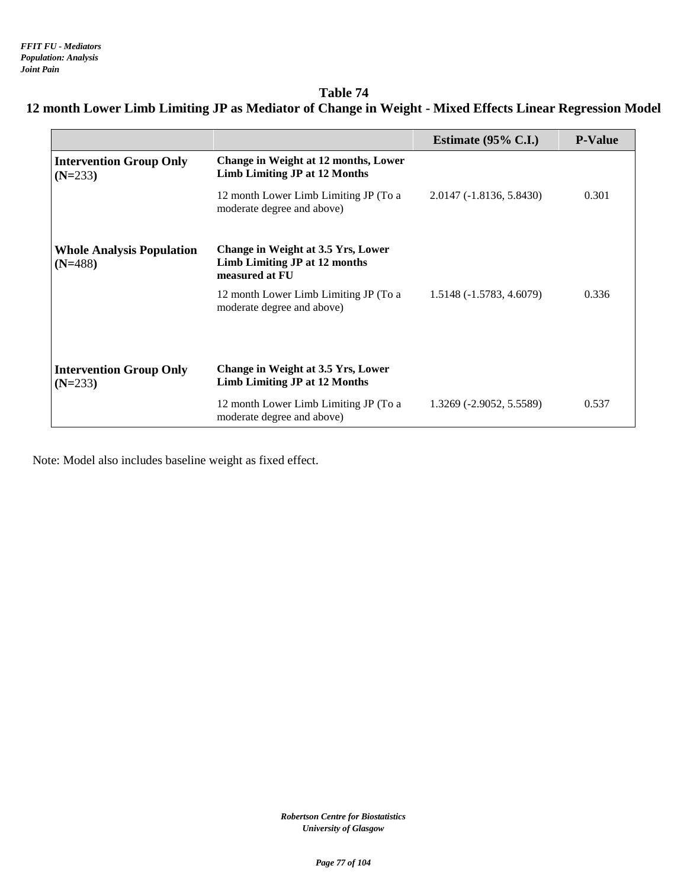*FFIT FU - Mediators*
*Population: Analysis*
*Joint Pain*

# Table 74

## 12 month Lower Limb Limiting JP as Mediator of Change in Weight - Mixed Effects Linear Regression Model

| | | Estimate (95% C.I.) | P-Value |
|---|---|---|---|
| **Intervention Group Only (N=233)** | **Change in Weight at 12 months, Lower Limb Limiting JP at 12 Months** | | |
| | 12 month Lower Limb Limiting JP (To a moderate degree and above) | 2.0147 (-1.8136, 5.8430) | 0.301 |
| **Whole Analysis Population (N=488)** | **Change in Weight at 3.5 Yrs, Lower Limb Limiting JP at 12 months measured at FU** | | |
| | 12 month Lower Limb Limiting JP (To a moderate degree and above) | 1.5148 (-1.5783, 4.6079) | 0.336 |
| **Intervention Group Only (N=233)** | **Change in Weight at 3.5 Yrs, Lower Limb Limiting JP at 12 Months** | | |
| | 12 month Lower Limb Limiting JP (To a moderate degree and above) | 1.3269 (-2.9052, 5.5589) | 0.537 |

Note: Model also includes baseline weight as fixed effect.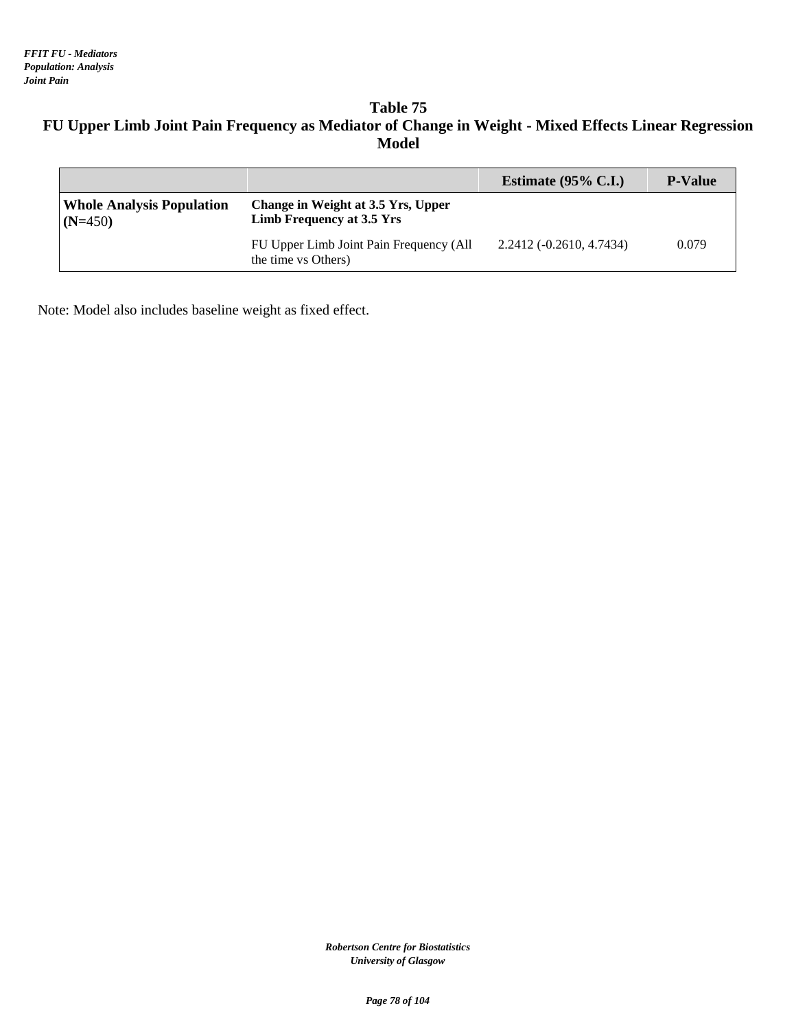# Table 75

## FU Upper Limb Joint Pain Frequency as Mediator of Change in Weight - Mixed Effects Linear Regression Model

| | | Estimate (95% C.I.) | P-Value |
|---|---|---|---|
| **Whole Analysis Population (N=450)** | **Change in Weight at 3.5 Yrs, Upper Limb Frequency at 3.5 Yrs** | | |
| | FU Upper Limb Joint Pain Frequency (All the time vs Others) | 2.2412 (-0.2610, 4.7434) | 0.079 |

Note: Model also includes baseline weight as fixed effect.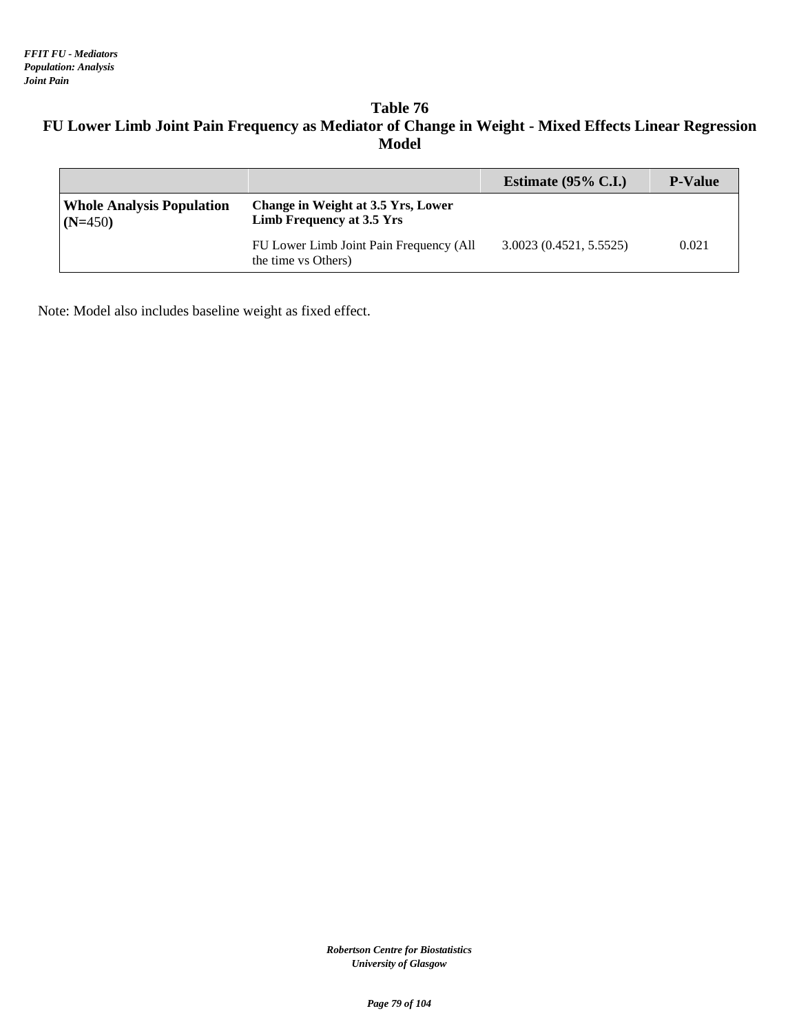*FFIT FU - Mediators*
*Population: Analysis*
*Joint Pain*

## Table 76
## FU Lower Limb Joint Pain Frequency as Mediator of Change in Weight - Mixed Effects Linear Regression Model

| | | Estimate (95% C.I.) | P-Value |
|---|---|---|---|
| **Whole Analysis Population (N=450)** | **Change in Weight at 3.5 Yrs, Lower Limb Frequency at 3.5 Yrs** | | |
| | FU Lower Limb Joint Pain Frequency (All the time vs Others) | 3.0023 (0.4521, 5.5525) | 0.021 |

Note: Model also includes baseline weight as fixed effect.

*Robertson Centre for Biostatistics*
*University of Glasgow*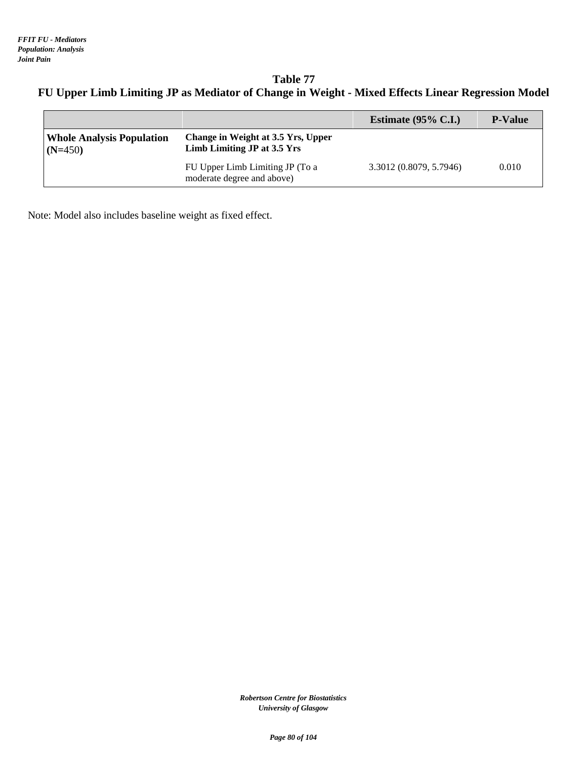## Table 77

## FU Upper Limb Limiting JP as Mediator of Change in Weight - Mixed Effects Linear Regression Model

| | | Estimate (95% C.I.) | P-Value |
|---|---|---|---|
| **Whole Analysis Population (N=450)** | **Change in Weight at 3.5 Yrs, Upper Limb Limiting JP at 3.5 Yrs** | | |
| | FU Upper Limb Limiting JP (To a moderate degree and above) | 3.3012 (0.8079, 5.7946) | 0.010 |

Note: Model also includes baseline weight as fixed effect.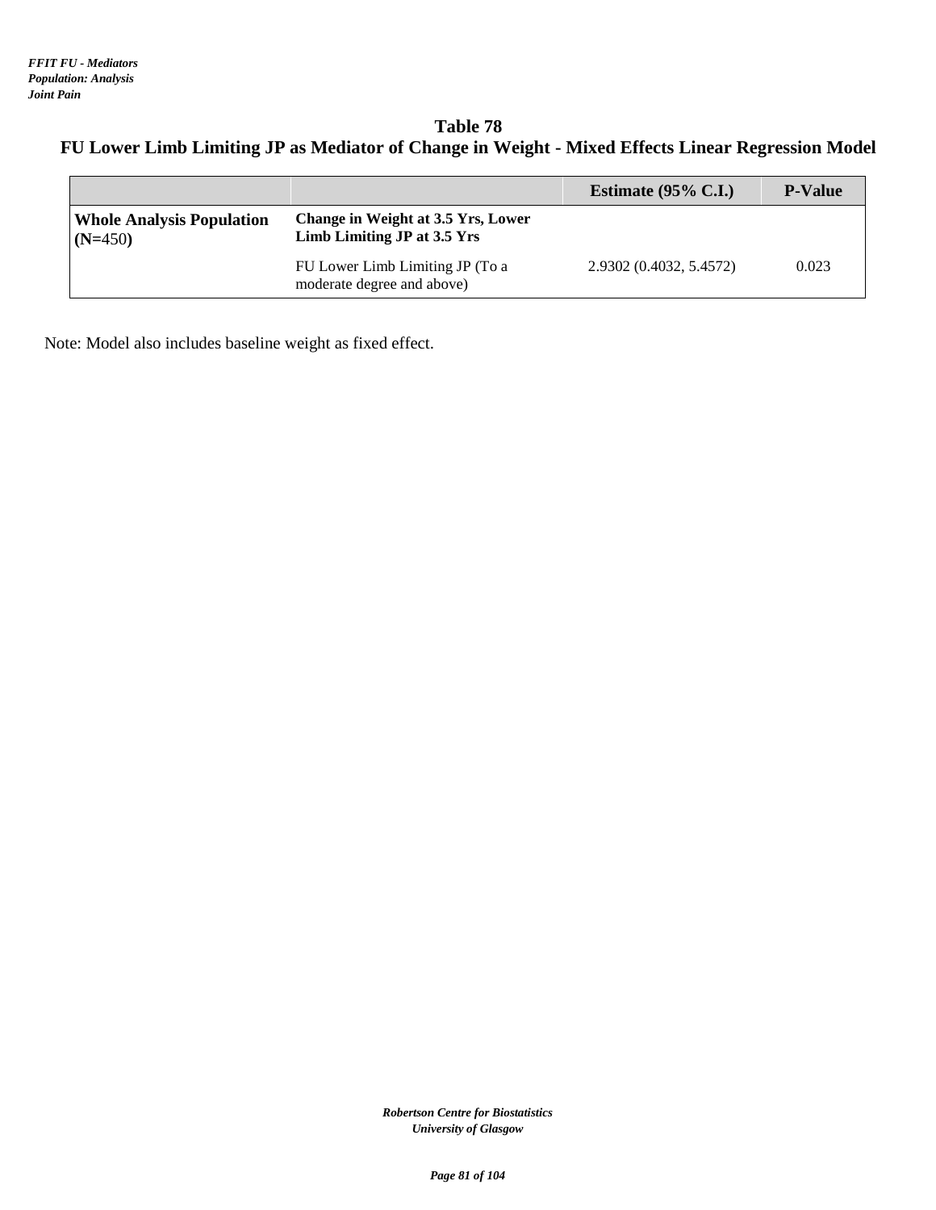# Table 78
## FU Lower Limb Limiting JP as Mediator of Change in Weight - Mixed Effects Linear Regression Model

| | | Estimate (95% C.I.) | P-Value |
|---|---|---|---|
| **Whole Analysis Population (N=450)** | **Change in Weight at 3.5 Yrs, Lower Limb Limiting JP at 3.5 Yrs** | | |
| | FU Lower Limb Limiting JP (To a moderate degree and above) | 2.9302 (0.4032, 5.4572) | 0.023 |

Note: Model also includes baseline weight as fixed effect.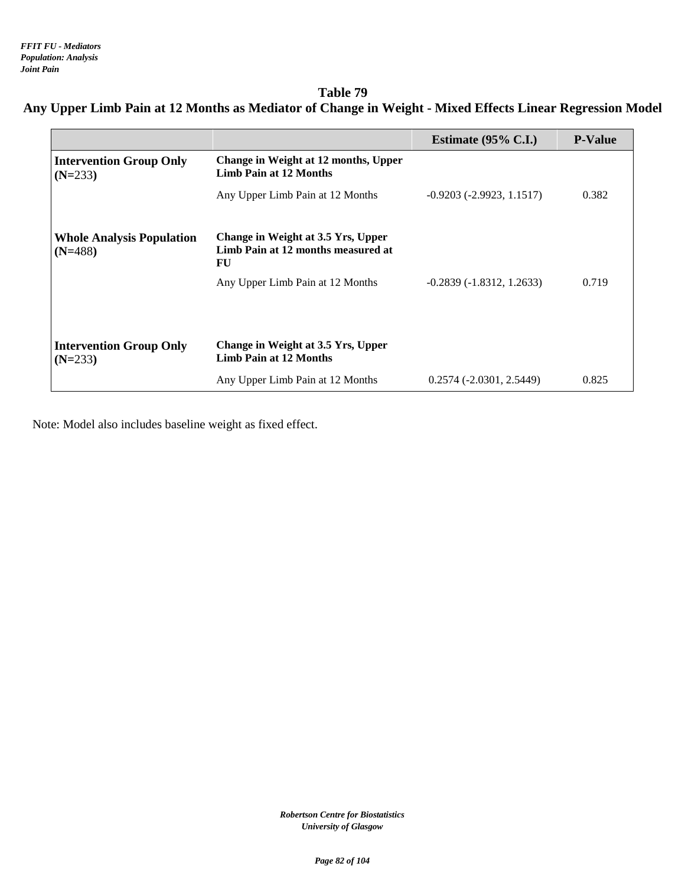*FFIT FU - Mediators*
*Population: Analysis*
*Joint Pain*

## Table 79

## Any Upper Limb Pain at 12 Months as Mediator of Change in Weight - Mixed Effects Linear Regression Model

| | | Estimate (95% C.I.) | P-Value |
|---|---|---|---|
| **Intervention Group Only (N=233)** | **Change in Weight at 12 months, Upper Limb Pain at 12 Months** | | |
| | Any Upper Limb Pain at 12 Months | -0.9203 (-2.9923, 1.1517) | 0.382 |
| **Whole Analysis Population (N=488)** | **Change in Weight at 3.5 Yrs, Upper Limb Pain at 12 months measured at FU** | | |
| | Any Upper Limb Pain at 12 Months | -0.2839 (-1.8312, 1.2633) | 0.719 |
| **Intervention Group Only (N=233)** | **Change in Weight at 3.5 Yrs, Upper Limb Pain at 12 Months** | | |
| | Any Upper Limb Pain at 12 Months | 0.2574 (-2.0301, 2.5449) | 0.825 |

Note: Model also includes baseline weight as fixed effect.

*Robertson Centre for Biostatistics*
*University of Glasgow*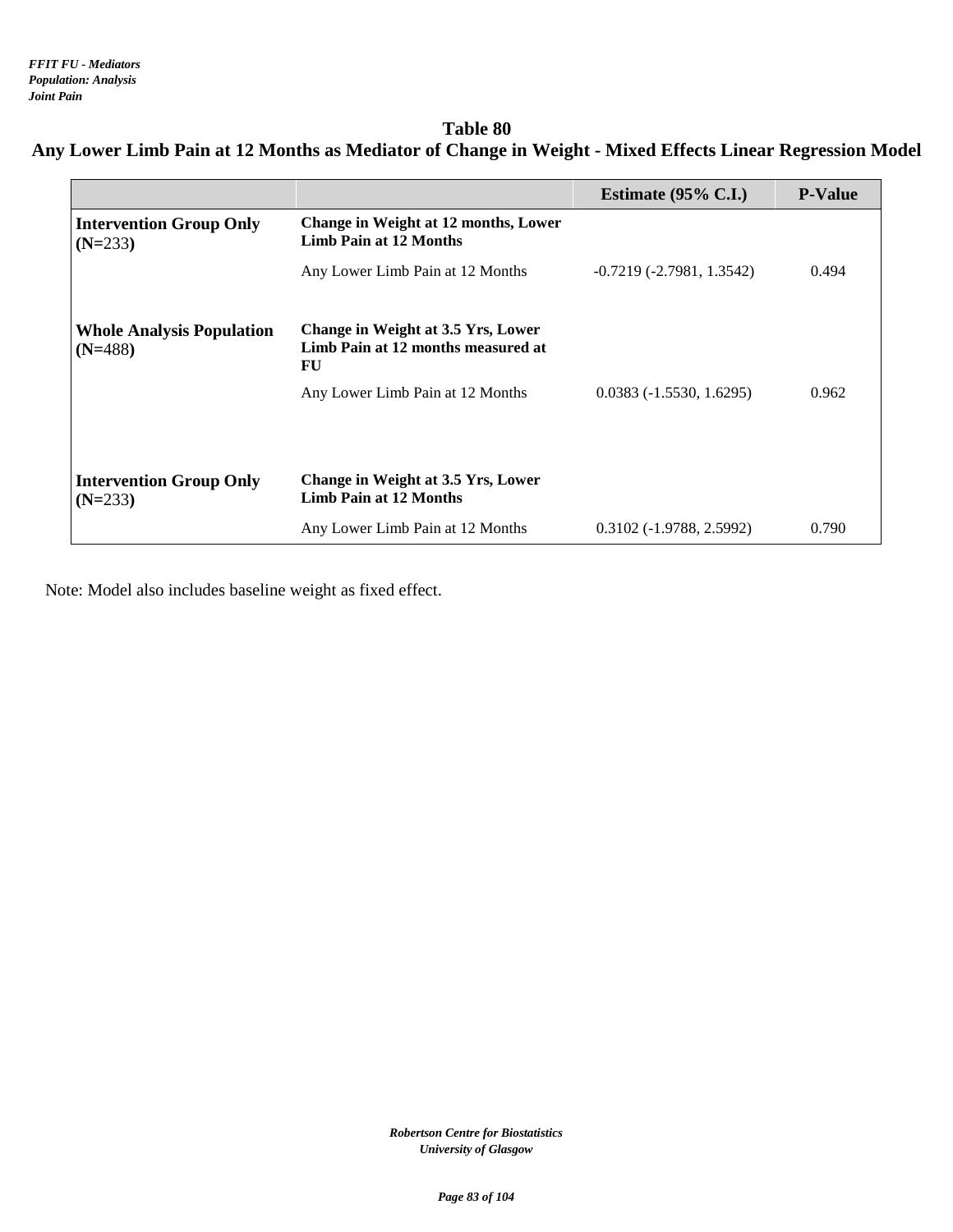*FFIT FU - Mediators*
*Population: Analysis*
*Joint Pain*

## Table 80
## Any Lower Limb Pain at 12 Months as Mediator of Change in Weight - Mixed Effects Linear Regression Model

| | | Estimate (95% C.I.) | P-Value |
|---|---|---|---|
| **Intervention Group Only (N=233)** | **Change in Weight at 12 months, Lower Limb Pain at 12 Months** | | |
| | Any Lower Limb Pain at 12 Months | -0.7219 (-2.7981, 1.3542) | 0.494 |
| **Whole Analysis Population (N=488)** | **Change in Weight at 3.5 Yrs, Lower Limb Pain at 12 months measured at FU** | | |
| | Any Lower Limb Pain at 12 Months | 0.0383 (-1.5530, 1.6295) | 0.962 |
| **Intervention Group Only (N=233)** | **Change in Weight at 3.5 Yrs, Lower Limb Pain at 12 Months** | | |
| | Any Lower Limb Pain at 12 Months | 0.3102 (-1.9788, 2.5992) | 0.790 |

Note: Model also includes baseline weight as fixed effect.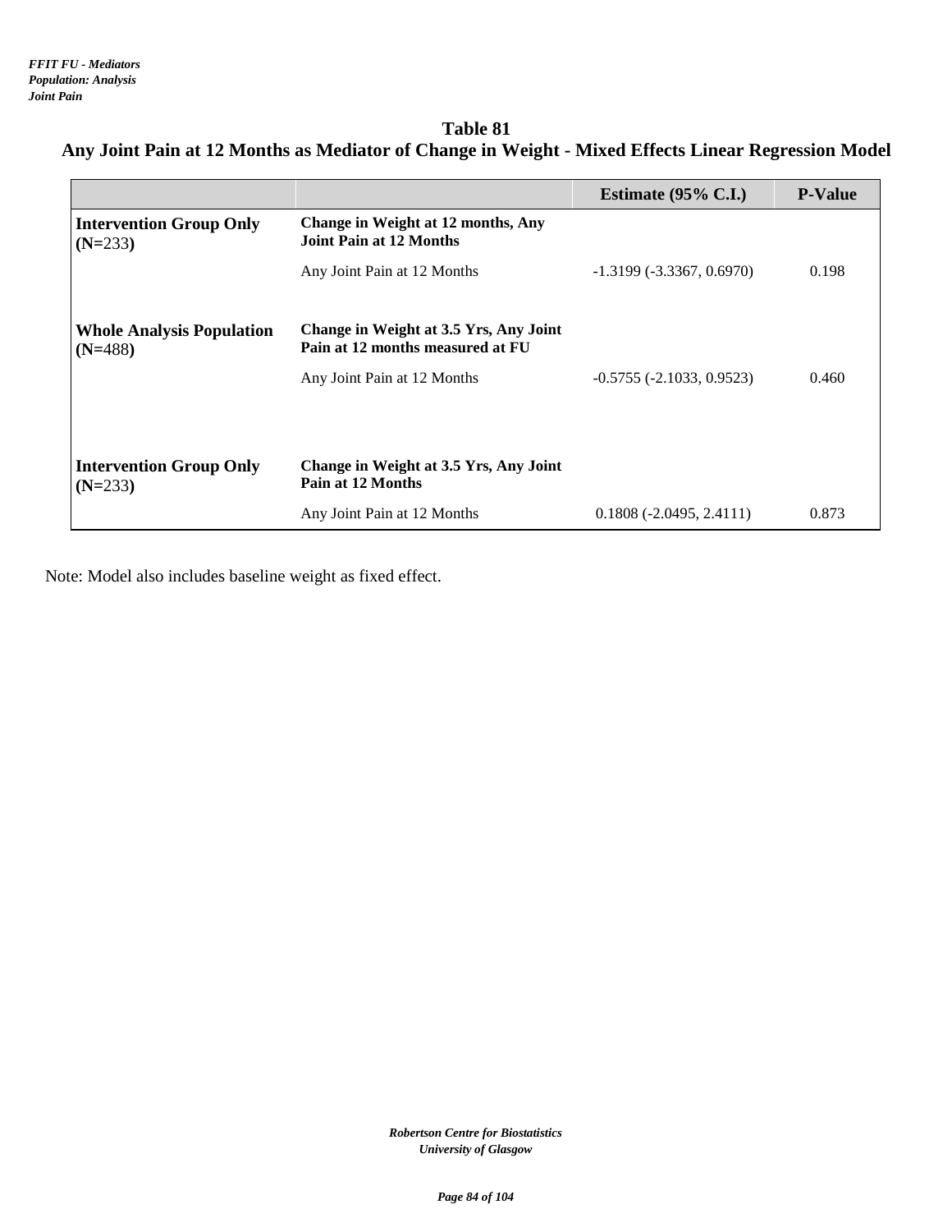*FFIT FU - Mediators*
*Population: Analysis*
*Joint Pain*

## Table 81
## Any Joint Pain at 12 Months as Mediator of Change in Weight - Mixed Effects Linear Regression Model

| | | Estimate (95% C.I.) | P-Value |
|---|---|---|---|
| **Intervention Group Only (N=233)** | **Change in Weight at 12 months, Any Joint Pain at 12 Months** | | |
| | Any Joint Pain at 12 Months | -1.3199 (-3.3367, 0.6970) | 0.198 |
| **Whole Analysis Population (N=488)** | **Change in Weight at 3.5 Yrs, Any Joint Pain at 12 months measured at FU** | | |
| | Any Joint Pain at 12 Months | -0.5755 (-2.1033, 0.9523) | 0.460 |
| **Intervention Group Only (N=233)** | **Change in Weight at 3.5 Yrs, Any Joint Pain at 12 Months** | | |
| | Any Joint Pain at 12 Months | 0.1808 (-2.0495, 2.4111) | 0.873 |

Note: Model also includes baseline weight as fixed effect.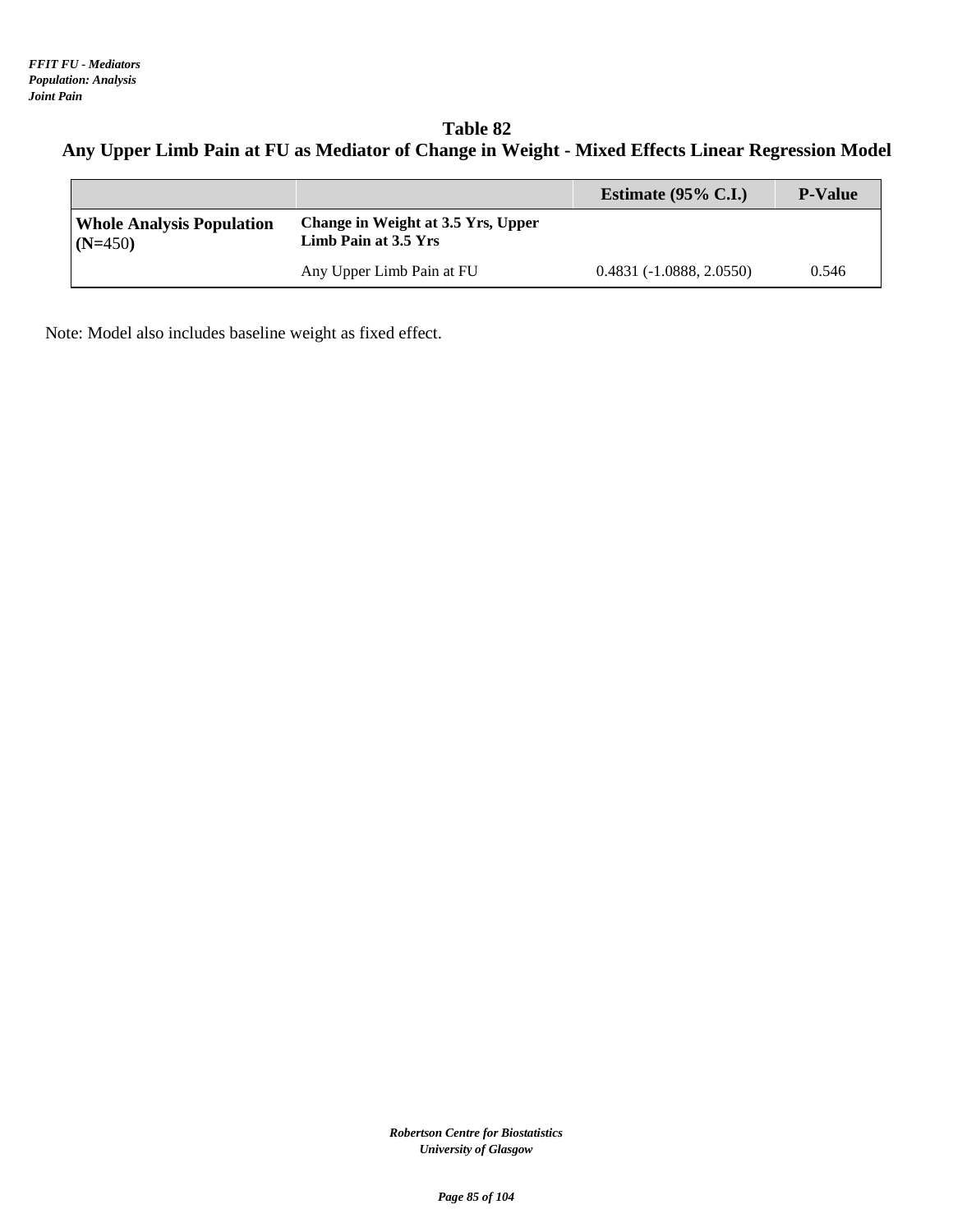*FFIT FU - Mediators*
*Population: Analysis*
*Joint Pain*

## Table 82
## Any Upper Limb Pain at FU as Mediator of Change in Weight - Mixed Effects Linear Regression Model

| | | Estimate (95% C.I.) | P-Value |
|---|---|---|---|
| **Whole Analysis Population (N=450)** | **Change in Weight at 3.5 Yrs, Upper Limb Pain at 3.5 Yrs** | | |
| | Any Upper Limb Pain at FU | 0.4831 (-1.0888, 2.0550) | 0.546 |

Note: Model also includes baseline weight as fixed effect.

*Robertson Centre for Biostatistics*
*University of Glasgow*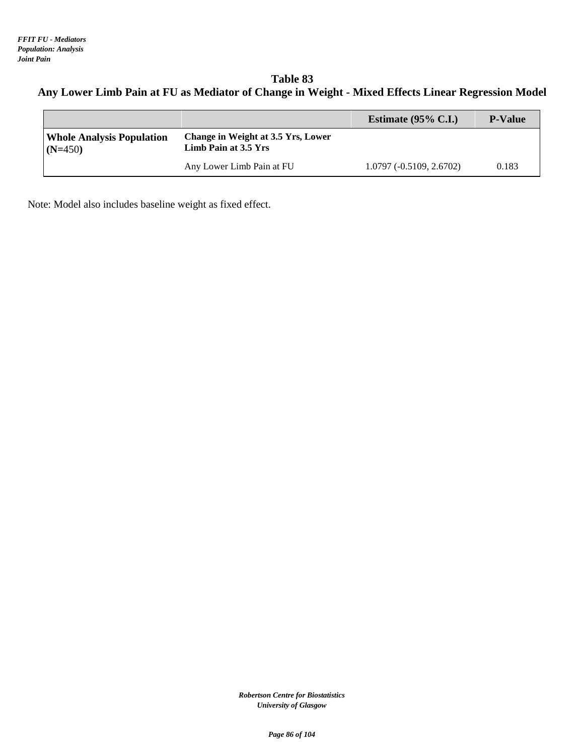*FFIT FU - Mediators*
*Population: Analysis*
*Joint Pain*

## Table 83

## Any Lower Limb Pain at FU as Mediator of Change in Weight - Mixed Effects Linear Regression Model

| | | Estimate (95% C.I.) | P-Value |
|---|---|---|---|
| **Whole Analysis Population (N=450)** | **Change in Weight at 3.5 Yrs, Lower Limb Pain at 3.5 Yrs** | | |
| | Any Lower Limb Pain at FU | 1.0797 (-0.5109, 2.6702) | 0.183 |

Note: Model also includes baseline weight as fixed effect.

*Robertson Centre for Biostatistics*
*University of Glasgow*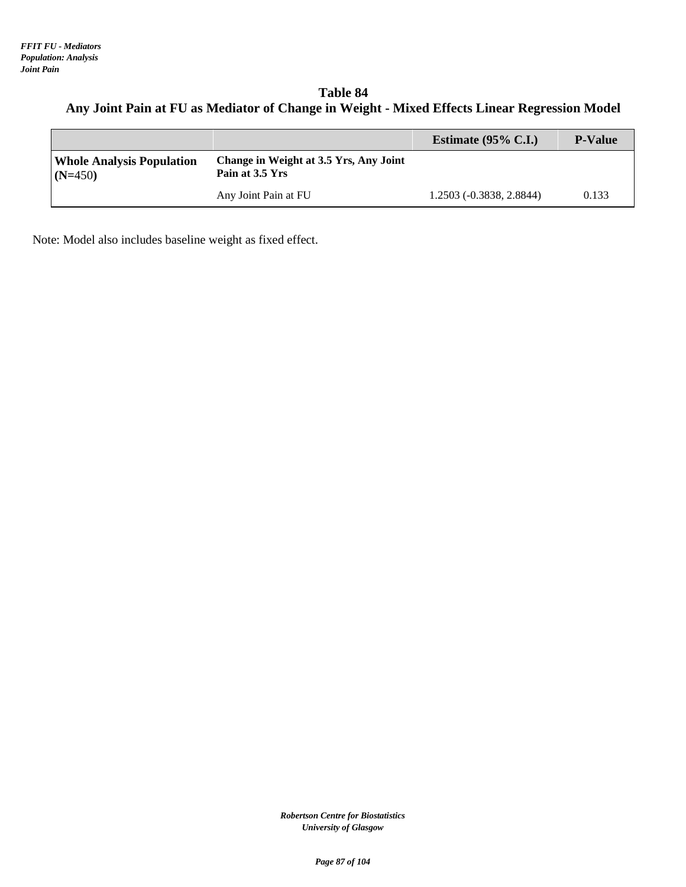*FFIT FU - Mediators*
*Population: Analysis*
*Joint Pain*

# Table 84
## Any Joint Pain at FU as Mediator of Change in Weight - Mixed Effects Linear Regression Model

| | | Estimate (95% C.I.) | P-Value |
|---|---|---|---|
| **Whole Analysis Population (N=450)** | **Change in Weight at 3.5 Yrs, Any Joint Pain at 3.5 Yrs** | | |
| | Any Joint Pain at FU | 1.2503 (-0.3838, 2.8844) | 0.133 |

Note: Model also includes baseline weight as fixed effect.

*Robertson Centre for Biostatistics*
*University of Glasgow*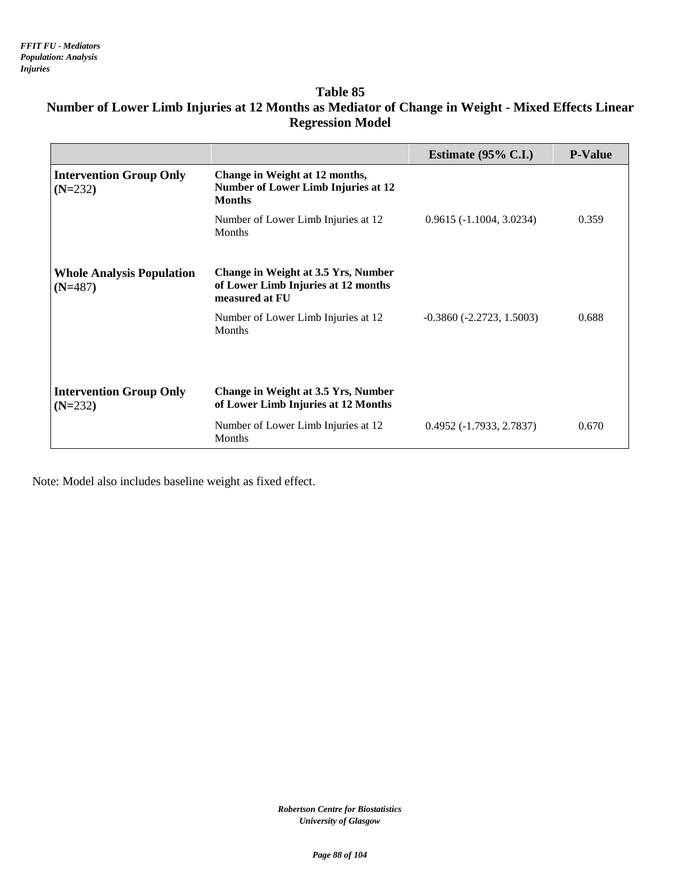*FFIT FU - Mediators*
*Population: Analysis*
*Injuries*

# Table 85
## Number of Lower Limb Injuries at 12 Months as Mediator of Change in Weight - Mixed Effects Linear Regression Model

| | | Estimate (95% C.I.) | P-Value |
|---|---|---|---|
| **Intervention Group Only (N=232)** | **Change in Weight at 12 months, Number of Lower Limb Injuries at 12 Months** | | |
| | Number of Lower Limb Injuries at 12 Months | 0.9615 (-1.1004, 3.0234) | 0.359 |
| **Whole Analysis Population (N=487)** | **Change in Weight at 3.5 Yrs, Number of Lower Limb Injuries at 12 months measured at FU** | | |
| | Number of Lower Limb Injuries at 12 Months | -0.3860 (-2.2723, 1.5003) | 0.688 |
| **Intervention Group Only (N=232)** | **Change in Weight at 3.5 Yrs, Number of Lower Limb Injuries at 12 Months** | | |
| | Number of Lower Limb Injuries at 12 Months | 0.4952 (-1.7933, 2.7837) | 0.670 |

Note: Model also includes baseline weight as fixed effect.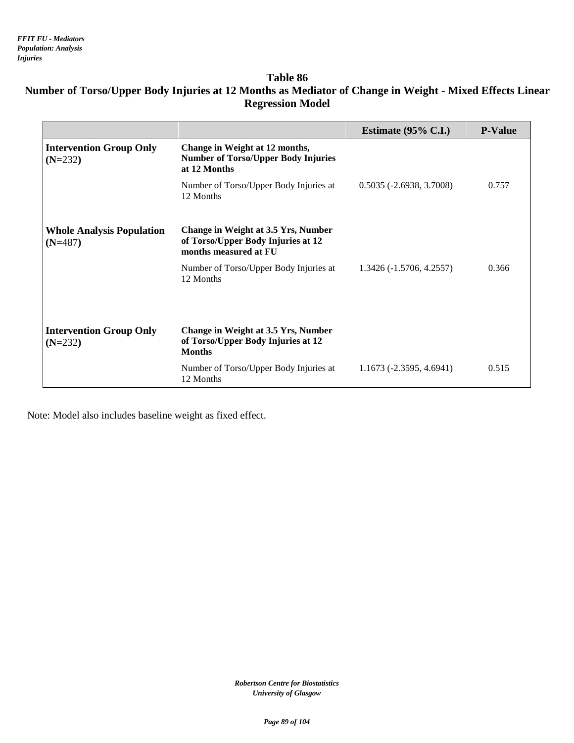*FFIT FU - Mediators*
*Population: Analysis*
*Injuries*

## Table 86
## Number of Torso/Upper Body Injuries at 12 Months as Mediator of Change in Weight - Mixed Effects Linear Regression Model

| | | Estimate (95% C.I.) | P-Value |
|---|---|---|---|
| **Intervention Group Only (N=232)** | **Change in Weight at 12 months, Number of Torso/Upper Body Injuries at 12 Months** | | |
| | Number of Torso/Upper Body Injuries at 12 Months | 0.5035 (-2.6938, 3.7008) | 0.757 |
| **Whole Analysis Population (N=487)** | **Change in Weight at 3.5 Yrs, Number of Torso/Upper Body Injuries at 12 months measured at FU** | | |
| | Number of Torso/Upper Body Injuries at 12 Months | 1.3426 (-1.5706, 4.2557) | 0.366 |
| **Intervention Group Only (N=232)** | **Change in Weight at 3.5 Yrs, Number of Torso/Upper Body Injuries at 12 Months** | | |
| | Number of Torso/Upper Body Injuries at 12 Months | 1.1673 (-2.3595, 4.6941) | 0.515 |

Note: Model also includes baseline weight as fixed effect.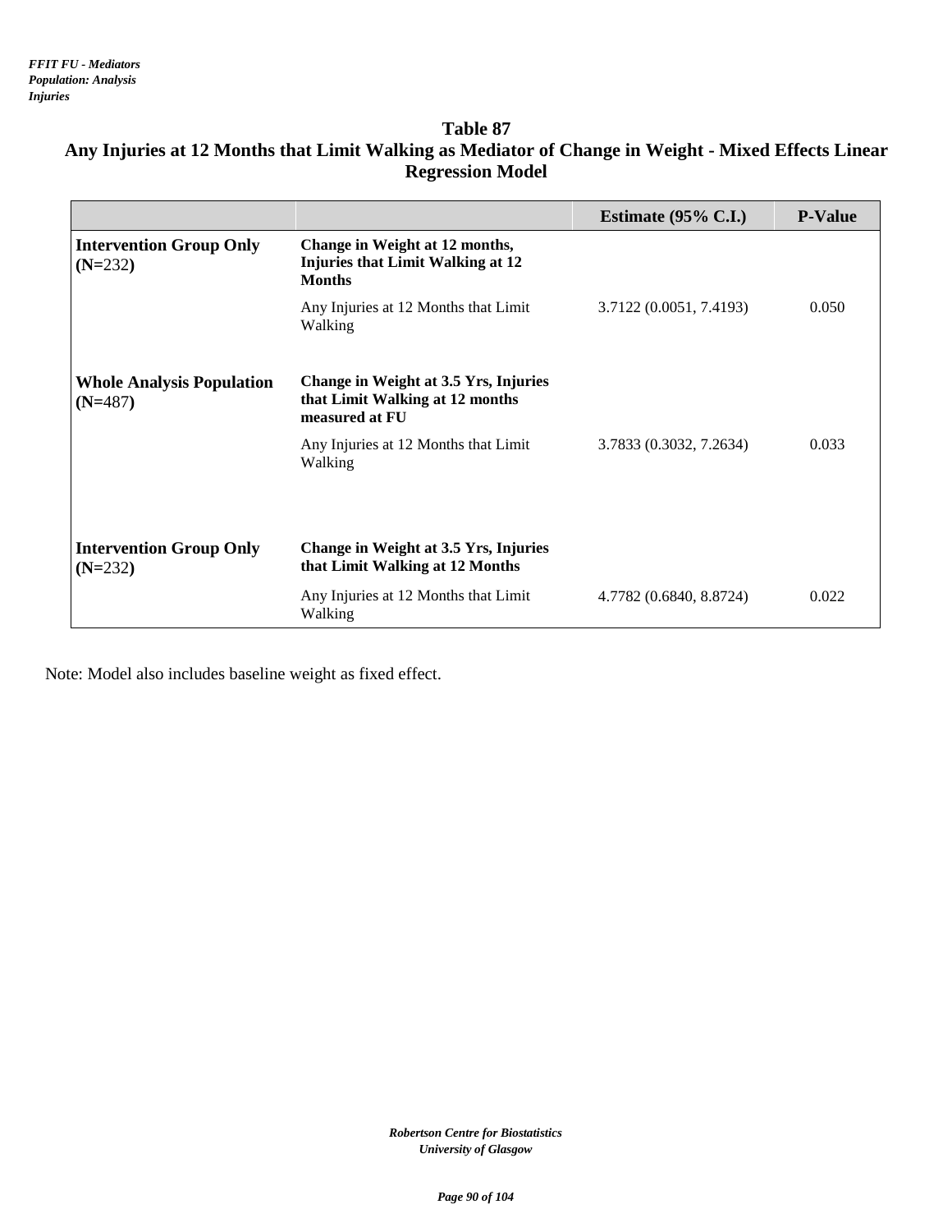*FFIT FU - Mediators*
*Population: Analysis*
*Injuries*

## Table 87
## Any Injuries at 12 Months that Limit Walking as Mediator of Change in Weight - Mixed Effects Linear Regression Model

| | | Estimate (95% C.I.) | P-Value |
|---|---|---|---|
| **Intervention Group Only (N=232)** | **Change in Weight at 12 months, Injuries that Limit Walking at 12 Months** | | |
| | Any Injuries at 12 Months that Limit Walking | 3.7122 (0.0051, 7.4193) | 0.050 |
| **Whole Analysis Population (N=487)** | **Change in Weight at 3.5 Yrs, Injuries that Limit Walking at 12 months measured at FU** | | |
| | Any Injuries at 12 Months that Limit Walking | 3.7833 (0.3032, 7.2634) | 0.033 |
| **Intervention Group Only (N=232)** | **Change in Weight at 3.5 Yrs, Injuries that Limit Walking at 12 Months** | | |
| | Any Injuries at 12 Months that Limit Walking | 4.7782 (0.6840, 8.8724) | 0.022 |

Note: Model also includes baseline weight as fixed effect.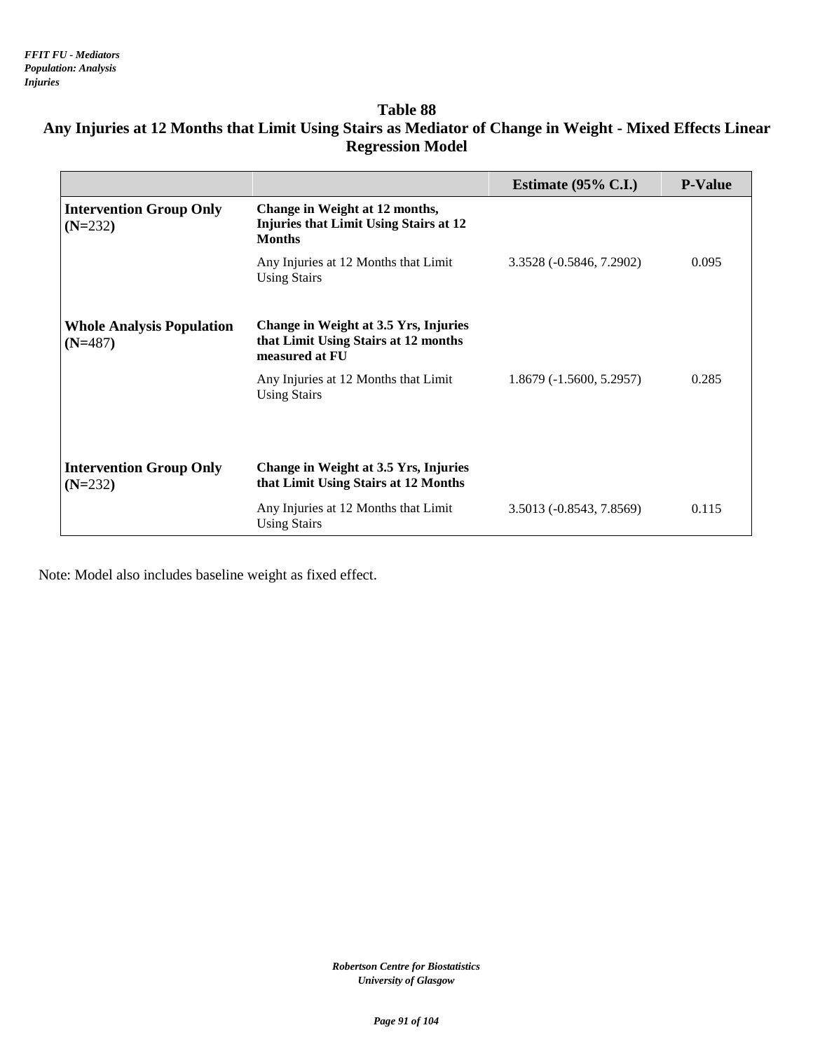*FFIT FU - Mediators*
*Population: Analysis*
*Injuries*

## Table 88

## Any Injuries at 12 Months that Limit Using Stairs as Mediator of Change in Weight - Mixed Effects Linear Regression Model

| | | Estimate (95% C.I.) | P-Value |
|---|---|---|---|
| **Intervention Group Only (N=232)** | **Change in Weight at 12 months, Injuries that Limit Using Stairs at 12 Months** | | |
| | Any Injuries at 12 Months that Limit Using Stairs | 3.3528 (-0.5846, 7.2902) | 0.095 |
| **Whole Analysis Population (N=487)** | **Change in Weight at 3.5 Yrs, Injuries that Limit Using Stairs at 12 months measured at FU** | | |
| | Any Injuries at 12 Months that Limit Using Stairs | 1.8679 (-1.5600, 5.2957) | 0.285 |
| **Intervention Group Only (N=232)** | **Change in Weight at 3.5 Yrs, Injuries that Limit Using Stairs at 12 Months** | | |
| | Any Injuries at 12 Months that Limit Using Stairs | 3.5013 (-0.8543, 7.8569) | 0.115 |

Note: Model also includes baseline weight as fixed effect.

*Robertson Centre for Biostatistics*
*University of Glasgow*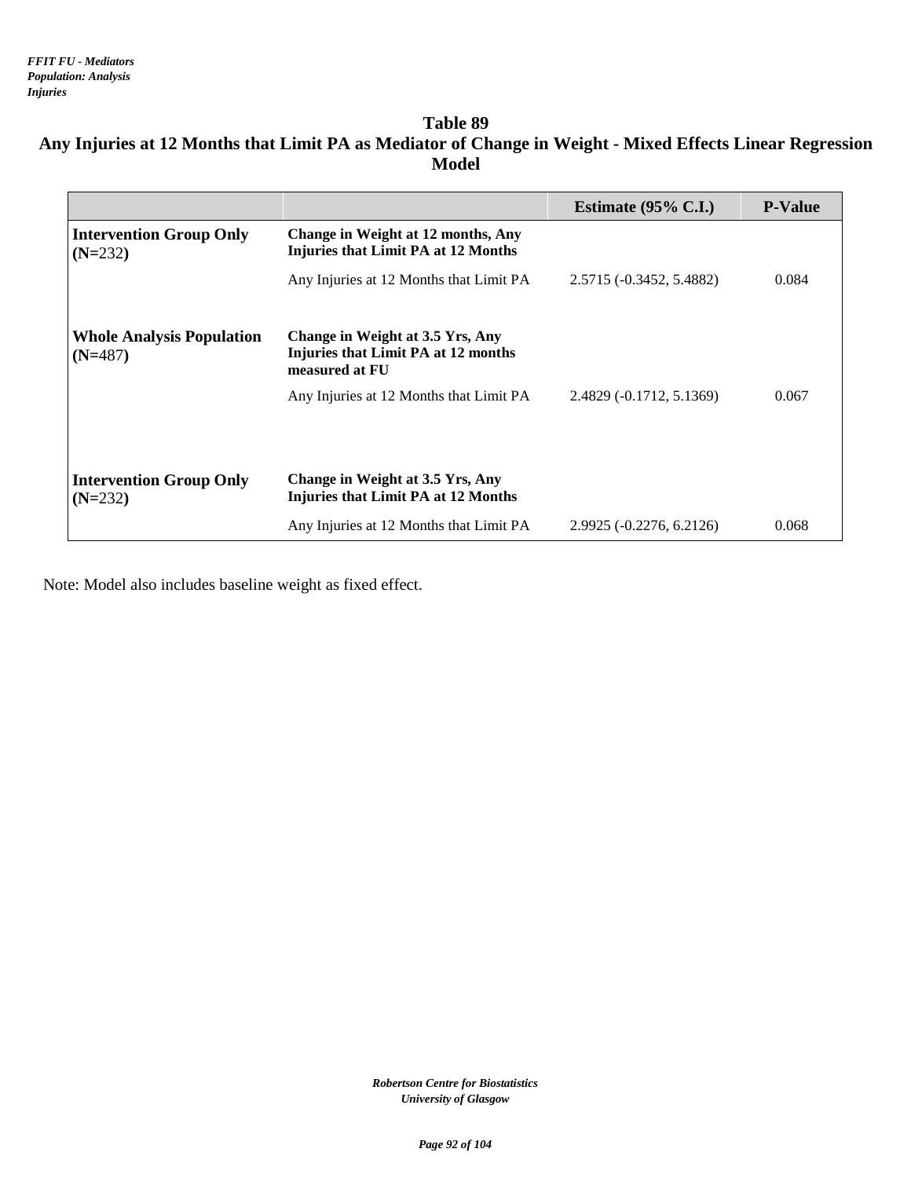*FFIT FU - Mediators*
*Population: Analysis*
*Injuries*

## Table 89
## Any Injuries at 12 Months that Limit PA as Mediator of Change in Weight - Mixed Effects Linear Regression Model

| | | Estimate (95% C.I.) | P-Value |
|---|---|---|---|
| **Intervention Group Only (N=232)** | **Change in Weight at 12 months, Any Injuries that Limit PA at 12 Months** | | |
| | Any Injuries at 12 Months that Limit PA | 2.5715 (-0.3452, 5.4882) | 0.084 |
| **Whole Analysis Population (N=487)** | **Change in Weight at 3.5 Yrs, Any Injuries that Limit PA at 12 months measured at FU** | | |
| | Any Injuries at 12 Months that Limit PA | 2.4829 (-0.1712, 5.1369) | 0.067 |
| **Intervention Group Only (N=232)** | **Change in Weight at 3.5 Yrs, Any Injuries that Limit PA at 12 Months** | | |
| | Any Injuries at 12 Months that Limit PA | 2.9925 (-0.2276, 6.2126) | 0.068 |

Note: Model also includes baseline weight as fixed effect.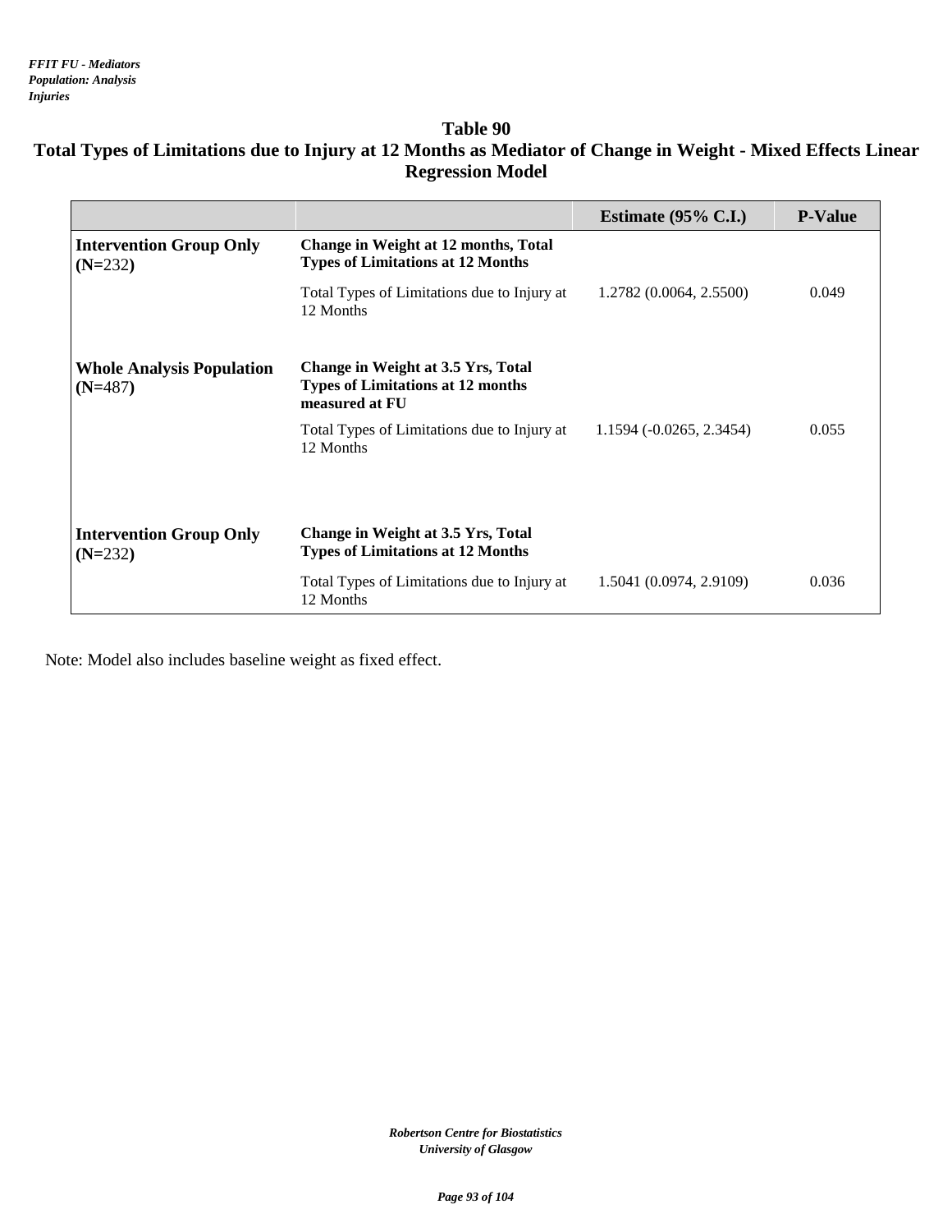*FFIT FU - Mediators*
*Population: Analysis*
*Injuries*

## Table 90
## Total Types of Limitations due to Injury at 12 Months as Mediator of Change in Weight - Mixed Effects Linear Regression Model

| | | Estimate (95% C.I.) | P-Value |
|---|---|---|---|
| **Intervention Group Only (N=232)** | **Change in Weight at 12 months, Total Types of Limitations at 12 Months** | | |
| | Total Types of Limitations due to Injury at 12 Months | 1.2782 (0.0064, 2.5500) | 0.049 |
| **Whole Analysis Population (N=487)** | **Change in Weight at 3.5 Yrs, Total Types of Limitations at 12 months measured at FU** | | |
| | Total Types of Limitations due to Injury at 12 Months | 1.1594 (-0.0265, 2.3454) | 0.055 |
| **Intervention Group Only (N=232)** | **Change in Weight at 3.5 Yrs, Total Types of Limitations at 12 Months** | | |
| | Total Types of Limitations due to Injury at 12 Months | 1.5041 (0.0974, 2.9109) | 0.036 |

Note: Model also includes baseline weight as fixed effect.

*Robertson Centre for Biostatistics*
*University of Glasgow*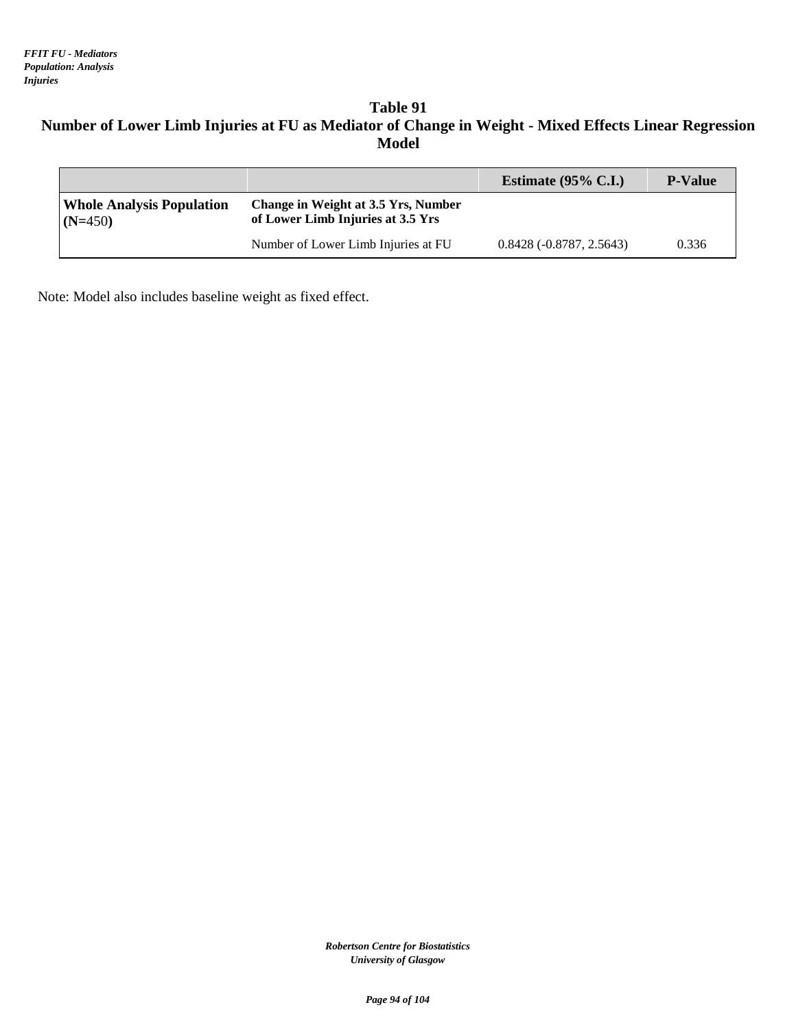*FFIT FU - Mediators*
*Population: Analysis*
*Injuries*

## Table 91
## Number of Lower Limb Injuries at FU as Mediator of Change in Weight - Mixed Effects Linear Regression Model

| | | Estimate (95% C.I.) | P-Value |
|---|---|---|---|
| **Whole Analysis Population (N=450)** | **Change in Weight at 3.5 Yrs, Number of Lower Limb Injuries at 3.5 Yrs** | | |
| | Number of Lower Limb Injuries at FU | 0.8428 (-0.8787, 2.5643) | 0.336 |

Note: Model also includes baseline weight as fixed effect.

*Robertson Centre for Biostatistics*
*University of Glasgow*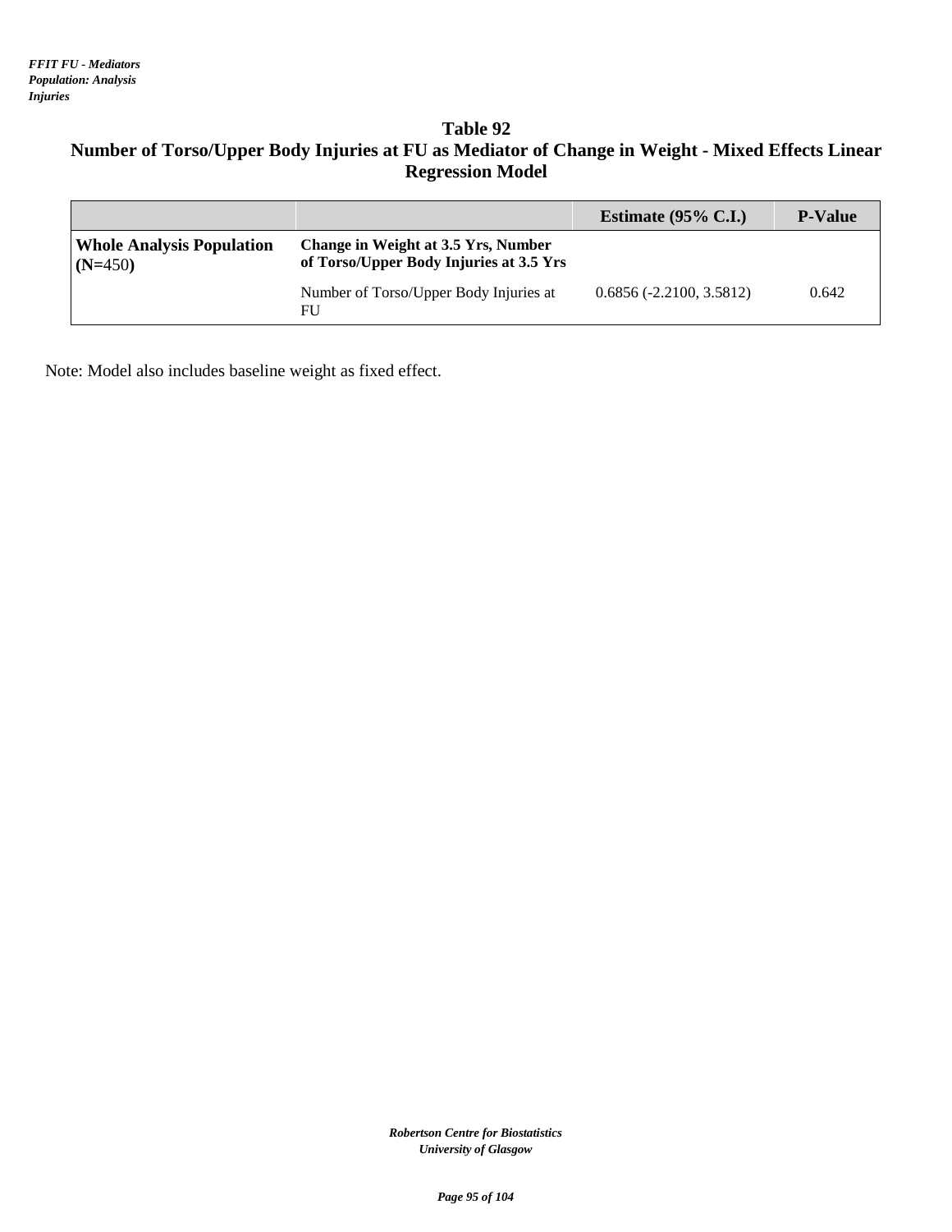## Table 92

## Number of Torso/Upper Body Injuries at FU as Mediator of Change in Weight - Mixed Effects Linear Regression Model

| | | Estimate (95% C.I.) | P-Value |
|---|---|---|---|
| **Whole Analysis Population (N=450)** | **Change in Weight at 3.5 Yrs, Number of Torso/Upper Body Injuries at 3.5 Yrs** | | |
| | Number of Torso/Upper Body Injuries at FU | 0.6856 (-2.2100, 3.5812) | 0.642 |

Note: Model also includes baseline weight as fixed effect.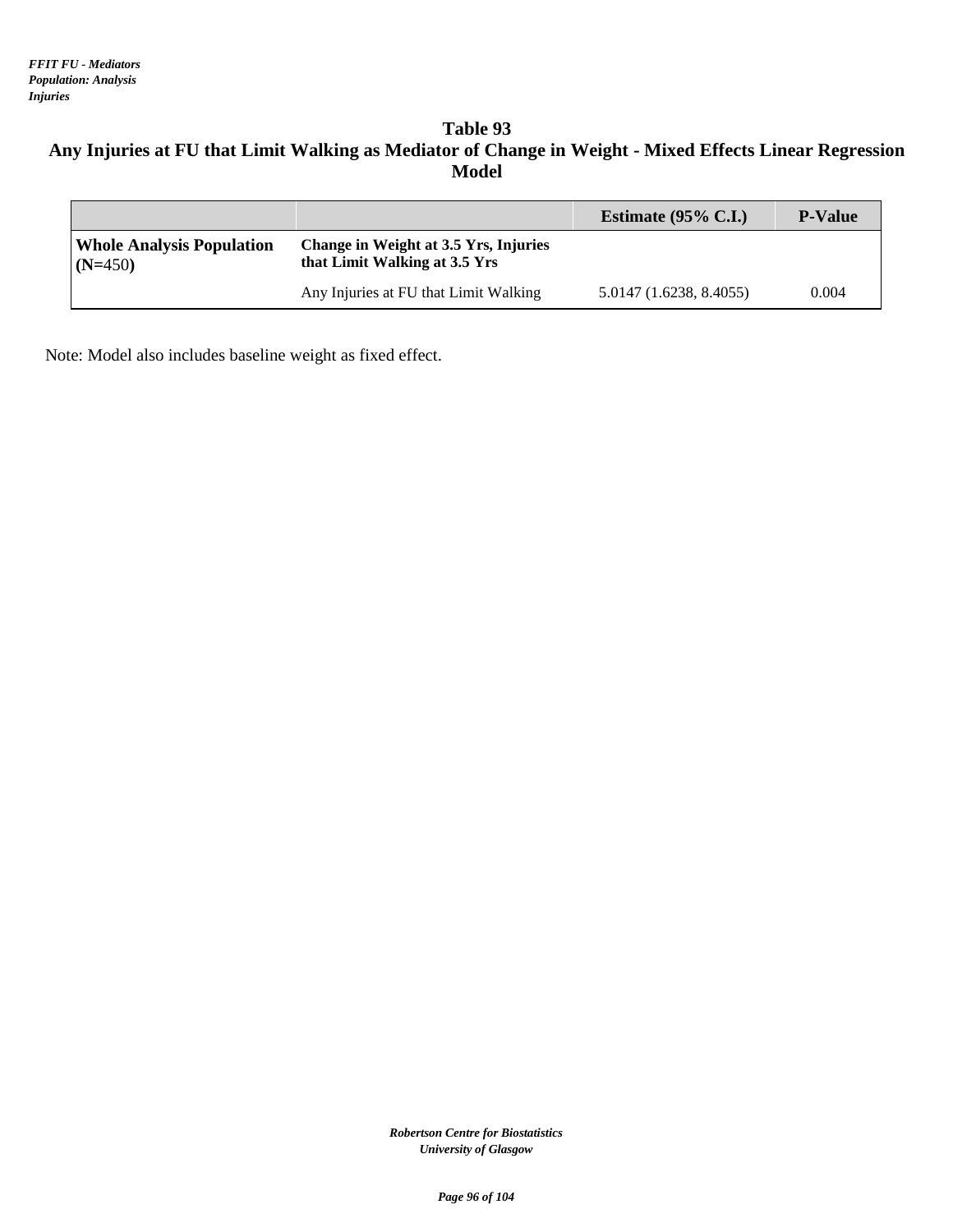*FFIT FU - Mediators*
*Population: Analysis*
*Injuries*

## Table 93
## Any Injuries at FU that Limit Walking as Mediator of Change in Weight - Mixed Effects Linear Regression Model

| | | Estimate (95% C.I.) | P-Value |
|---|---|---|---|
| **Whole Analysis Population (N=450)** | **Change in Weight at 3.5 Yrs, Injuries that Limit Walking at 3.5 Yrs** | | |
| | Any Injuries at FU that Limit Walking | 5.0147 (1.6238, 8.4055) | 0.004 |

Note: Model also includes baseline weight as fixed effect.

*Robertson Centre for Biostatistics*
*University of Glasgow*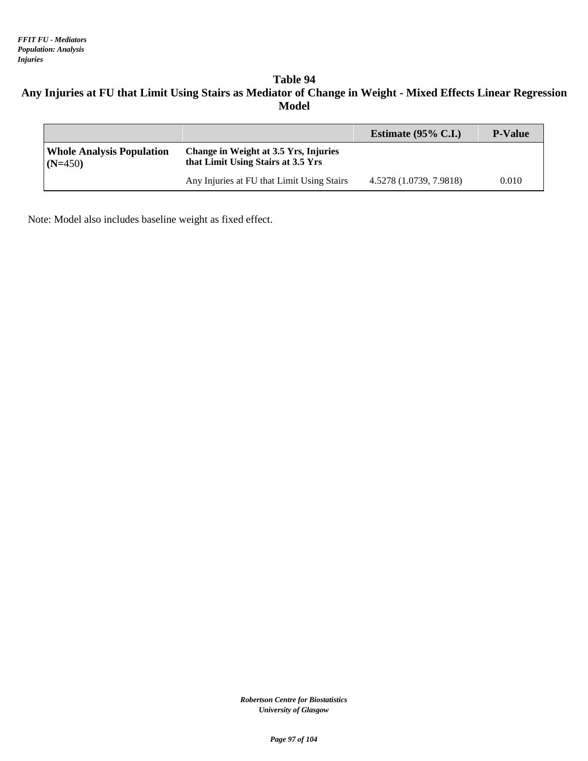# Table 94

## Any Injuries at FU that Limit Using Stairs as Mediator of Change in Weight - Mixed Effects Linear Regression Model

| | | Estimate (95% C.I.) | P-Value |
|---|---|---|---|
| **Whole Analysis Population (N=450)** | **Change in Weight at 3.5 Yrs, Injuries that Limit Using Stairs at 3.5 Yrs** | | |
| | Any Injuries at FU that Limit Using Stairs | 4.5278 (1.0739, 7.9818) | 0.010 |

Note: Model also includes baseline weight as fixed effect.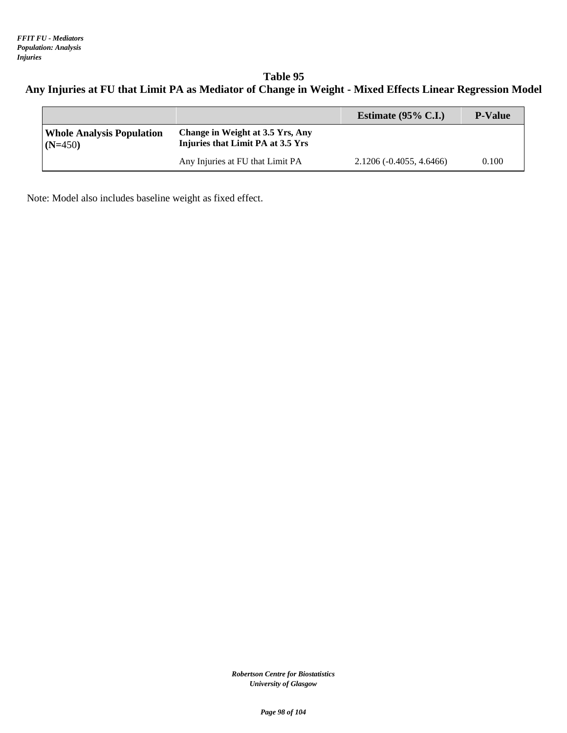*FFIT FU - Mediators*
*Population: Analysis*
*Injuries*

## Table 95
## Any Injuries at FU that Limit PA as Mediator of Change in Weight - Mixed Effects Linear Regression Model

| | | Estimate (95% C.I.) | P-Value |
|---|---|---|---|
| **Whole Analysis Population (N=450)** | **Change in Weight at 3.5 Yrs, Any Injuries that Limit PA at 3.5 Yrs** | | |
| | Any Injuries at FU that Limit PA | 2.1206 (-0.4055, 4.6466) | 0.100 |

Note: Model also includes baseline weight as fixed effect.

*Robertson Centre for Biostatistics*
*University of Glasgow*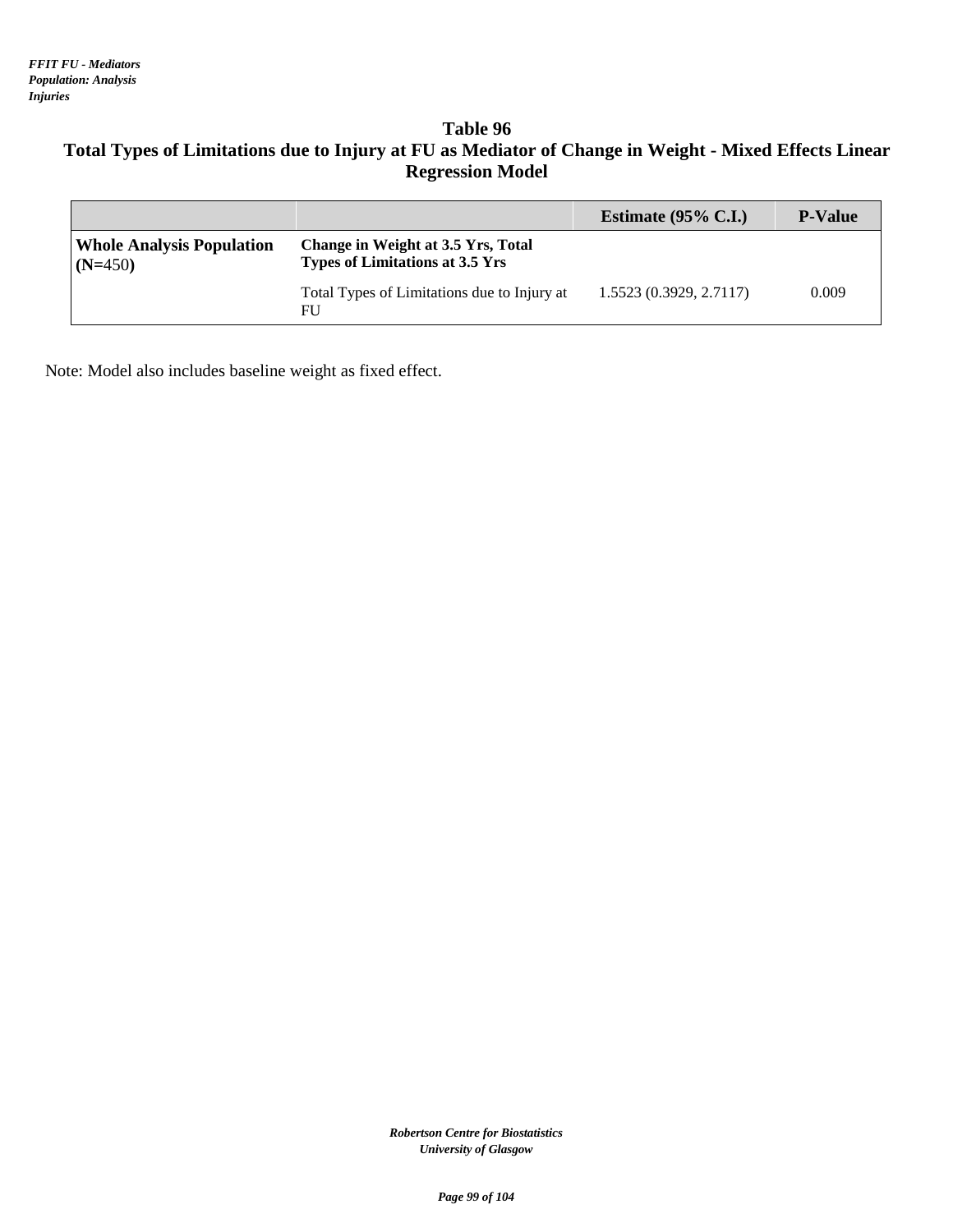## Table 96

## Total Types of Limitations due to Injury at FU as Mediator of Change in Weight - Mixed Effects Linear Regression Model

| | | Estimate (95% C.I.) | P-Value |
|---|---|---|---|
| **Whole Analysis Population (N=450)** | **Change in Weight at 3.5 Yrs, Total Types of Limitations at 3.5 Yrs** | | |
| | Total Types of Limitations due to Injury at FU | 1.5523 (0.3929, 2.7117) | 0.009 |

Note: Model also includes baseline weight as fixed effect.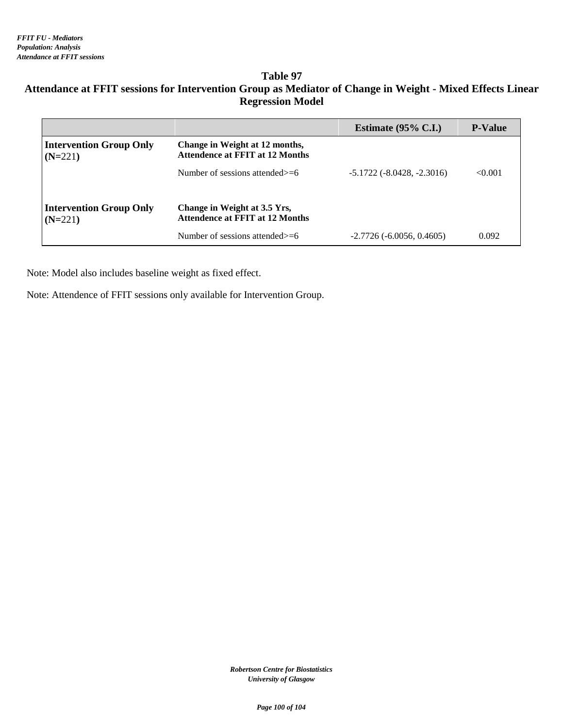*FFIT FU - Mediators*
*Population: Analysis*
*Attendance at FFIT sessions*

## Table 97

### Attendance at FFIT sessions for Intervention Group as Mediator of Change in Weight - Mixed Effects Linear Regression Model

| | | Estimate (95% C.I.) | P-Value |
|---|---|---|---|
| **Intervention Group Only (N=221)** | **Change in Weight at 12 months, Attendence at FFIT at 12 Months** | | |
| | Number of sessions attended>=6 | -5.1722 (-8.0428, -2.3016) | <0.001 |
| **Intervention Group Only (N=221)** | **Change in Weight at 3.5 Yrs, Attendence at FFIT at 12 Months** | | |
| | Number of sessions attended>=6 | -2.7726 (-6.0056, 0.4605) | 0.092 |

Note: Model also includes baseline weight as fixed effect.

Note: Attendence of FFIT sessions only available for Intervention Group.

*Robertson Centre for Biostatistics*
*University of Glasgow*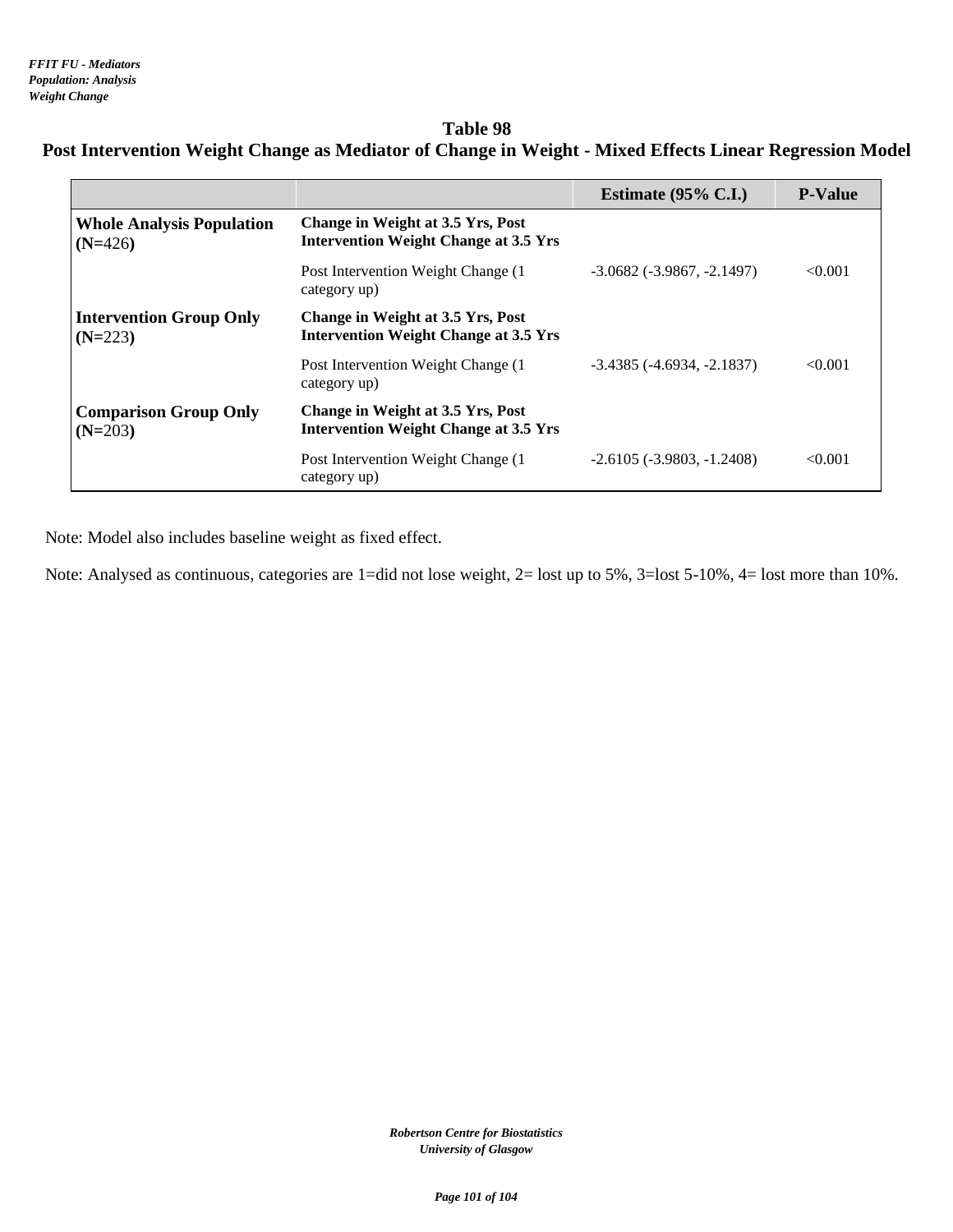*FFIT FU - Mediators*
*Population: Analysis*
*Weight Change*

## Table 98

## Post Intervention Weight Change as Mediator of Change in Weight - Mixed Effects Linear Regression Model

| | | Estimate (95% C.I.) | P-Value |
|---|---|---|---|
| **Whole Analysis Population (N=426)** | **Change in Weight at 3.5 Yrs, Post Intervention Weight Change at 3.5 Yrs** | | |
| | Post Intervention Weight Change (1 category up) | -3.0682 (-3.9867, -2.1497) | <0.001 |
| **Intervention Group Only (N=223)** | **Change in Weight at 3.5 Yrs, Post Intervention Weight Change at 3.5 Yrs** | | |
| | Post Intervention Weight Change (1 category up) | -3.4385 (-4.6934, -2.1837) | <0.001 |
| **Comparison Group Only (N=203)** | **Change in Weight at 3.5 Yrs, Post Intervention Weight Change at 3.5 Yrs** | | |
| | Post Intervention Weight Change (1 category up) | -2.6105 (-3.9803, -1.2408) | <0.001 |

Note: Model also includes baseline weight as fixed effect.

Note: Analysed as continuous, categories are 1=did not lose weight, 2= lost up to 5%, 3=lost 5-10%, 4= lost more than 10%.

*Robertson Centre for Biostatistics*
*University of Glasgow*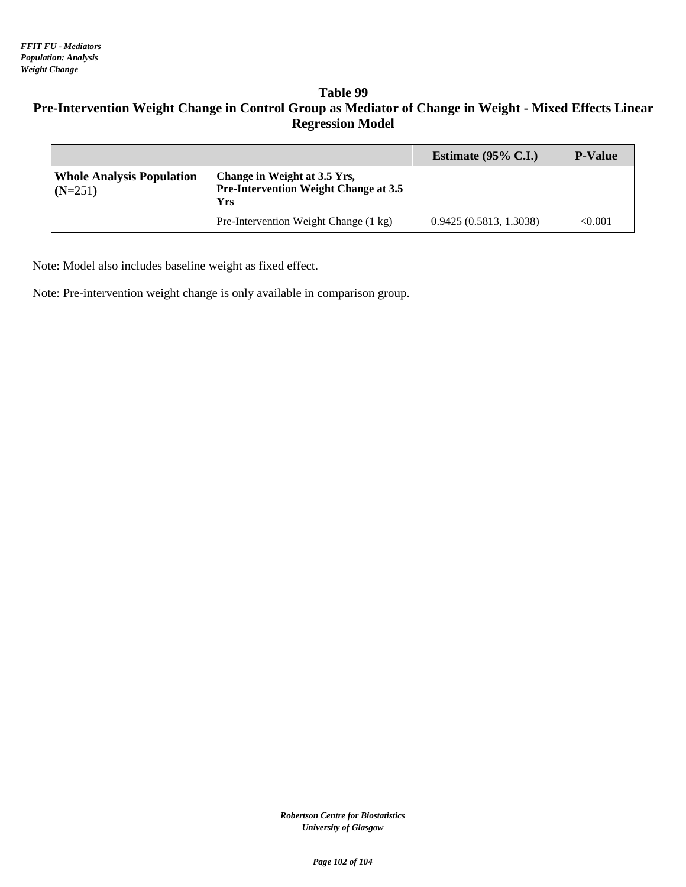*FFIT FU - Mediators*
*Population: Analysis*
*Weight Change*

## Table 99
## Pre-Intervention Weight Change in Control Group as Mediator of Change in Weight - Mixed Effects Linear Regression Model

| | | Estimate (95% C.I.) | P-Value |
|---|---|---|---|
| **Whole Analysis Population (N=251)** | **Change in Weight at 3.5 Yrs, Pre-Intervention Weight Change at 3.5 Yrs** | | |
| | Pre-Intervention Weight Change (1 kg) | 0.9425 (0.5813, 1.3038) | <0.001 |

Note: Model also includes baseline weight as fixed effect.

Note: Pre-intervention weight change is only available in comparison group.

*Robertson Centre for Biostatistics*
*University of Glasgow*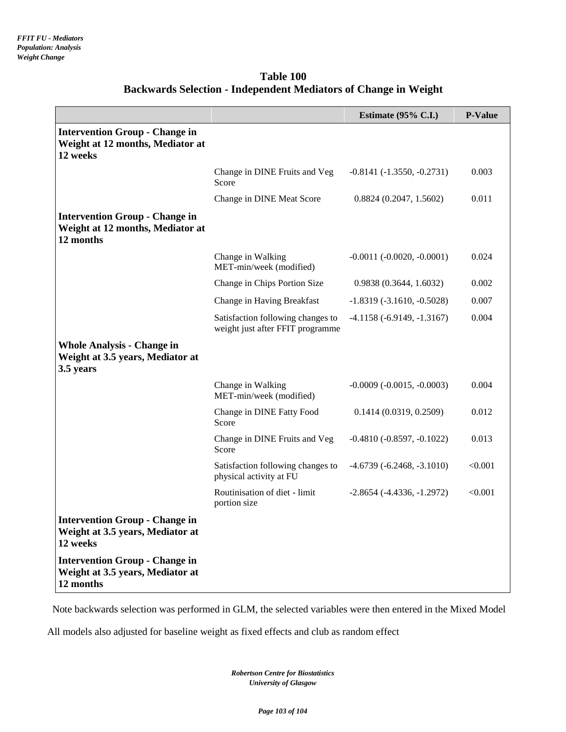*FFIT FU - Mediators*
*Population: Analysis*
*Weight Change*

## Table 100
## Backwards Selection - Independent Mediators of Change in Weight

| | | Estimate (95% C.I.) | P-Value |
|---|---|---|---|
| **Intervention Group - Change in Weight at 12 months, Mediator at 12 weeks** | | | |
| | Change in DINE Fruits and Veg Score | -0.8141 (-1.3550, -0.2731) | 0.003 |
| | Change in DINE Meat Score | 0.8824 (0.2047, 1.5602) | 0.011 |
| **Intervention Group - Change in Weight at 12 months, Mediator at 12 months** | | | |
| | Change in Walking MET-min/week (modified) | -0.0011 (-0.0020, -0.0001) | 0.024 |
| | Change in Chips Portion Size | 0.9838 (0.3644, 1.6032) | 0.002 |
| | Change in Having Breakfast | -1.8319 (-3.1610, -0.5028) | 0.007 |
| | Satisfaction following changes to weight just after FFIT programme | -4.1158 (-6.9149, -1.3167) | 0.004 |
| **Whole Analysis - Change in Weight at 3.5 years, Mediator at 3.5 years** | | | |
| | Change in Walking MET-min/week (modified) | -0.0009 (-0.0015, -0.0003) | 0.004 |
| | Change in DINE Fatty Food Score | 0.1414 (0.0319, 0.2509) | 0.012 |
| | Change in DINE Fruits and Veg Score | -0.4810 (-0.8597, -0.1022) | 0.013 |
| | Satisfaction following changes to physical activity at FU | -4.6739 (-6.2468, -3.1010) | <0.001 |
| | Routinisation of diet - limit portion size | -2.8654 (-4.4336, -1.2972) | <0.001 |
| **Intervention Group - Change in Weight at 3.5 years, Mediator at 12 weeks** | | | |
| **Intervention Group - Change in Weight at 3.5 years, Mediator at 12 months** | | | |

Note backwards selection was performed in GLM, the selected variables were then entered in the Mixed Model

All models also adjusted for baseline weight as fixed effects and club as random effect

*Robertson Centre for Biostatistics*
*University of Glasgow*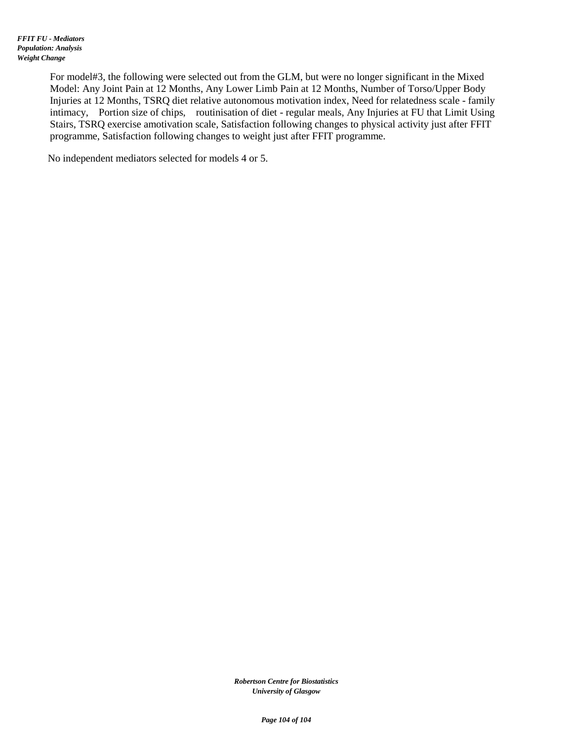For model#3, the following were selected out from the GLM, but were no longer significant in the Mixed Model: Any Joint Pain at 12 Months, Any Lower Limb Pain at 12 Months, Number of Torso/Upper Body Injuries at 12 Months, TSRQ diet relative autonomous motivation index, Need for relatedness scale - family intimacy, Portion size of chips, routinisation of diet - regular meals, Any Injuries at FU that Limit Using Stairs, TSRQ exercise amotivation scale, Satisfaction following changes to physical activity just after FFIT programme, Satisfaction following changes to weight just after FFIT programme.

No independent mediators selected for models 4 or 5.